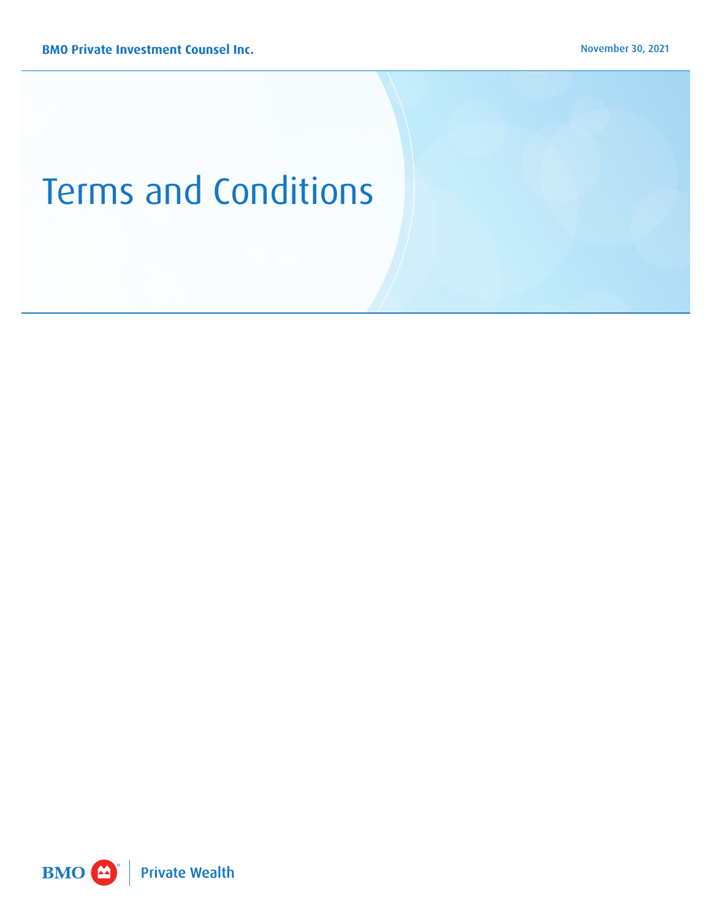BMO Private Investment Counsel Inc.

November 30, 2021

# Terms and Conditions

BMO Private Wealth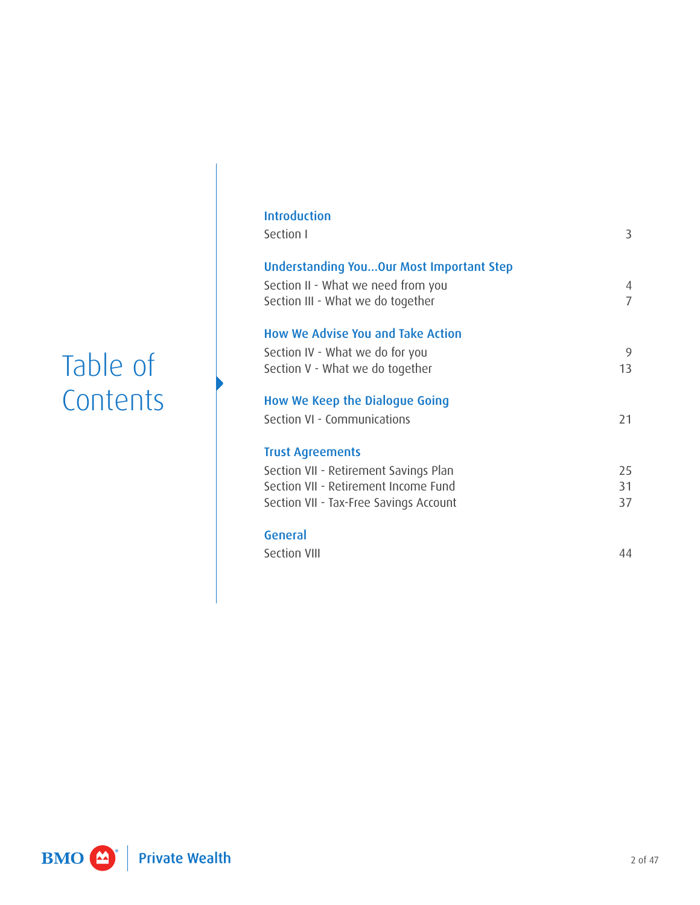# Table of Contents

**Introduction**

Section I 3

**Understanding You...Our Most Important Step**

Section II - What we need from you 4
Section III - What we do together 7

**How We Advise You and Take Action**

Section IV - What we do for you 9
Section V - What we do together 13

**How We Keep the Dialogue Going**

Section VI - Communications 21

**Trust Agreements**

Section VII - Retirement Savings Plan 25
Section VII - Retirement Income Fund 31
Section VII - Tax-Free Savings Account 37

**General**

Section VIII 44

BMO | Private Wealth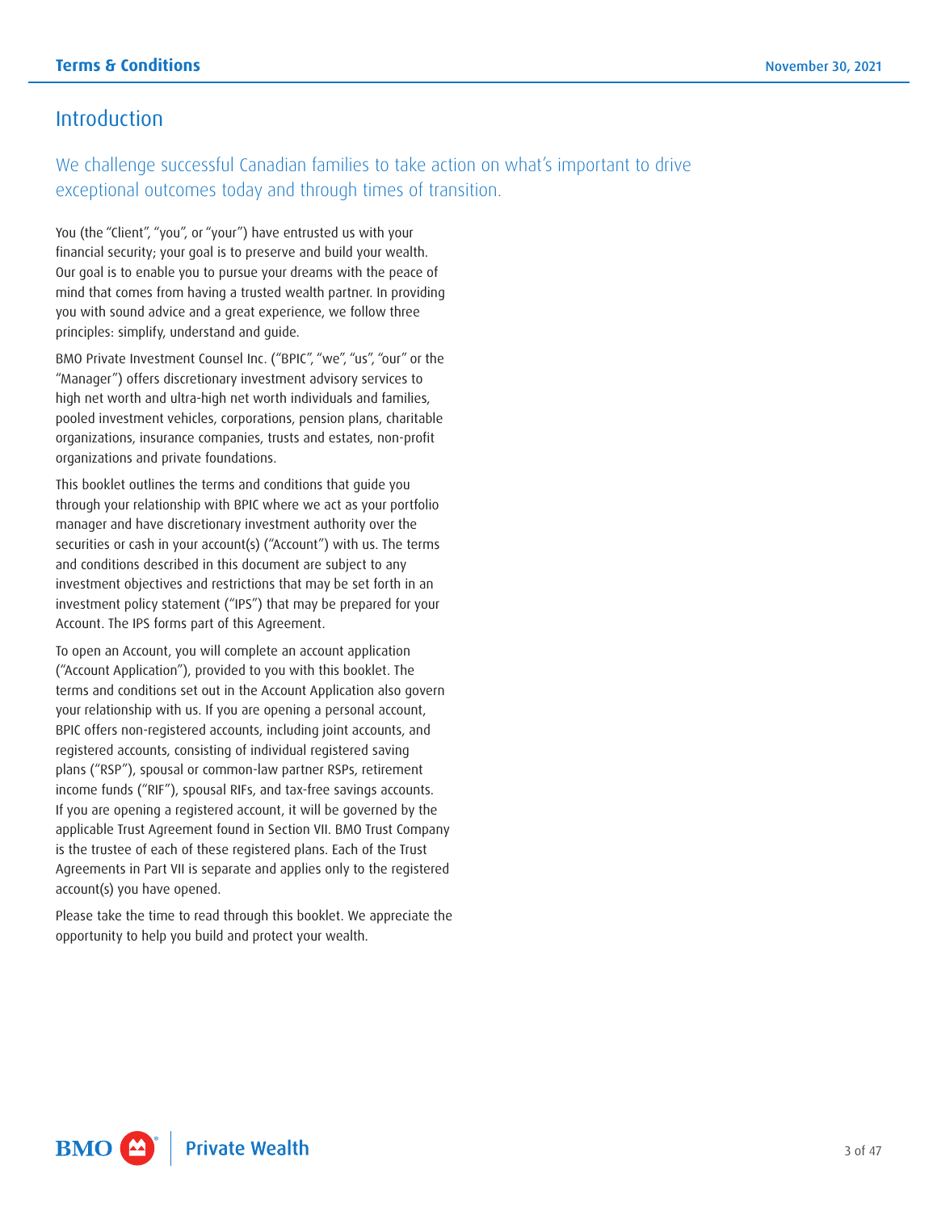# Introduction

## We challenge successful Canadian families to take action on what's important to drive exceptional outcomes today and through times of transition.

You (the "Client", "you", or "your") have entrusted us with your financial security; your goal is to preserve and build your wealth. Our goal is to enable you to pursue your dreams with the peace of mind that comes from having a trusted wealth partner. In providing you with sound advice and a great experience, we follow three principles: simplify, understand and guide.

BMO Private Investment Counsel Inc. ("BPIC", "we", "us", "our" or the "Manager") offers discretionary investment advisory services to high net worth and ultra-high net worth individuals and families, pooled investment vehicles, corporations, pension plans, charitable organizations, insurance companies, trusts and estates, non-profit organizations and private foundations.

This booklet outlines the terms and conditions that guide you through your relationship with BPIC where we act as your portfolio manager and have discretionary investment authority over the securities or cash in your account(s) ("Account") with us. The terms and conditions described in this document are subject to any investment objectives and restrictions that may be set forth in an investment policy statement ("IPS") that may be prepared for your Account. The IPS forms part of this Agreement.

To open an Account, you will complete an account application ("Account Application"), provided to you with this booklet. The terms and conditions set out in the Account Application also govern your relationship with us. If you are opening a personal account, BPIC offers non-registered accounts, including joint accounts, and registered accounts, consisting of individual registered saving plans ("RSP"), spousal or common-law partner RSPs, retirement income funds ("RIF"), spousal RIFs, and tax-free savings accounts. If you are opening a registered account, it will be governed by the applicable Trust Agreement found in Section VII. BMO Trust Company is the trustee of each of these registered plans. Each of the Trust Agreements in Part VII is separate and applies only to the registered account(s) you have opened.

Please take the time to read through this booklet. We appreciate the opportunity to help you build and protect your wealth.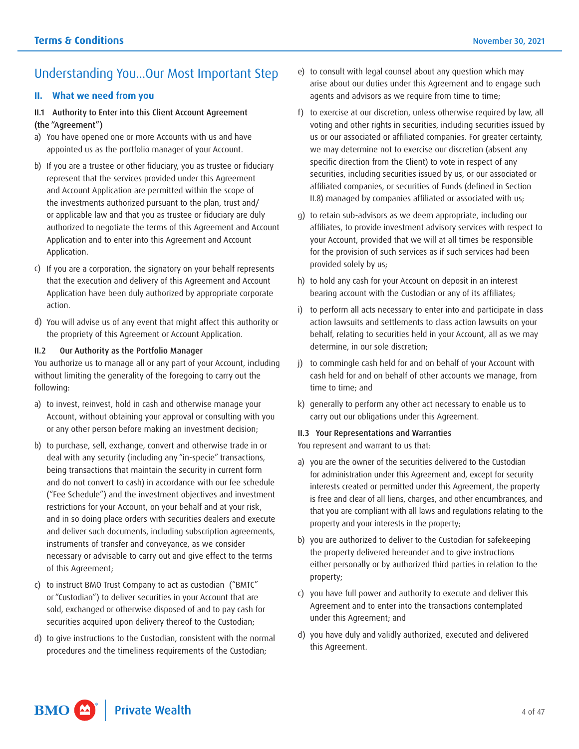## Understanding You...Our Most Important Step

### II. What we need from you

**II.1 Authority to Enter into this Client Account Agreement (the "Agreement")**

a) You have opened one or more Accounts with us and have appointed us as the portfolio manager of your Account.

b) If you are a trustee or other fiduciary, you as trustee or fiduciary represent that the services provided under this Agreement and Account Application are permitted within the scope of the investments authorized pursuant to the plan, trust and/or applicable law and that you as trustee or fiduciary are duly authorized to negotiate the terms of this Agreement and Account Application and to enter into this Agreement and Account Application.

c) If you are a corporation, the signatory on your behalf represents that the execution and delivery of this Agreement and Account Application have been duly authorized by appropriate corporate action.

d) You will advise us of any event that might affect this authority or the propriety of this Agreement or Account Application.

**II.2 Our Authority as the Portfolio Manager**

You authorize us to manage all or any part of your Account, including without limiting the generality of the foregoing to carry out the following:

a) to invest, reinvest, hold in cash and otherwise manage your Account, without obtaining your approval or consulting with you or any other person before making an investment decision;

b) to purchase, sell, exchange, convert and otherwise trade in or deal with any security (including any "in-specie" transactions, being transactions that maintain the security in current form and do not convert to cash) in accordance with our fee schedule ("Fee Schedule") and the investment objectives and investment restrictions for your Account, on your behalf and at your risk, and in so doing place orders with securities dealers and execute and deliver such documents, including subscription agreements, instruments of transfer and conveyance, as we consider necessary or advisable to carry out and give effect to the terms of this Agreement;

c) to instruct BMO Trust Company to act as custodian ("BMTC" or "Custodian") to deliver securities in your Account that are sold, exchanged or otherwise disposed of and to pay cash for securities acquired upon delivery thereof to the Custodian;

d) to give instructions to the Custodian, consistent with the normal procedures and the timeliness requirements of the Custodian;

e) to consult with legal counsel about any question which may arise about our duties under this Agreement and to engage such agents and advisors as we require from time to time;

f) to exercise at our discretion, unless otherwise required by law, all voting and other rights in securities, including securities issued by us or our associated or affiliated companies. For greater certainty, we may determine not to exercise our discretion (absent any specific direction from the Client) to vote in respect of any securities, including securities issued by us, or our associated or affiliated companies, or securities of Funds (defined in Section II.8) managed by companies affiliated or associated with us;

g) to retain sub-advisors as we deem appropriate, including our affiliates, to provide investment advisory services with respect to your Account, provided that we will at all times be responsible for the provision of such services as if such services had been provided solely by us;

h) to hold any cash for your Account on deposit in an interest bearing account with the Custodian or any of its affiliates;

i) to perform all acts necessary to enter into and participate in class action lawsuits and settlements to class action lawsuits on your behalf, relating to securities held in your Account, all as we may determine, in our sole discretion;

j) to commingle cash held for and on behalf of your Account with cash held for and on behalf of other accounts we manage, from time to time; and

k) generally to perform any other act necessary to enable us to carry out our obligations under this Agreement.

**II.3 Your Representations and Warranties**

You represent and warrant to us that:

a) you are the owner of the securities delivered to the Custodian for administration under this Agreement and, except for security interests created or permitted under this Agreement, the property is free and clear of all liens, charges, and other encumbrances, and that you are compliant with all laws and regulations relating to the property and your interests in the property;

b) you are authorized to deliver to the Custodian for safekeeping the property delivered hereunder and to give instructions either personally or by authorized third parties in relation to the property;

c) you have full power and authority to execute and deliver this Agreement and to enter into the transactions contemplated under this Agreement; and

d) you have duly and validly authorized, executed and delivered this Agreement.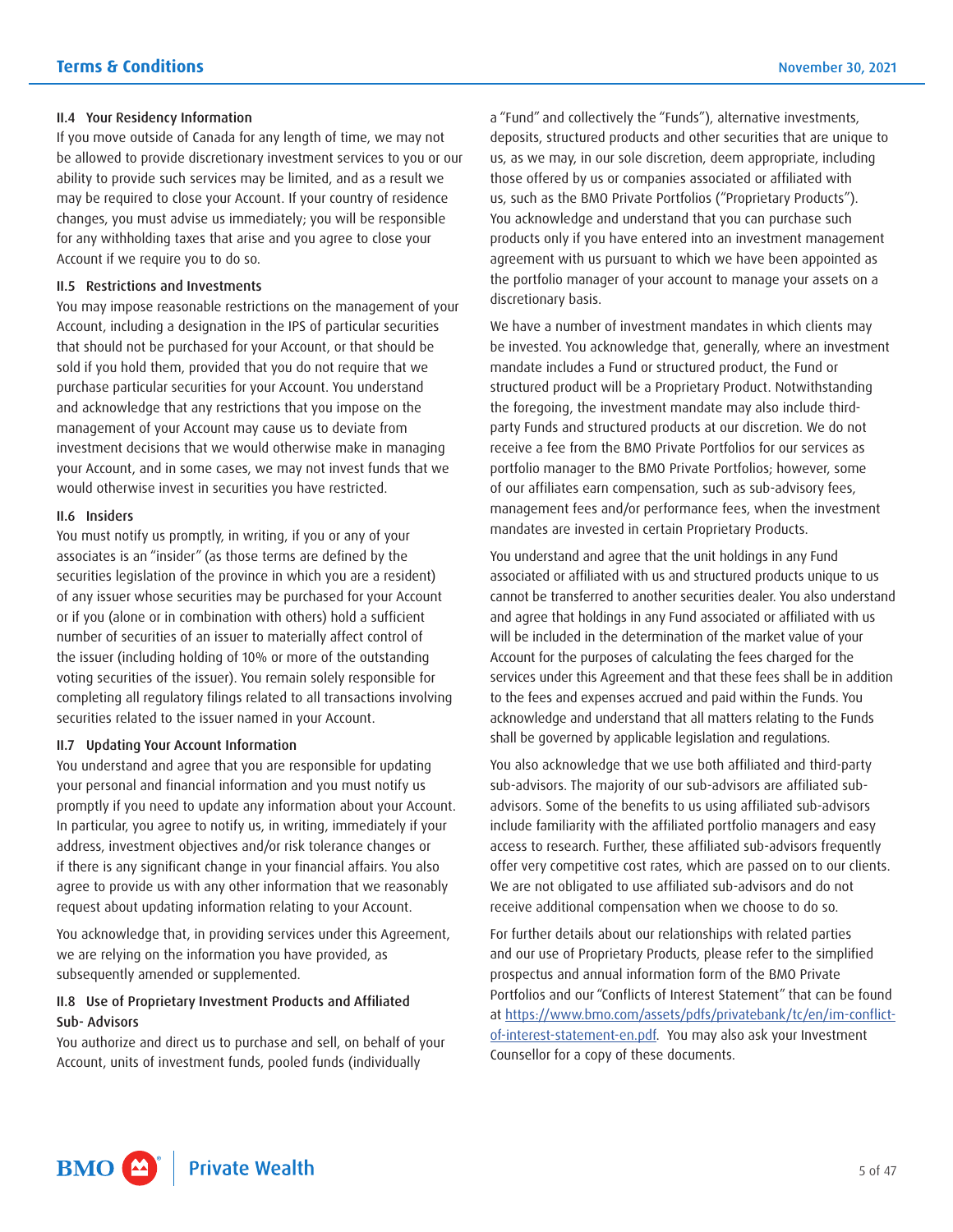### II.4 Your Residency Information

If you move outside of Canada for any length of time, we may not be allowed to provide discretionary investment services to you or our ability to provide such services may be limited, and as a result we may be required to close your Account. If your country of residence changes, you must advise us immediately; you will be responsible for any withholding taxes that arise and you agree to close your Account if we require you to do so.

### II.5 Restrictions and Investments

You may impose reasonable restrictions on the management of your Account, including a designation in the IPS of particular securities that should not be purchased for your Account, or that should be sold if you hold them, provided that you do not require that we purchase particular securities for your Account. You understand and acknowledge that any restrictions that you impose on the management of your Account may cause us to deviate from investment decisions that we would otherwise make in managing your Account, and in some cases, we may not invest funds that we would otherwise invest in securities you have restricted.

### II.6 Insiders

You must notify us promptly, in writing, if you or any of your associates is an "insider" (as those terms are defined by the securities legislation of the province in which you are a resident) of any issuer whose securities may be purchased for your Account or if you (alone or in combination with others) hold a sufficient number of securities of an issuer to materially affect control of the issuer (including holding of 10% or more of the outstanding voting securities of the issuer). You remain solely responsible for completing all regulatory filings related to all transactions involving securities related to the issuer named in your Account.

### II.7 Updating Your Account Information

You understand and agree that you are responsible for updating your personal and financial information and you must notify us promptly if you need to update any information about your Account. In particular, you agree to notify us, in writing, immediately if your address, investment objectives and/or risk tolerance changes or if there is any significant change in your financial affairs. You also agree to provide us with any other information that we reasonably request about updating information relating to your Account.

You acknowledge that, in providing services under this Agreement, we are relying on the information you have provided, as subsequently amended or supplemented.

### II.8 Use of Proprietary Investment Products and Affiliated Sub- Advisors

You authorize and direct us to purchase and sell, on behalf of your Account, units of investment funds, pooled funds (individually a "Fund" and collectively the "Funds"), alternative investments, deposits, structured products and other securities that are unique to us, as we may, in our sole discretion, deem appropriate, including those offered by us or companies associated or affiliated with us, such as the BMO Private Portfolios ("Proprietary Products"). You acknowledge and understand that you can purchase such products only if you have entered into an investment management agreement with us pursuant to which we have been appointed as the portfolio manager of your account to manage your assets on a discretionary basis.

We have a number of investment mandates in which clients may be invested. You acknowledge that, generally, where an investment mandate includes a Fund or structured product, the Fund or structured product will be a Proprietary Product. Notwithstanding the foregoing, the investment mandate may also include third-party Funds and structured products at our discretion. We do not receive a fee from the BMO Private Portfolios for our services as portfolio manager to the BMO Private Portfolios; however, some of our affiliates earn compensation, such as sub-advisory fees, management fees and/or performance fees, when the investment mandates are invested in certain Proprietary Products.

You understand and agree that the unit holdings in any Fund associated or affiliated with us and structured products unique to us cannot be transferred to another securities dealer. You also understand and agree that holdings in any Fund associated or affiliated with us will be included in the determination of the market value of your Account for the purposes of calculating the fees charged for the services under this Agreement and that these fees shall be in addition to the fees and expenses accrued and paid within the Funds. You acknowledge and understand that all matters relating to the Funds shall be governed by applicable legislation and regulations.

You also acknowledge that we use both affiliated and third-party sub-advisors. The majority of our sub-advisors are affiliated sub-advisors. Some of the benefits to us using affiliated sub-advisors include familiarity with the affiliated portfolio managers and easy access to research. Further, these affiliated sub-advisors frequently offer very competitive cost rates, which are passed on to our clients. We are not obligated to use affiliated sub-advisors and do not receive additional compensation when we choose to do so.

For further details about our relationships with related parties and our use of Proprietary Products, please refer to the simplified prospectus and annual information form of the BMO Private Portfolios and our "Conflicts of Interest Statement" that can be found at [https://www.bmo.com/assets/pdfs/privatebank/tc/en/im-conflict-of-interest-statement-en.pdf](https://www.bmo.com/assets/pdfs/privatebank/tc/en/im-conflict-of-interest-statement-en.pdf). You may also ask your Investment Counsellor for a copy of these documents.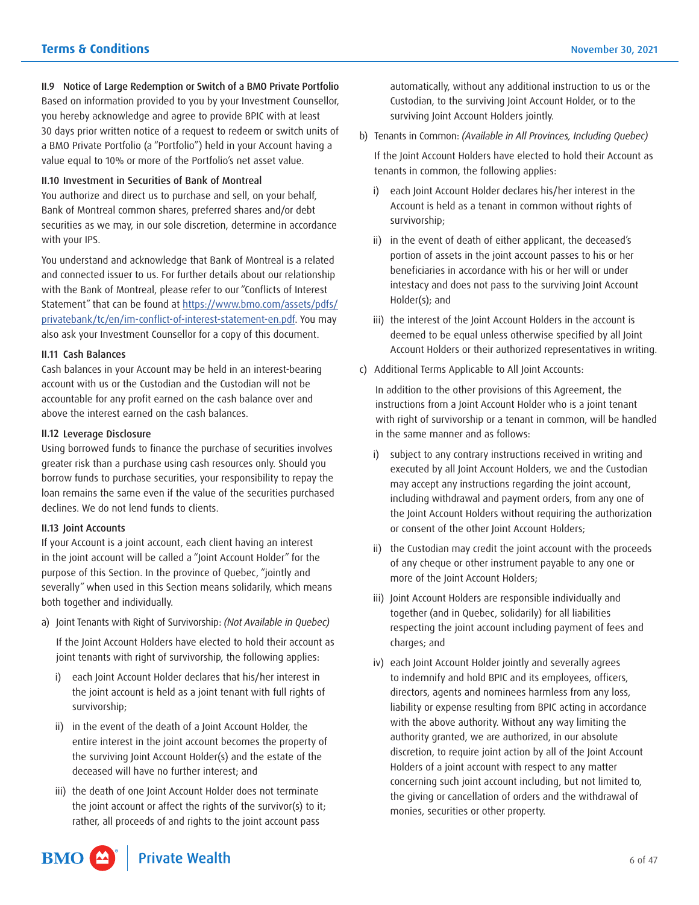### II.9 Notice of Large Redemption or Switch of a BMO Private Portfolio

Based on information provided to you by your Investment Counsellor, you hereby acknowledge and agree to provide BPIC with at least 30 days prior written notice of a request to redeem or switch units of a BMO Private Portfolio (a "Portfolio") held in your Account having a value equal to 10% or more of the Portfolio's net asset value.

### II.10 Investment in Securities of Bank of Montreal

You authorize and direct us to purchase and sell, on your behalf, Bank of Montreal common shares, preferred shares and/or debt securities as we may, in our sole discretion, determine in accordance with your IPS.

You understand and acknowledge that Bank of Montreal is a related and connected issuer to us. For further details about our relationship with the Bank of Montreal, please refer to our "Conflicts of Interest Statement" that can be found at https://www.bmo.com/assets/pdfs/privatebank/tc/en/im-conflict-of-interest-statement-en.pdf. You may also ask your Investment Counsellor for a copy of this document.

### II.11 Cash Balances

Cash balances in your Account may be held in an interest-bearing account with us or the Custodian and the Custodian will not be accountable for any profit earned on the cash balance over and above the interest earned on the cash balances.

### II.12 Leverage Disclosure

Using borrowed funds to finance the purchase of securities involves greater risk than a purchase using cash resources only. Should you borrow funds to purchase securities, your responsibility to repay the loan remains the same even if the value of the securities purchased declines. We do not lend funds to clients.

### II.13 Joint Accounts

If your Account is a joint account, each client having an interest in the joint account will be called a "Joint Account Holder" for the purpose of this Section. In the province of Quebec, "jointly and severally" when used in this Section means solidarily, which means both together and individually.

a) Joint Tenants with Right of Survivorship: *(Not Available in Quebec)*

   If the Joint Account Holders have elected to hold their account as joint tenants with right of survivorship, the following applies:

   i) each Joint Account Holder declares that his/her interest in the joint account is held as a joint tenant with full rights of survivorship;

   ii) in the event of the death of a Joint Account Holder, the entire interest in the joint account becomes the property of the surviving Joint Account Holder(s) and the estate of the deceased will have no further interest; and

   iii) the death of one Joint Account Holder does not terminate the joint account or affect the rights of the survivor(s) to it; rather, all proceeds of and rights to the joint account pass automatically, without any additional instruction to us or the Custodian, to the surviving Joint Account Holder, or to the surviving Joint Account Holders jointly.

b) Tenants in Common: *(Available in All Provinces, Including Quebec)*

   If the Joint Account Holders have elected to hold their Account as tenants in common, the following applies:

   i) each Joint Account Holder declares his/her interest in the Account is held as a tenant in common without rights of survivorship;

   ii) in the event of death of either applicant, the deceased's portion of assets in the joint account passes to his or her beneficiaries in accordance with his or her will or under intestacy and does not pass to the surviving Joint Account Holder(s); and

   iii) the interest of the Joint Account Holders in the account is deemed to be equal unless otherwise specified by all Joint Account Holders or their authorized representatives in writing.

c) Additional Terms Applicable to All Joint Accounts:

   In addition to the other provisions of this Agreement, the instructions from a Joint Account Holder who is a joint tenant with right of survivorship or a tenant in common, will be handled in the same manner and as follows:

   i) subject to any contrary instructions received in writing and executed by all Joint Account Holders, we and the Custodian may accept any instructions regarding the joint account, including withdrawal and payment orders, from any one of the Joint Account Holders without requiring the authorization or consent of the other Joint Account Holders;

   ii) the Custodian may credit the joint account with the proceeds of any cheque or other instrument payable to any one or more of the Joint Account Holders;

   iii) Joint Account Holders are responsible individually and together (and in Quebec, solidarily) for all liabilities respecting the joint account including payment of fees and charges; and

   iv) each Joint Account Holder jointly and severally agrees to indemnify and hold BPIC and its employees, officers, directors, agents and nominees harmless from any loss, liability or expense resulting from BPIC acting in accordance with the above authority. Without any way limiting the authority granted, we are authorized, in our absolute discretion, to require joint action by all of the Joint Account Holders of a joint account with respect to any matter concerning such joint account including, but not limited to, the giving or cancellation of orders and the withdrawal of monies, securities or other property.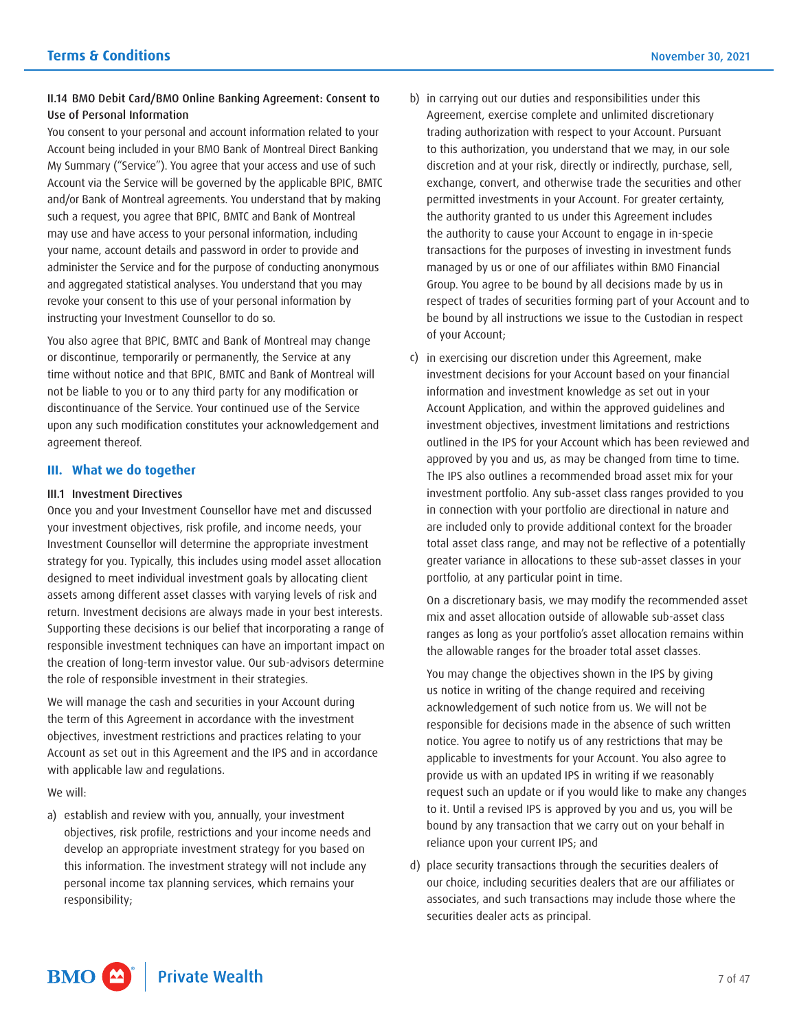#### II.14 BMO Debit Card/BMO Online Banking Agreement: Consent to Use of Personal Information

You consent to your personal and account information related to your Account being included in your BMO Bank of Montreal Direct Banking My Summary ("Service"). You agree that your access and use of such Account via the Service will be governed by the applicable BPIC, BMTC and/or Bank of Montreal agreements. You understand that by making such a request, you agree that BPIC, BMTC and Bank of Montreal may use and have access to your personal information, including your name, account details and password in order to provide and administer the Service and for the purpose of conducting anonymous and aggregated statistical analyses. You understand that you may revoke your consent to this use of your personal information by instructing your Investment Counsellor to do so.

You also agree that BPIC, BMTC and Bank of Montreal may change or discontinue, temporarily or permanently, the Service at any time without notice and that BPIC, BMTC and Bank of Montreal will not be liable to you or to any third party for any modification or discontinuance of the Service. Your continued use of the Service upon any such modification constitutes your acknowledgement and agreement thereof.

## III. What we do together

#### III.1 Investment Directives

Once you and your Investment Counsellor have met and discussed your investment objectives, risk profile, and income needs, your Investment Counsellor will determine the appropriate investment strategy for you. Typically, this includes using model asset allocation designed to meet individual investment goals by allocating client assets among different asset classes with varying levels of risk and return. Investment decisions are always made in your best interests. Supporting these decisions is our belief that incorporating a range of responsible investment techniques can have an important impact on the creation of long-term investor value. Our sub-advisors determine the role of responsible investment in their strategies.

We will manage the cash and securities in your Account during the term of this Agreement in accordance with the investment objectives, investment restrictions and practices relating to your Account as set out in this Agreement and the IPS and in accordance with applicable law and regulations.

We will:

a) establish and review with you, annually, your investment objectives, risk profile, restrictions and your income needs and develop an appropriate investment strategy for you based on this information. The investment strategy will not include any personal income tax planning services, which remains your responsibility;

b) in carrying out our duties and responsibilities under this Agreement, exercise complete and unlimited discretionary trading authorization with respect to your Account. Pursuant to this authorization, you understand that we may, in our sole discretion and at your risk, directly or indirectly, purchase, sell, exchange, convert, and otherwise trade the securities and other permitted investments in your Account. For greater certainty, the authority granted to us under this Agreement includes the authority to cause your Account to engage in in-specie transactions for the purposes of investing in investment funds managed by us or one of our affiliates within BMO Financial Group. You agree to be bound by all decisions made by us in respect of trades of securities forming part of your Account and to be bound by all instructions we issue to the Custodian in respect of your Account;

c) in exercising our discretion under this Agreement, make investment decisions for your Account based on your financial information and investment knowledge as set out in your Account Application, and within the approved guidelines and investment objectives, investment limitations and restrictions outlined in the IPS for your Account which has been reviewed and approved by you and us, as may be changed from time to time. The IPS also outlines a recommended broad asset mix for your investment portfolio. Any sub-asset class ranges provided to you in connection with your portfolio are directional in nature and are included only to provide additional context for the broader total asset class range, and may not be reflective of a potentially greater variance in allocations to these sub-asset classes in your portfolio, at any particular point in time.

   On a discretionary basis, we may modify the recommended asset mix and asset allocation outside of allowable sub-asset class ranges as long as your portfolio's asset allocation remains within the allowable ranges for the broader total asset classes.

   You may change the objectives shown in the IPS by giving us notice in writing of the change required and receiving acknowledgement of such notice from us. We will not be responsible for decisions made in the absence of such written notice. You agree to notify us of any restrictions that may be applicable to investments for your Account. You also agree to provide us with an updated IPS in writing if we reasonably request such an update or if you would like to make any changes to it. Until a revised IPS is approved by you and us, you will be bound by any transaction that we carry out on your behalf in reliance upon your current IPS; and

d) place security transactions through the securities dealers of our choice, including securities dealers that are our affiliates or associates, and such transactions may include those where the securities dealer acts as principal.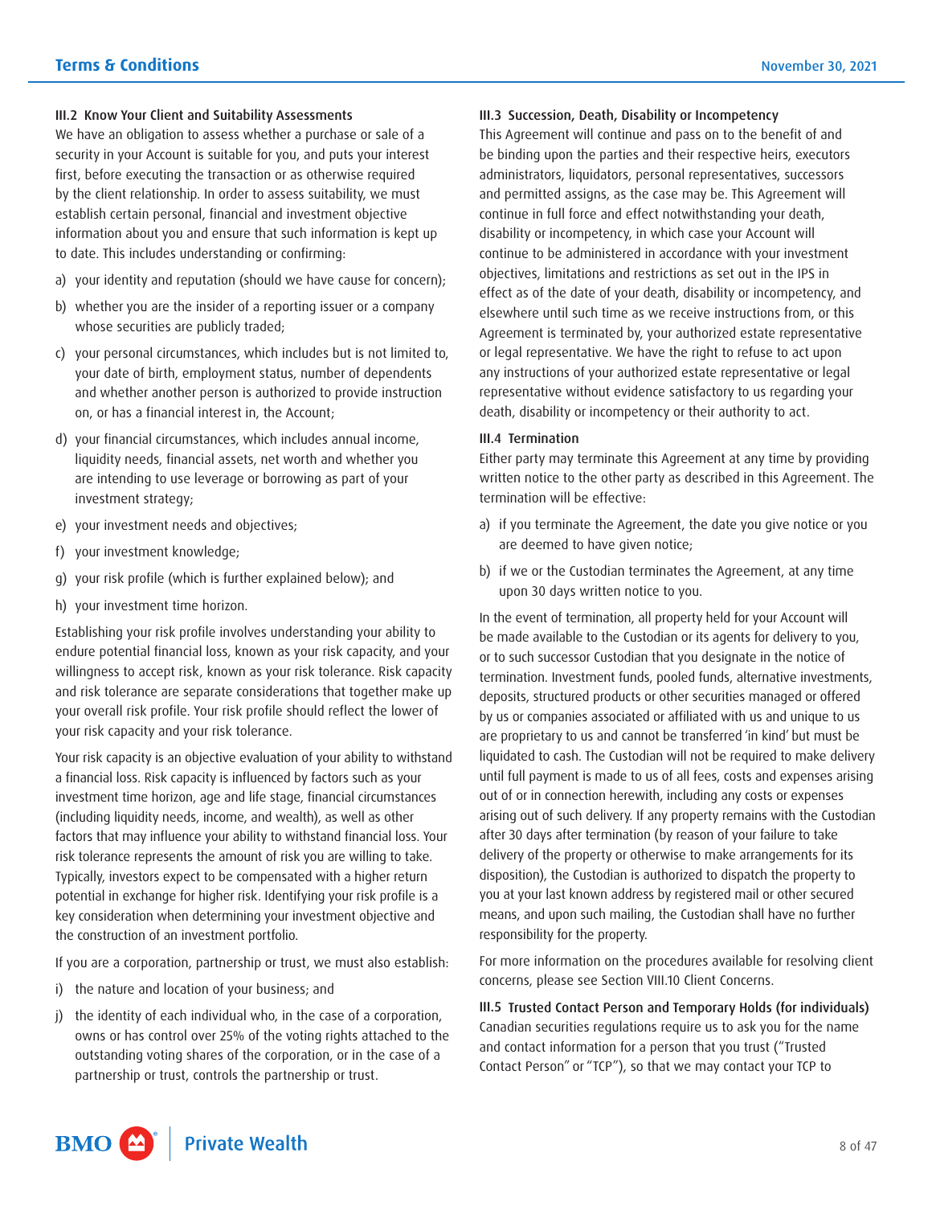### III.2 Know Your Client and Suitability Assessments

We have an obligation to assess whether a purchase or sale of a security in your Account is suitable for you, and puts your interest first, before executing the transaction or as otherwise required by the client relationship. In order to assess suitability, we must establish certain personal, financial and investment objective information about you and ensure that such information is kept up to date. This includes understanding or confirming:

a) your identity and reputation (should we have cause for concern);

b) whether you are the insider of a reporting issuer or a company whose securities are publicly traded;

c) your personal circumstances, which includes but is not limited to, your date of birth, employment status, number of dependents and whether another person is authorized to provide instruction on, or has a financial interest in, the Account;

d) your financial circumstances, which includes annual income, liquidity needs, financial assets, net worth and whether you are intending to use leverage or borrowing as part of your investment strategy;

e) your investment needs and objectives;

f) your investment knowledge;

g) your risk profile (which is further explained below); and

h) your investment time horizon.

Establishing your risk profile involves understanding your ability to endure potential financial loss, known as your risk capacity, and your willingness to accept risk, known as your risk tolerance. Risk capacity and risk tolerance are separate considerations that together make up your overall risk profile. Your risk profile should reflect the lower of your risk capacity and your risk tolerance.

Your risk capacity is an objective evaluation of your ability to withstand a financial loss. Risk capacity is influenced by factors such as your investment time horizon, age and life stage, financial circumstances (including liquidity needs, income, and wealth), as well as other factors that may influence your ability to withstand financial loss. Your risk tolerance represents the amount of risk you are willing to take. Typically, investors expect to be compensated with a higher return potential in exchange for higher risk. Identifying your risk profile is a key consideration when determining your investment objective and the construction of an investment portfolio.

If you are a corporation, partnership or trust, we must also establish:

i) the nature and location of your business; and

j) the identity of each individual who, in the case of a corporation, owns or has control over 25% of the voting rights attached to the outstanding voting shares of the corporation, or in the case of a partnership or trust, controls the partnership or trust.

### III.3 Succession, Death, Disability or Incompetency

This Agreement will continue and pass on to the benefit of and be binding upon the parties and their respective heirs, executors administrators, liquidators, personal representatives, successors and permitted assigns, as the case may be. This Agreement will continue in full force and effect notwithstanding your death, disability or incompetency, in which case your Account will continue to be administered in accordance with your investment objectives, limitations and restrictions as set out in the IPS in effect as of the date of your death, disability or incompetency, and elsewhere until such time as we receive instructions from, or this Agreement is terminated by, your authorized estate representative or legal representative. We have the right to refuse to act upon any instructions of your authorized estate representative or legal representative without evidence satisfactory to us regarding your death, disability or incompetency or their authority to act.

### III.4 Termination

Either party may terminate this Agreement at any time by providing written notice to the other party as described in this Agreement. The termination will be effective:

a) if you terminate the Agreement, the date you give notice or you are deemed to have given notice;

b) if we or the Custodian terminates the Agreement, at any time upon 30 days written notice to you.

In the event of termination, all property held for your Account will be made available to the Custodian or its agents for delivery to you, or to such successor Custodian that you designate in the notice of termination. Investment funds, pooled funds, alternative investments, deposits, structured products or other securities managed or offered by us or companies associated or affiliated with us and unique to us are proprietary to us and cannot be transferred 'in kind' but must be liquidated to cash. The Custodian will not be required to make delivery until full payment is made to us of all fees, costs and expenses arising out of or in connection herewith, including any costs or expenses arising out of such delivery. If any property remains with the Custodian after 30 days after termination (by reason of your failure to take delivery of the property or otherwise to make arrangements for its disposition), the Custodian is authorized to dispatch the property to you at your last known address by registered mail or other secured means, and upon such mailing, the Custodian shall have no further responsibility for the property.

For more information on the procedures available for resolving client concerns, please see Section VIII.10 Client Concerns.

### III.5 Trusted Contact Person and Temporary Holds (for individuals)

Canadian securities regulations require us to ask you for the name and contact information for a person that you trust ("Trusted Contact Person" or "TCP"), so that we may contact your TCP to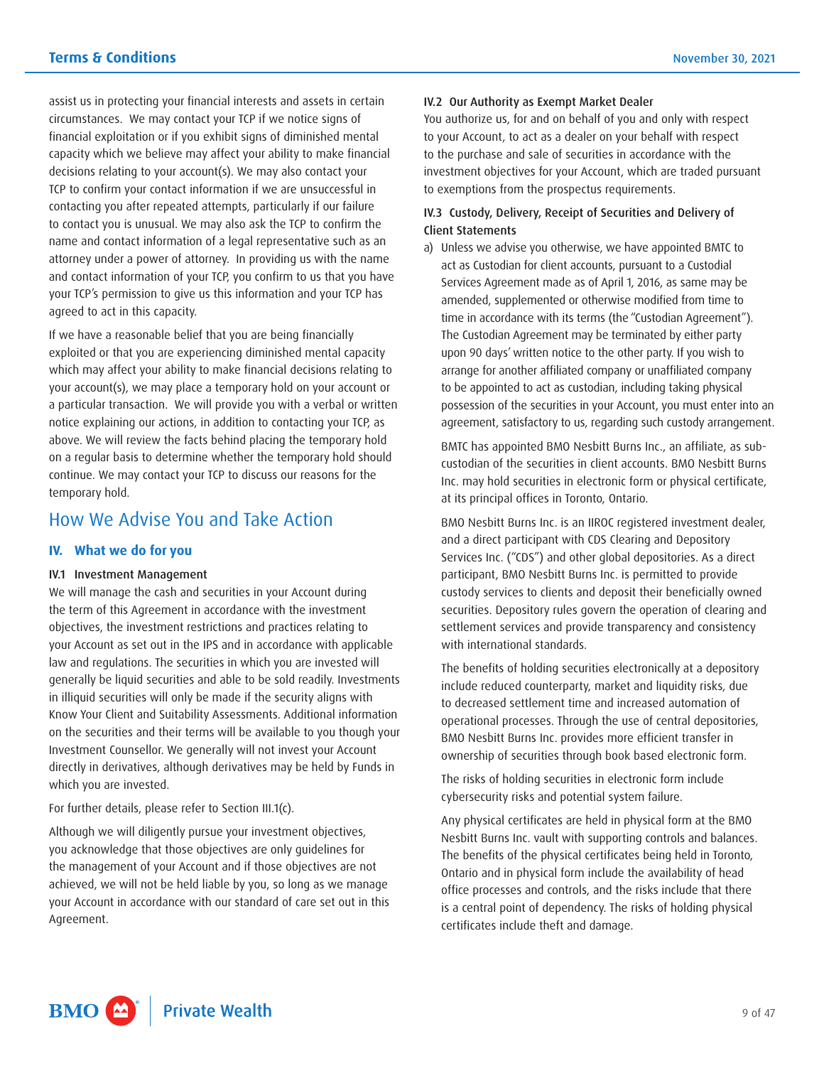assist us in protecting your financial interests and assets in certain circumstances. We may contact your TCP if we notice signs of financial exploitation or if you exhibit signs of diminished mental capacity which we believe may affect your ability to make financial decisions relating to your account(s). We may also contact your TCP to confirm your contact information if we are unsuccessful in contacting you after repeated attempts, particularly if our failure to contact you is unusual. We may also ask the TCP to confirm the name and contact information of a legal representative such as an attorney under a power of attorney. In providing us with the name and contact information of your TCP, you confirm to us that you have your TCP's permission to give us this information and your TCP has agreed to act in this capacity.

If we have a reasonable belief that you are being financially exploited or that you are experiencing diminished mental capacity which may affect your ability to make financial decisions relating to your account(s), we may place a temporary hold on your account or a particular transaction. We will provide you with a verbal or written notice explaining our actions, in addition to contacting your TCP, as above. We will review the facts behind placing the temporary hold on a regular basis to determine whether the temporary hold should continue. We may contact your TCP to discuss our reasons for the temporary hold.

# How We Advise You and Take Action

## IV. What we do for you

### IV.1 Investment Management

We will manage the cash and securities in your Account during the term of this Agreement in accordance with the investment objectives, the investment restrictions and practices relating to your Account as set out in the IPS and in accordance with applicable law and regulations. The securities in which you are invested will generally be liquid securities and able to be sold readily. Investments in illiquid securities will only be made if the security aligns with Know Your Client and Suitability Assessments. Additional information on the securities and their terms will be available to you though your Investment Counsellor. We generally will not invest your Account directly in derivatives, although derivatives may be held by Funds in which you are invested.

For further details, please refer to Section III.1(c).

Although we will diligently pursue your investment objectives, you acknowledge that those objectives are only guidelines for the management of your Account and if those objectives are not achieved, we will not be held liable by you, so long as we manage your Account in accordance with our standard of care set out in this Agreement.

### IV.2 Our Authority as Exempt Market Dealer

You authorize us, for and on behalf of you and only with respect to your Account, to act as a dealer on your behalf with respect to the purchase and sale of securities in accordance with the investment objectives for your Account, which are traded pursuant to exemptions from the prospectus requirements.

### IV.3 Custody, Delivery, Receipt of Securities and Delivery of Client Statements

a) Unless we advise you otherwise, we have appointed BMTC to act as Custodian for client accounts, pursuant to a Custodial Services Agreement made as of April 1, 2016, as same may be amended, supplemented or otherwise modified from time to time in accordance with its terms (the "Custodian Agreement"). The Custodian Agreement may be terminated by either party upon 90 days' written notice to the other party. If you wish to arrange for another affiliated company or unaffiliated company to be appointed to act as custodian, including taking physical possession of the securities in your Account, you must enter into an agreement, satisfactory to us, regarding such custody arrangement.

   BMTC has appointed BMO Nesbitt Burns Inc., an affiliate, as sub-custodian of the securities in client accounts. BMO Nesbitt Burns Inc. may hold securities in electronic form or physical certificate, at its principal offices in Toronto, Ontario.

   BMO Nesbitt Burns Inc. is an IIROC registered investment dealer, and a direct participant with CDS Clearing and Depository Services Inc. ("CDS") and other global depositories. As a direct participant, BMO Nesbitt Burns Inc. is permitted to provide custody services to clients and deposit their beneficially owned securities. Depository rules govern the operation of clearing and settlement services and provide transparency and consistency with international standards.

   The benefits of holding securities electronically at a depository include reduced counterparty, market and liquidity risks, due to decreased settlement time and increased automation of operational processes. Through the use of central depositories, BMO Nesbitt Burns Inc. provides more efficient transfer in ownership of securities through book based electronic form.

   The risks of holding securities in electronic form include cybersecurity risks and potential system failure.

   Any physical certificates are held in physical form at the BMO Nesbitt Burns Inc. vault with supporting controls and balances. The benefits of the physical certificates being held in Toronto, Ontario and in physical form include the availability of head office processes and controls, and the risks include that there is a central point of dependency. The risks of holding physical certificates include theft and damage.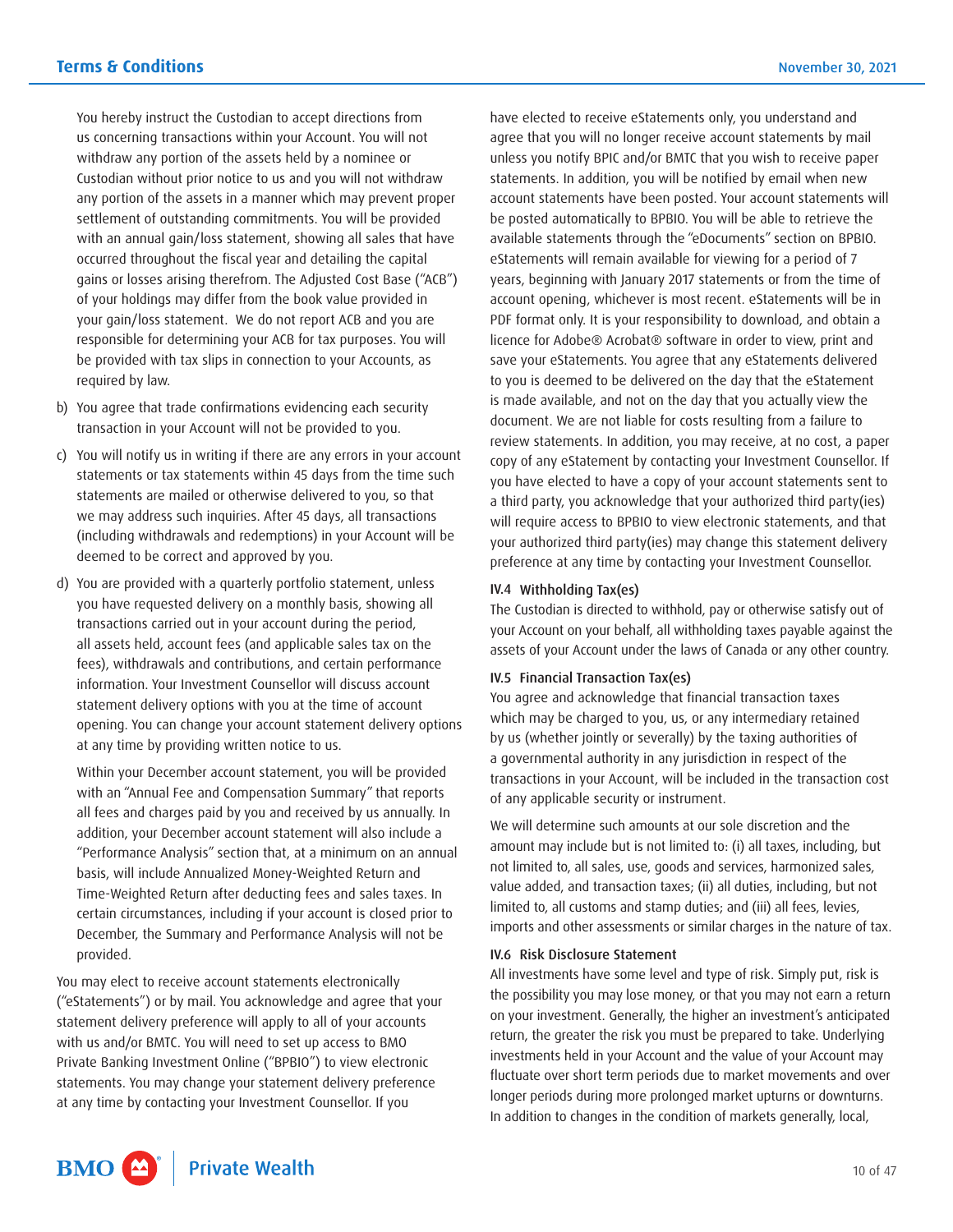You hereby instruct the Custodian to accept directions from us concerning transactions within your Account. You will not withdraw any portion of the assets held by a nominee or Custodian without prior notice to us and you will not withdraw any portion of the assets in a manner which may prevent proper settlement of outstanding commitments. You will be provided with an annual gain/loss statement, showing all sales that have occurred throughout the fiscal year and detailing the capital gains or losses arising therefrom. The Adjusted Cost Base ("ACB") of your holdings may differ from the book value provided in your gain/loss statement. We do not report ACB and you are responsible for determining your ACB for tax purposes. You will be provided with tax slips in connection to your Accounts, as required by law.

b) You agree that trade confirmations evidencing each security transaction in your Account will not be provided to you.

c) You will notify us in writing if there are any errors in your account statements or tax statements within 45 days from the time such statements are mailed or otherwise delivered to you, so that we may address such inquiries. After 45 days, all transactions (including withdrawals and redemptions) in your Account will be deemed to be correct and approved by you.

d) You are provided with a quarterly portfolio statement, unless you have requested delivery on a monthly basis, showing all transactions carried out in your account during the period, all assets held, account fees (and applicable sales tax on the fees), withdrawals and contributions, and certain performance information. Your Investment Counsellor will discuss account statement delivery options with you at the time of account opening. You can change your account statement delivery options at any time by providing written notice to us.

   Within your December account statement, you will be provided with an "Annual Fee and Compensation Summary" that reports all fees and charges paid by you and received by us annually. In addition, your December account statement will also include a "Performance Analysis" section that, at a minimum on an annual basis, will include Annualized Money-Weighted Return and Time-Weighted Return after deducting fees and sales taxes. In certain circumstances, including if your account is closed prior to December, the Summary and Performance Analysis will not be provided.

You may elect to receive account statements electronically ("eStatements") or by mail. You acknowledge and agree that your statement delivery preference will apply to all of your accounts with us and/or BMTC. You will need to set up access to BMO Private Banking Investment Online ("BPBIO") to view electronic statements. You may change your statement delivery preference at any time by contacting your Investment Counsellor. If you have elected to receive eStatements only, you understand and agree that you will no longer receive account statements by mail unless you notify BPIC and/or BMTC that you wish to receive paper statements. In addition, you will be notified by email when new account statements have been posted. Your account statements will be posted automatically to BPBIO. You will be able to retrieve the available statements through the "eDocuments" section on BPBIO. eStatements will remain available for viewing for a period of 7 years, beginning with January 2017 statements or from the time of account opening, whichever is most recent. eStatements will be in PDF format only. It is your responsibility to download, and obtain a licence for Adobe® Acrobat® software in order to view, print and save your eStatements. You agree that any eStatements delivered to you is deemed to be delivered on the day that the eStatement is made available, and not on the day that you actually view the document. We are not liable for costs resulting from a failure to review statements. In addition, you may receive, at no cost, a paper copy of any eStatement by contacting your Investment Counsellor. If you have elected to have a copy of your account statements sent to a third party, you acknowledge that your authorized third party(ies) will require access to BPBIO to view electronic statements, and that your authorized third party(ies) may change this statement delivery preference at any time by contacting your Investment Counsellor.

### IV.4 Withholding Tax(es)

The Custodian is directed to withhold, pay or otherwise satisfy out of your Account on your behalf, all withholding taxes payable against the assets of your Account under the laws of Canada or any other country.

### IV.5 Financial Transaction Tax(es)

You agree and acknowledge that financial transaction taxes which may be charged to you, us, or any intermediary retained by us (whether jointly or severally) by the taxing authorities of a governmental authority in any jurisdiction in respect of the transactions in your Account, will be included in the transaction cost of any applicable security or instrument.

We will determine such amounts at our sole discretion and the amount may include but is not limited to: (i) all taxes, including, but not limited to, all sales, use, goods and services, harmonized sales, value added, and transaction taxes; (ii) all duties, including, but not limited to, all customs and stamp duties; and (iii) all fees, levies, imports and other assessments or similar charges in the nature of tax.

### IV.6 Risk Disclosure Statement

All investments have some level and type of risk. Simply put, risk is the possibility you may lose money, or that you may not earn a return on your investment. Generally, the higher an investment's anticipated return, the greater the risk you must be prepared to take. Underlying investments held in your Account and the value of your Account may fluctuate over short term periods due to market movements and over longer periods during more prolonged market upturns or downturns. In addition to changes in the condition of markets generally, local,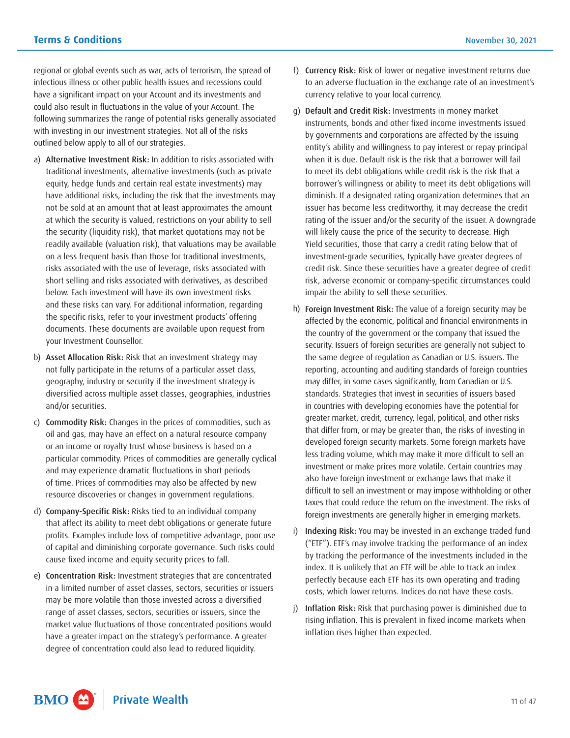regional or global events such as war, acts of terrorism, the spread of infectious illness or other public health issues and recessions could have a significant impact on your Account and its investments and could also result in fluctuations in the value of your Account. The following summarizes the range of potential risks generally associated with investing in our investment strategies. Not all of the risks outlined below apply to all of our strategies.

a) **Alternative Investment Risk:** In addition to risks associated with traditional investments, alternative investments (such as private equity, hedge funds and certain real estate investments) may have additional risks, including the risk that the investments may not be sold at an amount that at least approximates the amount at which the security is valued, restrictions on your ability to sell the security (liquidity risk), that market quotations may not be readily available (valuation risk), that valuations may be available on a less frequent basis than those for traditional investments, risks associated with the use of leverage, risks associated with short selling and risks associated with derivatives, as described below. Each investment will have its own investment risks and these risks can vary. For additional information, regarding the specific risks, refer to your investment products' offering documents. These documents are available upon request from your Investment Counsellor.

b) **Asset Allocation Risk:** Risk that an investment strategy may not fully participate in the returns of a particular asset class, geography, industry or security if the investment strategy is diversified across multiple asset classes, geographies, industries and/or securities.

c) **Commodity Risk:** Changes in the prices of commodities, such as oil and gas, may have an effect on a natural resource company or an income or royalty trust whose business is based on a particular commodity. Prices of commodities are generally cyclical and may experience dramatic fluctuations in short periods of time. Prices of commodities may also be affected by new resource discoveries or changes in government regulations.

d) **Company-Specific Risk:** Risks tied to an individual company that affect its ability to meet debt obligations or generate future profits. Examples include loss of competitive advantage, poor use of capital and diminishing corporate governance. Such risks could cause fixed income and equity security prices to fall.

e) **Concentration Risk:** Investment strategies that are concentrated in a limited number of asset classes, sectors, securities or issuers may be more volatile than those invested across a diversified range of asset classes, sectors, securities or issuers, since the market value fluctuations of those concentrated positions would have a greater impact on the strategy's performance. A greater degree of concentration could also lead to reduced liquidity.

f) **Currency Risk:** Risk of lower or negative investment returns due to an adverse fluctuation in the exchange rate of an investment's currency relative to your local currency.

g) **Default and Credit Risk:** Investments in money market instruments, bonds and other fixed income investments issued by governments and corporations are affected by the issuing entity's ability and willingness to pay interest or repay principal when it is due. Default risk is the risk that a borrower will fail to meet its debt obligations while credit risk is the risk that a borrower's willingness or ability to meet its debt obligations will diminish. If a designated rating organization determines that an issuer has become less creditworthy, it may decrease the credit rating of the issuer and/or the security of the issuer. A downgrade will likely cause the price of the security to decrease. High Yield securities, those that carry a credit rating below that of investment-grade securities, typically have greater degrees of credit risk. Since these securities have a greater degree of credit risk, adverse economic or company-specific circumstances could impair the ability to sell these securities.

h) **Foreign Investment Risk:** The value of a foreign security may be affected by the economic, political and financial environments in the country of the government or the company that issued the security. Issuers of foreign securities are generally not subject to the same degree of regulation as Canadian or U.S. issuers. The reporting, accounting and auditing standards of foreign countries may differ, in some cases significantly, from Canadian or U.S. standards. Strategies that invest in securities of issuers based in countries with developing economies have the potential for greater market, credit, currency, legal, political, and other risks that differ from, or may be greater than, the risks of investing in developed foreign security markets. Some foreign markets have less trading volume, which may make it more difficult to sell an investment or make prices more volatile. Certain countries may also have foreign investment or exchange laws that make it difficult to sell an investment or may impose withholding or other taxes that could reduce the return on the investment. The risks of foreign investments are generally higher in emerging markets.

i) **Indexing Risk:** You may be invested in an exchange traded fund ("ETF"). ETF's may involve tracking the performance of an index by tracking the performance of the investments included in the index. It is unlikely that an ETF will be able to track an index perfectly because each ETF has its own operating and trading costs, which lower returns. Indices do not have these costs.

j) **Inflation Risk:** Risk that purchasing power is diminished due to rising inflation. This is prevalent in fixed income markets when inflation rises higher than expected.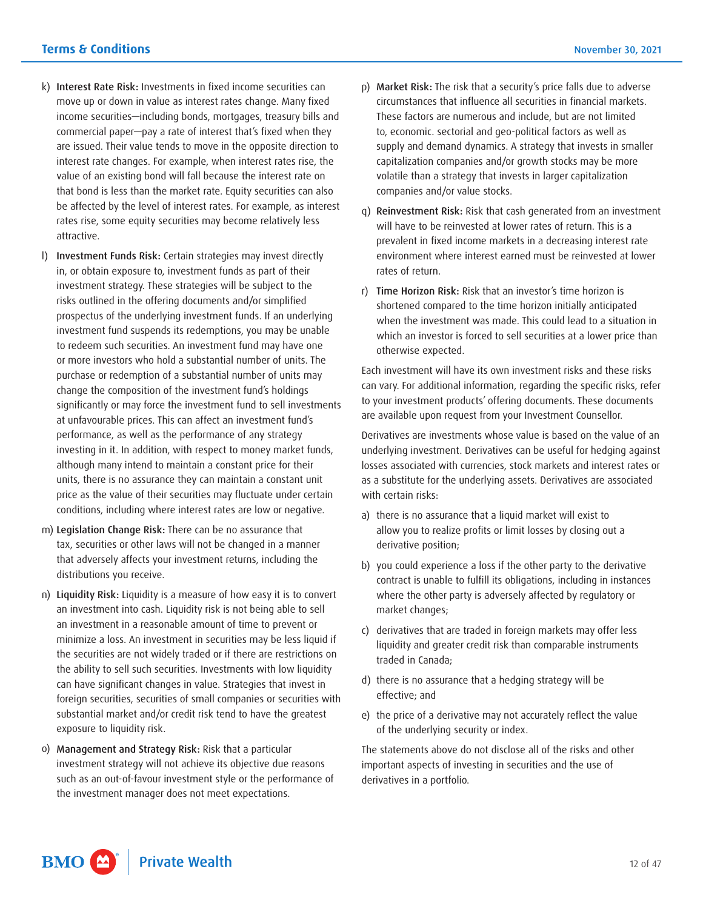k) **Interest Rate Risk:** Investments in fixed income securities can move up or down in value as interest rates change. Many fixed income securities—including bonds, mortgages, treasury bills and commercial paper—pay a rate of interest that's fixed when they are issued. Their value tends to move in the opposite direction to interest rate changes. For example, when interest rates rise, the value of an existing bond will fall because the interest rate on that bond is less than the market rate. Equity securities can also be affected by the level of interest rates. For example, as interest rates rise, some equity securities may become relatively less attractive.

l) **Investment Funds Risk:** Certain strategies may invest directly in, or obtain exposure to, investment funds as part of their investment strategy. These strategies will be subject to the risks outlined in the offering documents and/or simplified prospectus of the underlying investment funds. If an underlying investment fund suspends its redemptions, you may be unable to redeem such securities. An investment fund may have one or more investors who hold a substantial number of units. The purchase or redemption of a substantial number of units may change the composition of the investment fund's holdings significantly or may force the investment fund to sell investments at unfavourable prices. This can affect an investment fund's performance, as well as the performance of any strategy investing in it. In addition, with respect to money market funds, although many intend to maintain a constant price for their units, there is no assurance they can maintain a constant unit price as the value of their securities may fluctuate under certain conditions, including where interest rates are low or negative.

m) **Legislation Change Risk:** There can be no assurance that tax, securities or other laws will not be changed in a manner that adversely affects your investment returns, including the distributions you receive.

n) **Liquidity Risk:** Liquidity is a measure of how easy it is to convert an investment into cash. Liquidity risk is not being able to sell an investment in a reasonable amount of time to prevent or minimize a loss. An investment in securities may be less liquid if the securities are not widely traded or if there are restrictions on the ability to sell such securities. Investments with low liquidity can have significant changes in value. Strategies that invest in foreign securities, securities of small companies or securities with substantial market and/or credit risk tend to have the greatest exposure to liquidity risk.

o) **Management and Strategy Risk:** Risk that a particular investment strategy will not achieve its objective due reasons such as an out-of-favour investment style or the performance of the investment manager does not meet expectations.

p) **Market Risk:** The risk that a security's price falls due to adverse circumstances that influence all securities in financial markets. These factors are numerous and include, but are not limited to, economic. sectorial and geo-political factors as well as supply and demand dynamics. A strategy that invests in smaller capitalization companies and/or growth stocks may be more volatile than a strategy that invests in larger capitalization companies and/or value stocks.

q) **Reinvestment Risk:** Risk that cash generated from an investment will have to be reinvested at lower rates of return. This is a prevalent in fixed income markets in a decreasing interest rate environment where interest earned must be reinvested at lower rates of return.

r) **Time Horizon Risk:** Risk that an investor's time horizon is shortened compared to the time horizon initially anticipated when the investment was made. This could lead to a situation in which an investor is forced to sell securities at a lower price than otherwise expected.

Each investment will have its own investment risks and these risks can vary. For additional information, regarding the specific risks, refer to your investment products' offering documents. These documents are available upon request from your Investment Counsellor.

Derivatives are investments whose value is based on the value of an underlying investment. Derivatives can be useful for hedging against losses associated with currencies, stock markets and interest rates or as a substitute for the underlying assets. Derivatives are associated with certain risks:

a) there is no assurance that a liquid market will exist to allow you to realize profits or limit losses by closing out a derivative position;

b) you could experience a loss if the other party to the derivative contract is unable to fulfill its obligations, including in instances where the other party is adversely affected by regulatory or market changes;

c) derivatives that are traded in foreign markets may offer less liquidity and greater credit risk than comparable instruments traded in Canada;

d) there is no assurance that a hedging strategy will be effective; and

e) the price of a derivative may not accurately reflect the value of the underlying security or index.

The statements above do not disclose all of the risks and other important aspects of investing in securities and the use of derivatives in a portfolio.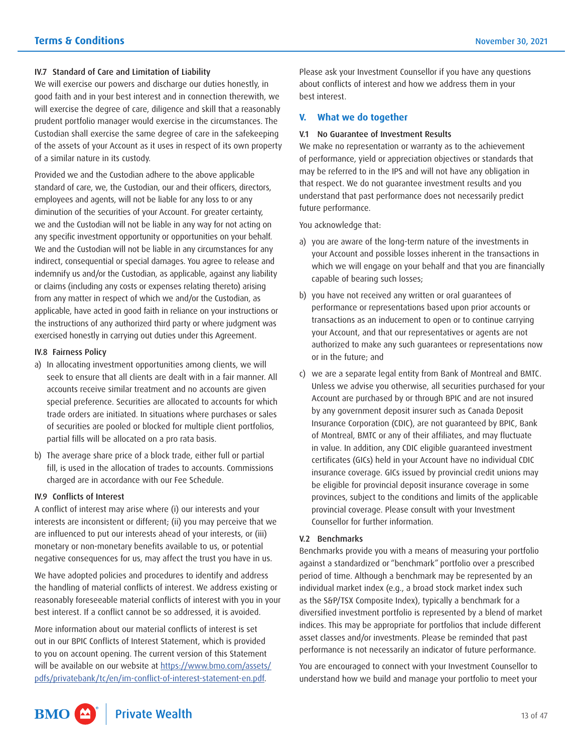#### IV.7 Standard of Care and Limitation of Liability

We will exercise our powers and discharge our duties honestly, in good faith and in your best interest and in connection therewith, we will exercise the degree of care, diligence and skill that a reasonably prudent portfolio manager would exercise in the circumstances. The Custodian shall exercise the same degree of care in the safekeeping of the assets of your Account as it uses in respect of its own property of a similar nature in its custody.

Provided we and the Custodian adhere to the above applicable standard of care, we, the Custodian, our and their officers, directors, employees and agents, will not be liable for any loss to or any diminution of the securities of your Account. For greater certainty, we and the Custodian will not be liable in any way for not acting on any specific investment opportunity or opportunities on your behalf. We and the Custodian will not be liable in any circumstances for any indirect, consequential or special damages. You agree to release and indemnify us and/or the Custodian, as applicable, against any liability or claims (including any costs or expenses relating thereto) arising from any matter in respect of which we and/or the Custodian, as applicable, have acted in good faith in reliance on your instructions or the instructions of any authorized third party or where judgment was exercised honestly in carrying out duties under this Agreement.

#### IV.8 Fairness Policy

a) In allocating investment opportunities among clients, we will seek to ensure that all clients are dealt with in a fair manner. All accounts receive similar treatment and no accounts are given special preference. Securities are allocated to accounts for which trade orders are initiated. In situations where purchases or sales of securities are pooled or blocked for multiple client portfolios, partial fills will be allocated on a pro rata basis.

b) The average share price of a block trade, either full or partial fill, is used in the allocation of trades to accounts. Commissions charged are in accordance with our Fee Schedule.

#### IV.9 Conflicts of Interest

A conflict of interest may arise where (i) our interests and your interests are inconsistent or different; (ii) you may perceive that we are influenced to put our interests ahead of your interests, or (iii) monetary or non-monetary benefits available to us, or potential negative consequences for us, may affect the trust you have in us.

We have adopted policies and procedures to identify and address the handling of material conflicts of interest. We address existing or reasonably foreseeable material conflicts of interest with you in your best interest. If a conflict cannot be so addressed, it is avoided.

More information about our material conflicts of interest is set out in our BPIC Conflicts of Interest Statement, which is provided to you on account opening. The current version of this Statement will be available on our website at https://www.bmo.com/assets/pdfs/privatebank/tc/en/im-conflict-of-interest-statement-en.pdf.

Please ask your Investment Counsellor if you have any questions about conflicts of interest and how we address them in your best interest.

## V. What we do together

#### V.1 No Guarantee of Investment Results

We make no representation or warranty as to the achievement of performance, yield or appreciation objectives or standards that may be referred to in the IPS and will not have any obligation in that respect. We do not guarantee investment results and you understand that past performance does not necessarily predict future performance.

You acknowledge that:

a) you are aware of the long-term nature of the investments in your Account and possible losses inherent in the transactions in which we will engage on your behalf and that you are financially capable of bearing such losses;

b) you have not received any written or oral guarantees of performance or representations based upon prior accounts or transactions as an inducement to open or to continue carrying your Account, and that our representatives or agents are not authorized to make any such guarantees or representations now or in the future; and

c) we are a separate legal entity from Bank of Montreal and BMTC. Unless we advise you otherwise, all securities purchased for your Account are purchased by or through BPIC and are not insured by any government deposit insurer such as Canada Deposit Insurance Corporation (CDIC), are not guaranteed by BPIC, Bank of Montreal, BMTC or any of their affiliates, and may fluctuate in value. In addition, any CDIC eligible guaranteed investment certificates (GICs) held in your Account have no individual CDIC insurance coverage. GICs issued by provincial credit unions may be eligible for provincial deposit insurance coverage in some provinces, subject to the conditions and limits of the applicable provincial coverage. Please consult with your Investment Counsellor for further information.

#### V.2 Benchmarks

Benchmarks provide you with a means of measuring your portfolio against a standardized or "benchmark" portfolio over a prescribed period of time. Although a benchmark may be represented by an individual market index (e.g., a broad stock market index such as the S&P/TSX Composite Index), typically a benchmark for a diversified investment portfolio is represented by a blend of market indices. This may be appropriate for portfolios that include different asset classes and/or investments. Please be reminded that past performance is not necessarily an indicator of future performance.

You are encouraged to connect with your Investment Counsellor to understand how we build and manage your portfolio to meet your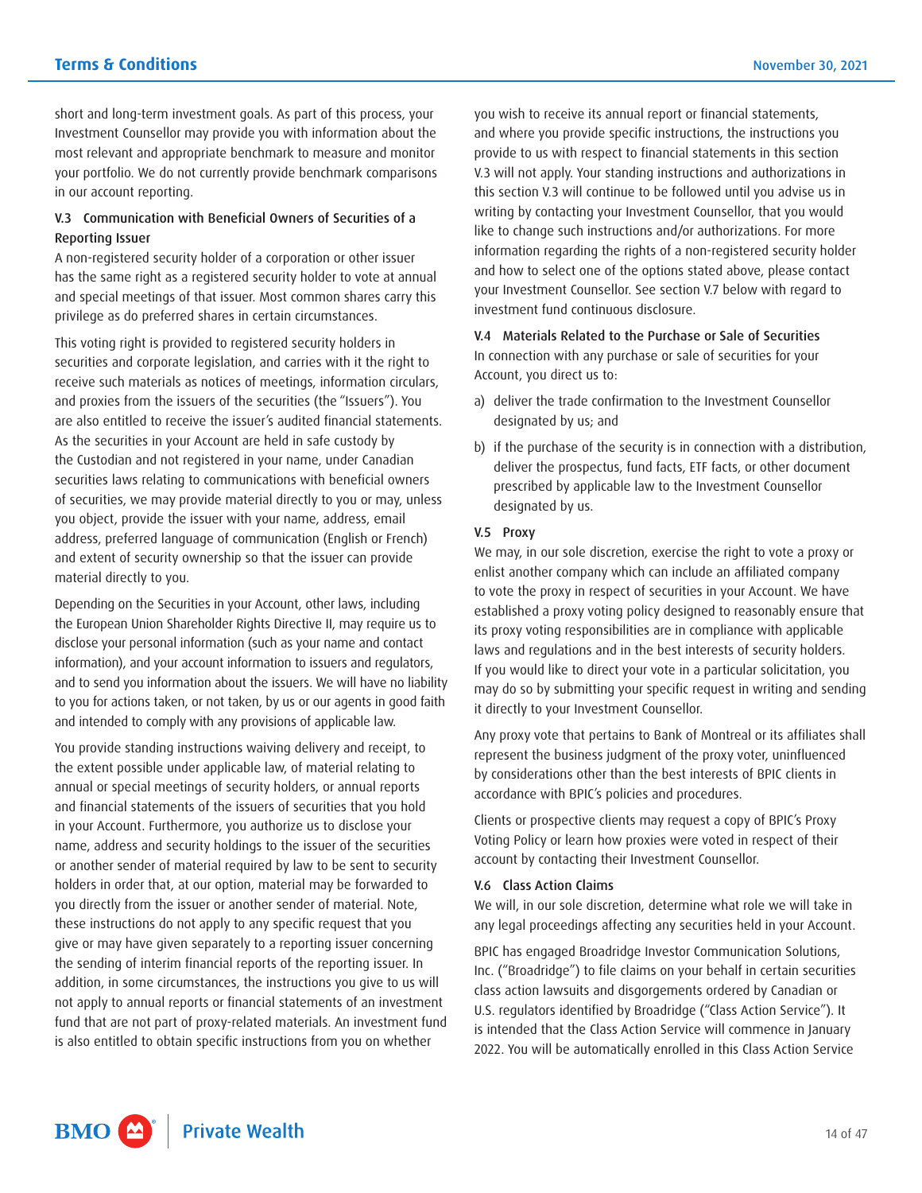short and long-term investment goals. As part of this process, your Investment Counsellor may provide you with information about the most relevant and appropriate benchmark to measure and monitor your portfolio. We do not currently provide benchmark comparisons in our account reporting.

### V.3 Communication with Beneficial Owners of Securities of a Reporting Issuer

A non-registered security holder of a corporation or other issuer has the same right as a registered security holder to vote at annual and special meetings of that issuer. Most common shares carry this privilege as do preferred shares in certain circumstances.

This voting right is provided to registered security holders in securities and corporate legislation, and carries with it the right to receive such materials as notices of meetings, information circulars, and proxies from the issuers of the securities (the "Issuers"). You are also entitled to receive the issuer's audited financial statements. As the securities in your Account are held in safe custody by the Custodian and not registered in your name, under Canadian securities laws relating to communications with beneficial owners of securities, we may provide material directly to you or may, unless you object, provide the issuer with your name, address, email address, preferred language of communication (English or French) and extent of security ownership so that the issuer can provide material directly to you.

Depending on the Securities in your Account, other laws, including the European Union Shareholder Rights Directive II, may require us to disclose your personal information (such as your name and contact information), and your account information to issuers and regulators, and to send you information about the issuers. We will have no liability to you for actions taken, or not taken, by us or our agents in good faith and intended to comply with any provisions of applicable law.

You provide standing instructions waiving delivery and receipt, to the extent possible under applicable law, of material relating to annual or special meetings of security holders, or annual reports and financial statements of the issuers of securities that you hold in your Account. Furthermore, you authorize us to disclose your name, address and security holdings to the issuer of the securities or another sender of material required by law to be sent to security holders in order that, at our option, material may be forwarded to you directly from the issuer or another sender of material. Note, these instructions do not apply to any specific request that you give or may have given separately to a reporting issuer concerning the sending of interim financial reports of the reporting issuer. In addition, in some circumstances, the instructions you give to us will not apply to annual reports or financial statements of an investment fund that are not part of proxy-related materials. An investment fund is also entitled to obtain specific instructions from you on whether you wish to receive its annual report or financial statements, and where you provide specific instructions, the instructions you provide to us with respect to financial statements in this section V.3 will not apply. Your standing instructions and authorizations in this section V.3 will continue to be followed until you advise us in writing by contacting your Investment Counsellor, that you would like to change such instructions and/or authorizations. For more information regarding the rights of a non-registered security holder and how to select one of the options stated above, please contact your Investment Counsellor. See section V.7 below with regard to investment fund continuous disclosure.

### V.4 Materials Related to the Purchase or Sale of Securities

In connection with any purchase or sale of securities for your Account, you direct us to:

a) deliver the trade confirmation to the Investment Counsellor designated by us; and

b) if the purchase of the security is in connection with a distribution, deliver the prospectus, fund facts, ETF facts, or other document prescribed by applicable law to the Investment Counsellor designated by us.

### V.5 Proxy

We may, in our sole discretion, exercise the right to vote a proxy or enlist another company which can include an affiliated company to vote the proxy in respect of securities in your Account. We have established a proxy voting policy designed to reasonably ensure that its proxy voting responsibilities are in compliance with applicable laws and regulations and in the best interests of security holders. If you would like to direct your vote in a particular solicitation, you may do so by submitting your specific request in writing and sending it directly to your Investment Counsellor.

Any proxy vote that pertains to Bank of Montreal or its affiliates shall represent the business judgment of the proxy voter, uninfluenced by considerations other than the best interests of BPIC clients in accordance with BPIC's policies and procedures.

Clients or prospective clients may request a copy of BPIC's Proxy Voting Policy or learn how proxies were voted in respect of their account by contacting their Investment Counsellor.

### V.6 Class Action Claims

We will, in our sole discretion, determine what role we will take in any legal proceedings affecting any securities held in your Account.

BPIC has engaged Broadridge Investor Communication Solutions, Inc. ("Broadridge") to file claims on your behalf in certain securities class action lawsuits and disgorgements ordered by Canadian or U.S. regulators identified by Broadridge ("Class Action Service"). It is intended that the Class Action Service will commence in January 2022. You will be automatically enrolled in this Class Action Service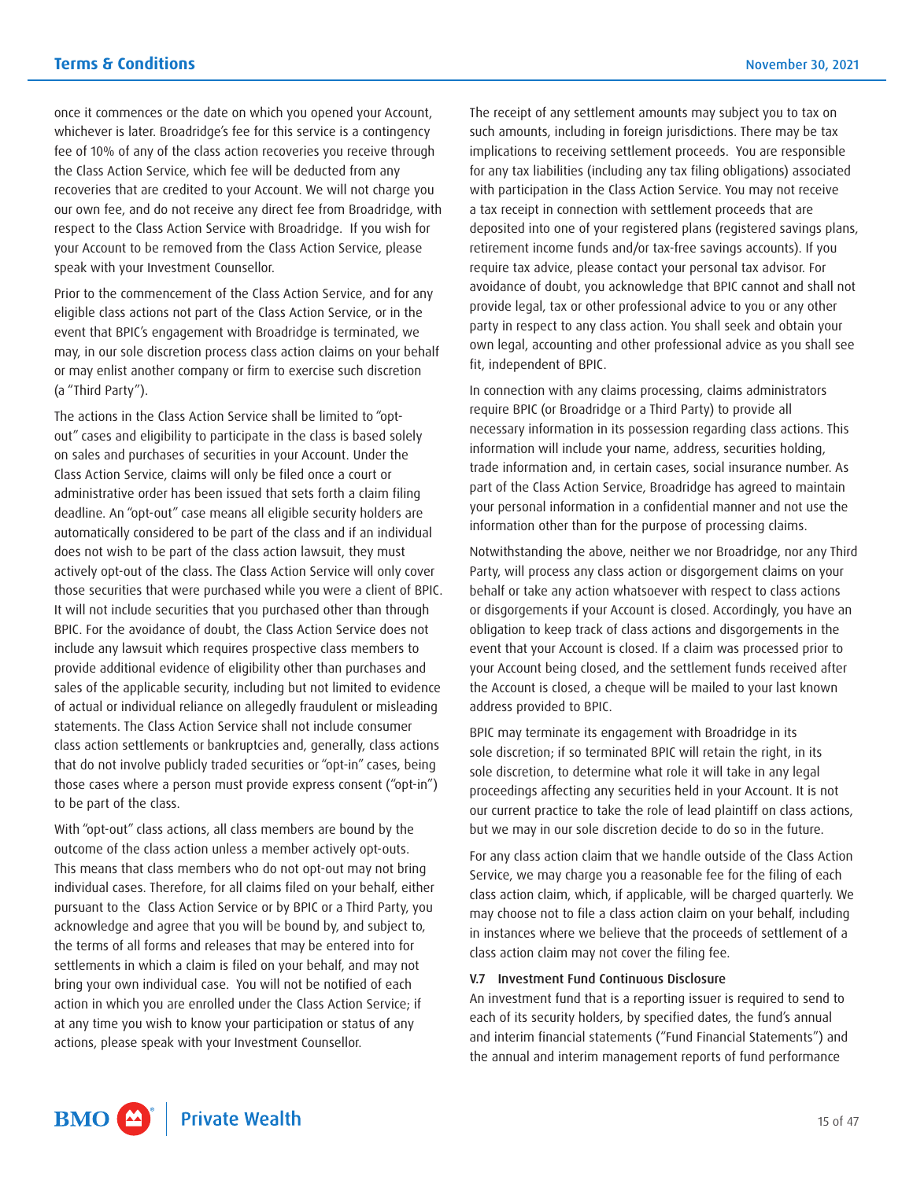once it commences or the date on which you opened your Account, whichever is later. Broadridge's fee for this service is a contingency fee of 10% of any of the class action recoveries you receive through the Class Action Service, which fee will be deducted from any recoveries that are credited to your Account. We will not charge you our own fee, and do not receive any direct fee from Broadridge, with respect to the Class Action Service with Broadridge. If you wish for your Account to be removed from the Class Action Service, please speak with your Investment Counsellor.

Prior to the commencement of the Class Action Service, and for any eligible class actions not part of the Class Action Service, or in the event that BPIC's engagement with Broadridge is terminated, we may, in our sole discretion process class action claims on your behalf or may enlist another company or firm to exercise such discretion (a "Third Party").

The actions in the Class Action Service shall be limited to "opt-out" cases and eligibility to participate in the class is based solely on sales and purchases of securities in your Account. Under the Class Action Service, claims will only be filed once a court or administrative order has been issued that sets forth a claim filing deadline. An "opt-out" case means all eligible security holders are automatically considered to be part of the class and if an individual does not wish to be part of the class action lawsuit, they must actively opt-out of the class. The Class Action Service will only cover those securities that were purchased while you were a client of BPIC. It will not include securities that you purchased other than through BPIC. For the avoidance of doubt, the Class Action Service does not include any lawsuit which requires prospective class members to provide additional evidence of eligibility other than purchases and sales of the applicable security, including but not limited to evidence of actual or individual reliance on allegedly fraudulent or misleading statements. The Class Action Service shall not include consumer class action settlements or bankruptcies and, generally, class actions that do not involve publicly traded securities or "opt-in" cases, being those cases where a person must provide express consent ("opt-in") to be part of the class.

With "opt-out" class actions, all class members are bound by the outcome of the class action unless a member actively opt-outs. This means that class members who do not opt-out may not bring individual cases. Therefore, for all claims filed on your behalf, either pursuant to the Class Action Service or by BPIC or a Third Party, you acknowledge and agree that you will be bound by, and subject to, the terms of all forms and releases that may be entered into for settlements in which a claim is filed on your behalf, and may not bring your own individual case. You will not be notified of each action in which you are enrolled under the Class Action Service; if at any time you wish to know your participation or status of any actions, please speak with your Investment Counsellor.

The receipt of any settlement amounts may subject you to tax on such amounts, including in foreign jurisdictions. There may be tax implications to receiving settlement proceeds. You are responsible for any tax liabilities (including any tax filing obligations) associated with participation in the Class Action Service. You may not receive a tax receipt in connection with settlement proceeds that are deposited into one of your registered plans (registered savings plans, retirement income funds and/or tax-free savings accounts). If you require tax advice, please contact your personal tax advisor. For avoidance of doubt, you acknowledge that BPIC cannot and shall not provide legal, tax or other professional advice to you or any other party in respect to any class action. You shall seek and obtain your own legal, accounting and other professional advice as you shall see fit, independent of BPIC.

In connection with any claims processing, claims administrators require BPIC (or Broadridge or a Third Party) to provide all necessary information in its possession regarding class actions. This information will include your name, address, securities holding, trade information and, in certain cases, social insurance number. As part of the Class Action Service, Broadridge has agreed to maintain your personal information in a confidential manner and not use the information other than for the purpose of processing claims.

Notwithstanding the above, neither we nor Broadridge, nor any Third Party, will process any class action or disgorgement claims on your behalf or take any action whatsoever with respect to class actions or disgorgements if your Account is closed. Accordingly, you have an obligation to keep track of class actions and disgorgements in the event that your Account is closed. If a claim was processed prior to your Account being closed, and the settlement funds received after the Account is closed, a cheque will be mailed to your last known address provided to BPIC.

BPIC may terminate its engagement with Broadridge in its sole discretion; if so terminated BPIC will retain the right, in its sole discretion, to determine what role it will take in any legal proceedings affecting any securities held in your Account. It is not our current practice to take the role of lead plaintiff on class actions, but we may in our sole discretion decide to do so in the future.

For any class action claim that we handle outside of the Class Action Service, we may charge you a reasonable fee for the filing of each class action claim, which, if applicable, will be charged quarterly. We may choose not to file a class action claim on your behalf, including in instances where we believe that the proceeds of settlement of a class action claim may not cover the filing fee.

### V.7 Investment Fund Continuous Disclosure

An investment fund that is a reporting issuer is required to send to each of its security holders, by specified dates, the fund's annual and interim financial statements ("Fund Financial Statements") and the annual and interim management reports of fund performance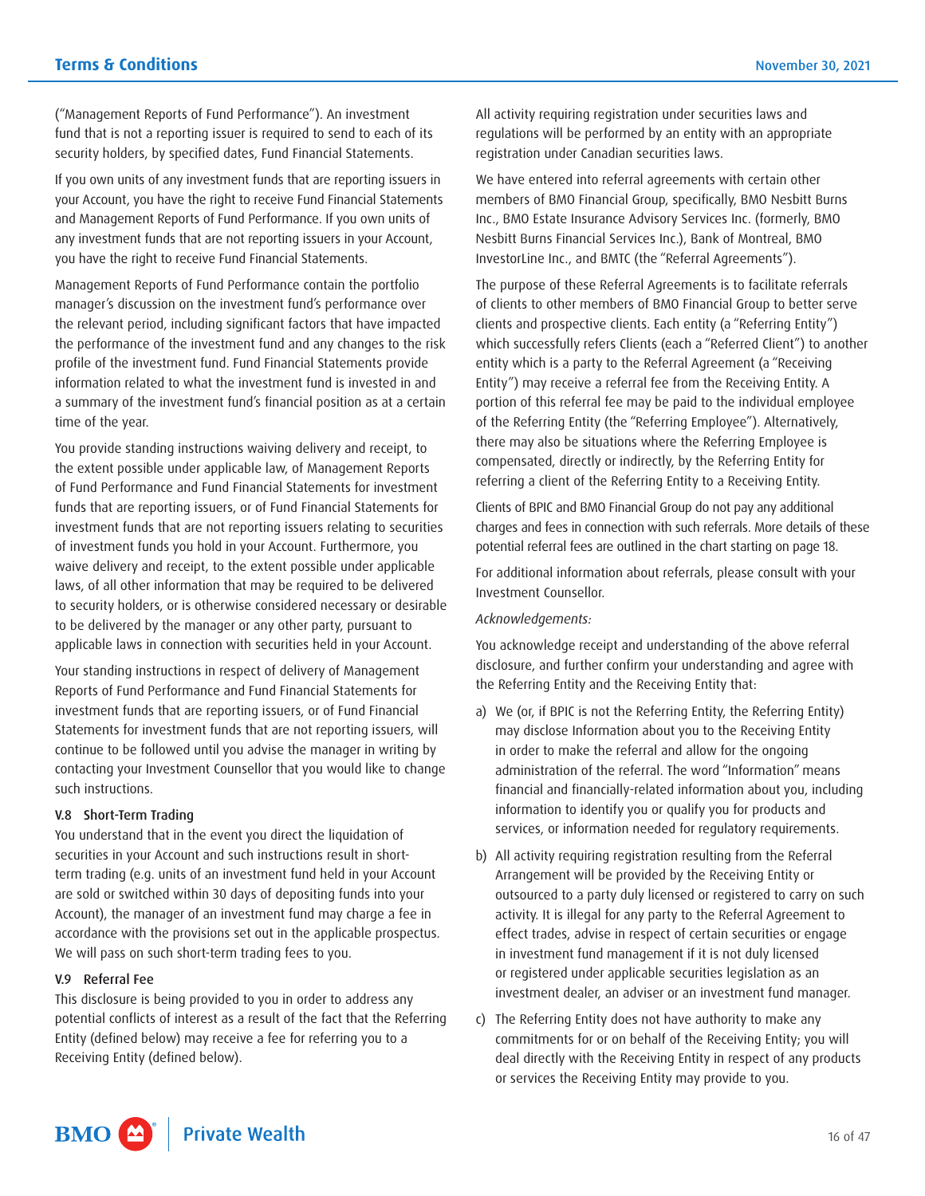("Management Reports of Fund Performance"). An investment fund that is not a reporting issuer is required to send to each of its security holders, by specified dates, Fund Financial Statements.

If you own units of any investment funds that are reporting issuers in your Account, you have the right to receive Fund Financial Statements and Management Reports of Fund Performance. If you own units of any investment funds that are not reporting issuers in your Account, you have the right to receive Fund Financial Statements.

Management Reports of Fund Performance contain the portfolio manager's discussion on the investment fund's performance over the relevant period, including significant factors that have impacted the performance of the investment fund and any changes to the risk profile of the investment fund. Fund Financial Statements provide information related to what the investment fund is invested in and a summary of the investment fund's financial position as at a certain time of the year.

You provide standing instructions waiving delivery and receipt, to the extent possible under applicable law, of Management Reports of Fund Performance and Fund Financial Statements for investment funds that are reporting issuers, or of Fund Financial Statements for investment funds that are not reporting issuers relating to securities of investment funds you hold in your Account. Furthermore, you waive delivery and receipt, to the extent possible under applicable laws, of all other information that may be required to be delivered to security holders, or is otherwise considered necessary or desirable to be delivered by the manager or any other party, pursuant to applicable laws in connection with securities held in your Account.

Your standing instructions in respect of delivery of Management Reports of Fund Performance and Fund Financial Statements for investment funds that are reporting issuers, or of Fund Financial Statements for investment funds that are not reporting issuers, will continue to be followed until you advise the manager in writing by contacting your Investment Counsellor that you would like to change such instructions.

### V.8 Short-Term Trading

You understand that in the event you direct the liquidation of securities in your Account and such instructions result in short-term trading (e.g. units of an investment fund held in your Account are sold or switched within 30 days of depositing funds into your Account), the manager of an investment fund may charge a fee in accordance with the provisions set out in the applicable prospectus. We will pass on such short-term trading fees to you.

### V.9 Referral Fee

This disclosure is being provided to you in order to address any potential conflicts of interest as a result of the fact that the Referring Entity (defined below) may receive a fee for referring you to a Receiving Entity (defined below).

All activity requiring registration under securities laws and regulations will be performed by an entity with an appropriate registration under Canadian securities laws.

We have entered into referral agreements with certain other members of BMO Financial Group, specifically, BMO Nesbitt Burns Inc., BMO Estate Insurance Advisory Services Inc. (formerly, BMO Nesbitt Burns Financial Services Inc.), Bank of Montreal, BMO InvestorLine Inc., and BMTC (the "Referral Agreements").

The purpose of these Referral Agreements is to facilitate referrals of clients to other members of BMO Financial Group to better serve clients and prospective clients. Each entity (a "Referring Entity") which successfully refers Clients (each a "Referred Client") to another entity which is a party to the Referral Agreement (a "Receiving Entity") may receive a referral fee from the Receiving Entity. A portion of this referral fee may be paid to the individual employee of the Referring Entity (the "Referring Employee"). Alternatively, there may also be situations where the Referring Employee is compensated, directly or indirectly, by the Referring Entity for referring a client of the Referring Entity to a Receiving Entity.

Clients of BPIC and BMO Financial Group do not pay any additional charges and fees in connection with such referrals. More details of these potential referral fees are outlined in the chart starting on page 18.

For additional information about referrals, please consult with your Investment Counsellor.

*Acknowledgements:*

You acknowledge receipt and understanding of the above referral disclosure, and further confirm your understanding and agree with the Referring Entity and the Receiving Entity that:

a) We (or, if BPIC is not the Referring Entity, the Referring Entity) may disclose Information about you to the Receiving Entity in order to make the referral and allow for the ongoing administration of the referral. The word "Information" means financial and financially-related information about you, including information to identify you or qualify you for products and services, or information needed for regulatory requirements.

b) All activity requiring registration resulting from the Referral Arrangement will be provided by the Receiving Entity or outsourced to a party duly licensed or registered to carry on such activity. It is illegal for any party to the Referral Agreement to effect trades, advise in respect of certain securities or engage in investment fund management if it is not duly licensed or registered under applicable securities legislation as an investment dealer, an adviser or an investment fund manager.

c) The Referring Entity does not have authority to make any commitments for or on behalf of the Receiving Entity; you will deal directly with the Receiving Entity in respect of any products or services the Receiving Entity may provide to you.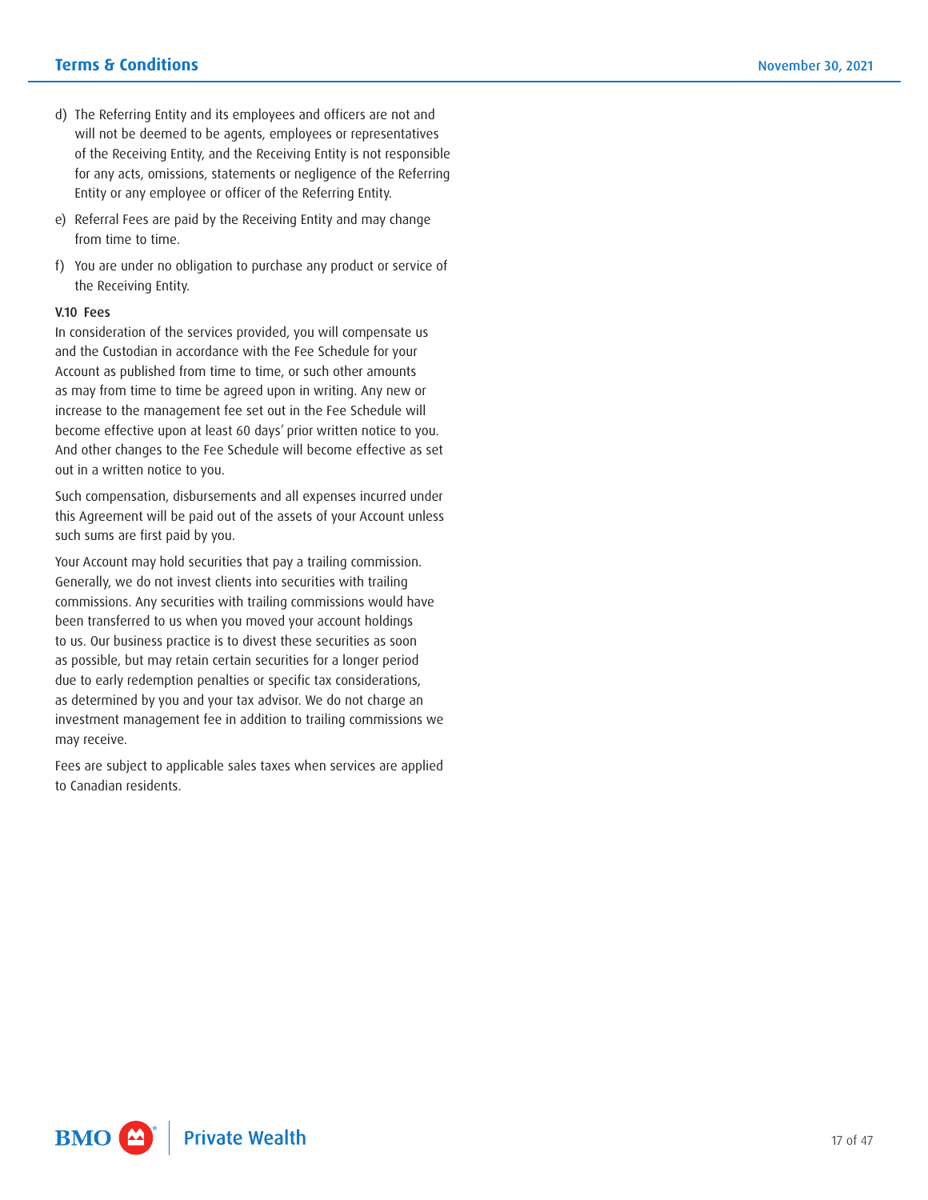d) The Referring Entity and its employees and officers are not and will not be deemed to be agents, employees or representatives of the Receiving Entity, and the Receiving Entity is not responsible for any acts, omissions, statements or negligence of the Referring Entity or any employee or officer of the Referring Entity.

e) Referral Fees are paid by the Receiving Entity and may change from time to time.

f) You are under no obligation to purchase any product or service of the Receiving Entity.

### V.10 Fees

In consideration of the services provided, you will compensate us and the Custodian in accordance with the Fee Schedule for your Account as published from time to time, or such other amounts as may from time to time be agreed upon in writing. Any new or increase to the management fee set out in the Fee Schedule will become effective upon at least 60 days' prior written notice to you. And other changes to the Fee Schedule will become effective as set out in a written notice to you.

Such compensation, disbursements and all expenses incurred under this Agreement will be paid out of the assets of your Account unless such sums are first paid by you.

Your Account may hold securities that pay a trailing commission. Generally, we do not invest clients into securities with trailing commissions. Any securities with trailing commissions would have been transferred to us when you moved your account holdings to us. Our business practice is to divest these securities as soon as possible, but may retain certain securities for a longer period due to early redemption penalties or specific tax considerations, as determined by you and your tax advisor. We do not charge an investment management fee in addition to trailing commissions we may receive.

Fees are subject to applicable sales taxes when services are applied to Canadian residents.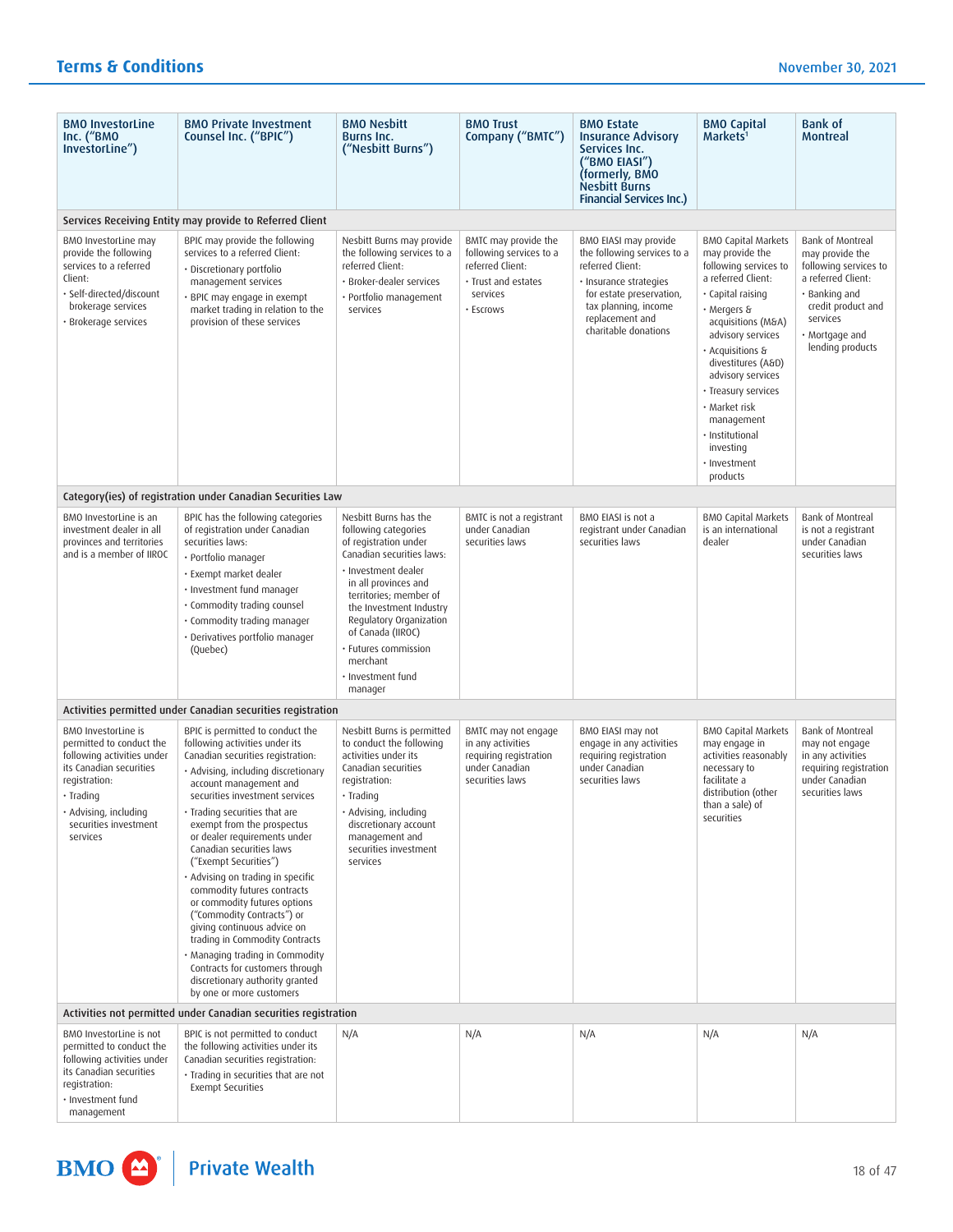| BMO InvestorLine Inc. ("BMO InvestorLine") | BMO Private Investment Counsel Inc. ("BPIC") | BMO Nesbitt Burns Inc. ("Nesbitt Burns") | BMO Trust Company ("BMTC") | BMO Estate Insurance Advisory Services Inc. ("BMO EIASI") (formerly, BMO Nesbitt Burns Financial Services Inc.) | BMO Capital Markets[1] | Bank of Montreal |
|---|---|---|---|---|---|---|
| **Services Receiving Entity may provide to Referred Client** | | | | | | |
| BMO InvestorLine may provide the following services to a referred Client:<br>• Self-directed/discount brokerage services<br>• Brokerage services | BPIC may provide the following services to a referred Client:<br>• Discretionary portfolio management services<br>• BPIC may engage in exempt market trading in relation to the provision of these services | Nesbitt Burns may provide the following services to a referred Client:<br>• Broker-dealer services<br>• Portfolio management services | BMTC may provide the following services to a referred Client:<br>• Trust and estates services<br>• Escrows | BMO EIASI may provide the following services to a referred Client:<br>• Insurance strategies for estate preservation, tax planning, income replacement and charitable donations | BMO Capital Markets may provide the following services to a referred Client:<br>• Capital raising<br>• Mergers & acquisitions (M&A) advisory services<br>• Acquisitions & divestitures (A&D) advisory services<br>• Treasury services<br>• Market risk management<br>• Institutional investing<br>• Investment products | Bank of Montreal may provide the following services to a referred Client:<br>• Banking and credit product and services<br>• Mortgage and lending products |
| **Category(ies) of registration under Canadian Securities Law** | | | | | | |
| BMO InvestorLine is an investment dealer in all provinces and territories and is a member of IIROC | BPIC has the following categories of registration under Canadian securities laws:<br>• Portfolio manager<br>• Exempt market dealer<br>• Investment fund manager<br>• Commodity trading counsel<br>• Commodity trading manager<br>• Derivatives portfolio manager (Quebec) | Nesbitt Burns has the following categories of registration under Canadian securities laws:<br>• Investment dealer in all provinces and territories; member of the Investment Industry Regulatory Organization of Canada (IIROC)<br>• Futures commission merchant<br>• Investment fund manager | BMTC is not a registrant under Canadian securities laws | BMO EIASI is not a registrant under Canadian securities laws | BMO Capital Markets is an international dealer | Bank of Montreal is not a registrant under Canadian securities laws |
| **Activities permitted under Canadian securities registration** | | | | | | |
| BMO InvestorLine is permitted to conduct the following activities under its Canadian securities registration:<br>• Trading<br>• Advising, including securities investment services | BPIC is permitted to conduct the following activities under its Canadian securities registration:<br>• Advising, including discretionary account management and securities investment services<br>• Trading securities that are exempt from the prospectus or dealer requirements under Canadian securities laws ("Exempt Securities")<br>• Advising on trading in specific commodity futures contracts or commodity futures options ("Commodity Contracts") or giving continuous advice on trading in Commodity Contracts<br>• Managing trading in Commodity Contracts for customers through discretionary authority granted by one or more customers | Nesbitt Burns is permitted to conduct the following activities under its Canadian securities registration:<br>• Trading<br>• Advising, including discretionary account management and securities investment services | BMTC may not engage in any activities requiring registration under Canadian securities laws | BMO EIASI may not engage in any activities requiring registration under Canadian securities laws | BMO Capital Markets may engage in activities reasonably necessary to facilitate a distribution (other than a sale) of securities | Bank of Montreal may not engage in any activities requiring registration under Canadian securities laws |
| **Activities not permitted under Canadian securities registration** | | | | | | |
| BMO InvestorLine is not permitted to conduct the following activities under its Canadian securities registration:<br>• Investment fund management | BPIC is not permitted to conduct the following activities under its Canadian securities registration:<br>• Trading in securities that are not Exempt Securities | N/A | N/A | N/A | N/A | N/A |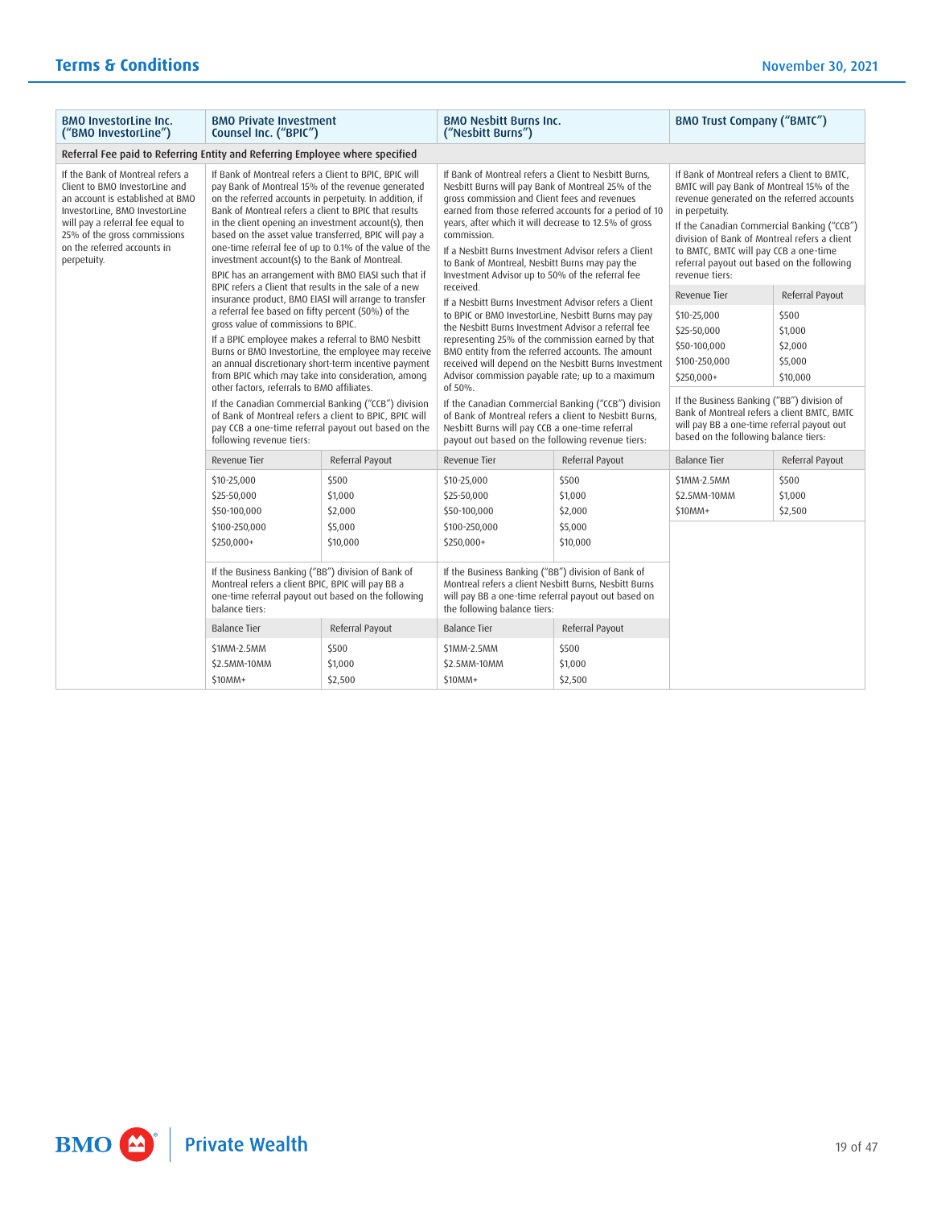| BMO InvestorLine Inc. ("BMO InvestorLine") | BMO Private Investment Counsel Inc. ("BPIC") | BMO Nesbitt Burns Inc. ("Nesbitt Burns") | BMO Trust Company ("BMTC") |
|---|---|---|---|
| **Referral Fee paid to Referring Entity and Referring Employee where specified** | | | |
| If the Bank of Montreal refers a Client to BMO InvestorLine and an account is established at BMO InvestorLine, BMO InvestorLine will pay a referral fee equal to 25% of the gross commissions on the referred accounts in perpetuity. | If Bank of Montreal refers a Client to BPIC, BPIC will pay Bank of Montreal 15% of the revenue generated on the referred accounts in perpetuity. In addition, if Bank of Montreal refers a client to BPIC that results in the client opening an investment account(s), then based on the asset value transferred, BPIC will pay a one-time referral fee of up to 0.1% of the value of the investment account(s) to the Bank of Montreal.<br><br>BPIC has an arrangement with BMO EIASI such that if BPIC refers a Client that results in the sale of a new insurance product, BMO EIASI will arrange to transfer a referral fee based on fifty percent (50%) of the gross value of commissions to BPIC.<br><br>If a BPIC employee makes a referral to BMO Nesbitt Burns or BMO InvestorLine, the employee may receive an annual discretionary short-term incentive payment from BPIC which may take into consideration, among other factors, referrals to BMO affiliates.<br><br>If the Canadian Commercial Banking ("CCB") division of Bank of Montreal refers a client to BPIC, BPIC will pay CCB a one-time referral payout out based on the following revenue tiers:<br><br>Revenue Tier — Referral Payout<br>$10-25,000 — $500<br>$25-50,000 — $1,000<br>$50-100,000 — $2,000<br>$100-250,000 — $5,000<br>$250,000+ — $10,000<br><br>If the Business Banking ("BB") division of Bank of Montreal refers a client BPIC, BPIC will pay BB a one-time referral payout out based on the following balance tiers:<br><br>Balance Tier — Referral Payout<br>$1MM-2.5MM — $500<br>$2.5MM-10MM — $1,000<br>$10MM+ — $2,500 | If Bank of Montreal refers a Client to Nesbitt Burns, Nesbitt Burns will pay Bank of Montreal 25% of the gross commission and Client fees and revenues earned from those referred accounts for a period of 10 years, after which it will decrease to 12.5% of gross commission.<br><br>If a Nesbitt Burns Investment Advisor refers a Client to Bank of Montreal, Nesbitt Burns may pay the Investment Advisor up to 50% of the referral fee received.<br><br>If a Nesbitt Burns Investment Advisor refers a Client to BPIC or BMO InvestorLine, Nesbitt Burns may pay the Nesbitt Burns Investment Advisor a referral fee representing 25% of the commission earned by that BMO entity from the referred accounts. The amount received will depend on the Nesbitt Burns Investment Advisor commission payable rate; up to a maximum of 50%.<br><br>If the Canadian Commercial Banking ("CCB") division of Bank of Montreal refers a client to Nesbitt Burns, Nesbitt Burns will pay CCB a one-time referral payout out based on the following revenue tiers:<br><br>Revenue Tier — Referral Payout<br>$10-25,000 — $500<br>$25-50,000 — $1,000<br>$50-100,000 — $2,000<br>$100-250,000 — $5,000<br>$250,000+ — $10,000<br><br>If the Business Banking ("BB") division of Bank of Montreal refers a client Nesbitt Burns, Nesbitt Burns will pay BB a one-time referral payout out based on the following balance tiers:<br><br>Balance Tier — Referral Payout<br>$1MM-2.5MM — $500<br>$2.5MM-10MM — $1,000<br>$10MM+ — $2,500 | If the Bank of Montreal refers a Client to BMTC, BMTC will pay Bank of Montreal 15% of the revenue generated on the referred accounts in perpetuity.<br><br>If the Canadian Commercial Banking ("CCB") division of Bank of Montreal refers a client to BMTC, BMTC will pay CCB a one-time referral payout out based on the following revenue tiers:<br><br>Revenue Tier — Referral Payout<br>$10-25,000 — $500<br>$25-50,000 — $1,000<br>$50-100,000 — $2,000<br>$100-250,000 — $5,000<br>$250,000+ — $10,000<br><br>If the Business Banking ("BB") division of Bank of Montreal refers a client BMTC, BMTC will pay BB a one-time referral payout out based on the following balance tiers:<br><br>Balance Tier — Referral Payout<br>$1MM-2.5MM — $500<br>$2.5MM-10MM — $1,000<br>$10MM+ — $2,500 |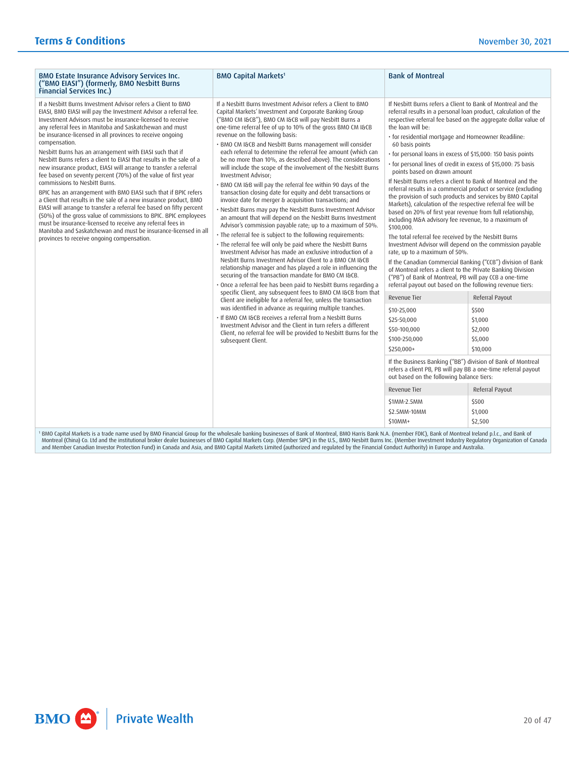### BMO Estate Insurance Advisory Services Inc. ("BMO EIASI") (formerly, BMO Nesbitt Burns Financial Services Inc.)

If a Nesbitt Burns Investment Advisor refers a Client to BMO EIASI, BMO EIASI will pay the Investment Advisor a referral fee. Investment Advisors must be insurance-licensed to receive any referral fees in Manitoba and Saskatchewan and must be insurance-licensed in all provinces to receive ongoing compensation.

Nesbitt Burns has an arrangement with EIASI such that if Nesbitt Burns refers a client to EIASI that results in the sale of a new insurance product, EIASI will arrange to transfer a referral fee based on seventy percent (70%) of the value of first year commissions to Nesbitt Burns.

BPIC has an arrangement with BMO EIASI such that if BPIC refers a Client that results in the sale of a new insurance product, BMO EIASI will arrange to transfer a referral fee based on fifty percent (50%) of the gross value of commissions to BPIC. BPIC employees must be insurance-licensed to receive any referral fees in Manitoba and Saskatchewan and must be insurance-licensed in all provinces to receive ongoing compensation.

### BMO Capital Markets[1]

If a Nesbitt Burns Investment Advisor refers a Client to BMO Capital Markets' Investment and Corporate Banking Group ("BMO CM I&CB"), BMO CM I&CB will pay Nesbitt Burns a one-time referral fee of up to 10% of the gross BMO CM I&CB revenue on the following basis:

- BMO CM I&CB and Nesbitt Burns management will consider each referral to determine the referral fee amount (which can be no more than 10%, as described above). The considerations will include the scope of the involvement of the Nesbitt Burns Investment Advisor;
- BMO CM I&B will pay the referral fee within 90 days of the transaction closing date for equity and debt transactions or invoice date for merger & acquisition transactions; and
- Nesbitt Burns may pay the Nesbitt Burns Investment Advisor an amount that will depend on the Nesbitt Burns Investment Advisor's commission payable rate; up to a maximum of 50%.
- The referral fee is subject to the following requirements:
- The referral fee will only be paid where the Nesbitt Burns Investment Advisor has made an exclusive introduction of a Nesbitt Burns Investment Advisor Client to a BMO CM I&CB relationship manager and has played a role in influencing the securing of the transaction mandate for BMO CM I&CB.
- Once a referral fee has been paid to Nesbitt Burns regarding a specific Client, any subsequent fees to BMO CM I&CB from that Client are ineligible for a referral fee, unless the transaction was identified in advance as requiring multiple tranches.
- If BMO CM I&CB receives a referral from a Nesbitt Burns Investment Advisor and the Client in turn refers a different Client, no referral fee will be provided to Nesbitt Burns for the subsequent Client.

### Bank of Montreal

If Nesbitt Burns refers a Client to Bank of Montreal and the referral results in a personal loan product, calculation of the respective referral fee based on the aggregate dollar value of the loan will be:

- for residential mortgage and Homeowner Readiline: 60 basis points
- for personal loans in excess of $15,000: 150 basis points
- for personal lines of credit in excess of $15,000: 75 basis points based on drawn amount

If Nesbitt Burns refers a client to Bank of Montreal and the referral results in a commercial product or service (excluding the provision of such products and services by BMO Capital Markets), calculation of the respective referral fee will be based on 20% of first year revenue from full relationship, including M&A advisory fee revenue, to a maximum of $100,000.

The total referral fee received by the Nesbitt Burns Investment Advisor will depend on the commission payable rate, up to a maximum of 50%.

If the Canadian Commercial Banking ("CCB") division of Bank of Montreal refers a client to the Private Banking Division ("PB") of Bank of Montreal, PB will pay CCB a one-time referral payout out based on the following revenue tiers:

| Revenue Tier | Referral Payout |
|---|---|
| $10-25,000 | $500 |
| $25-50,000 | $1,000 |
| $50-100,000 | $2,000 |
| $100-250,000 | $5,000 |
| $250,000+ | $10,000 |

If the Business Banking ("BB") division of Bank of Montreal refers a client PB, PB will pay BB a one-time referral payout out based on the following balance tiers:

| Revenue Tier | Referral Payout |
|---|---|
| $1MM-2.5MM | $500 |
| $2.5MM-10MM | $1,000 |
| $10MM+ | $2,500 |

[1] BMO Capital Markets is a trade name used by BMO Financial Group for the wholesale banking businesses of Bank of Montreal, BMO Harris Bank N.A. (member FDIC), Bank of Montreal Ireland p.l.c., and Bank of Montreal (China) Co. Ltd and the institutional broker dealer businesses of BMO Capital Markets Corp. (Member SIPC) in the U.S., BMO Nesbitt Burns Inc. (Member Investment Industry Regulatory Organization of Canada and Member Canadian Investor Protection Fund) in Canada and Asia, and BMO Capital Markets Limited (authorized and regulated by the Financial Conduct Authority) in Europe and Australia.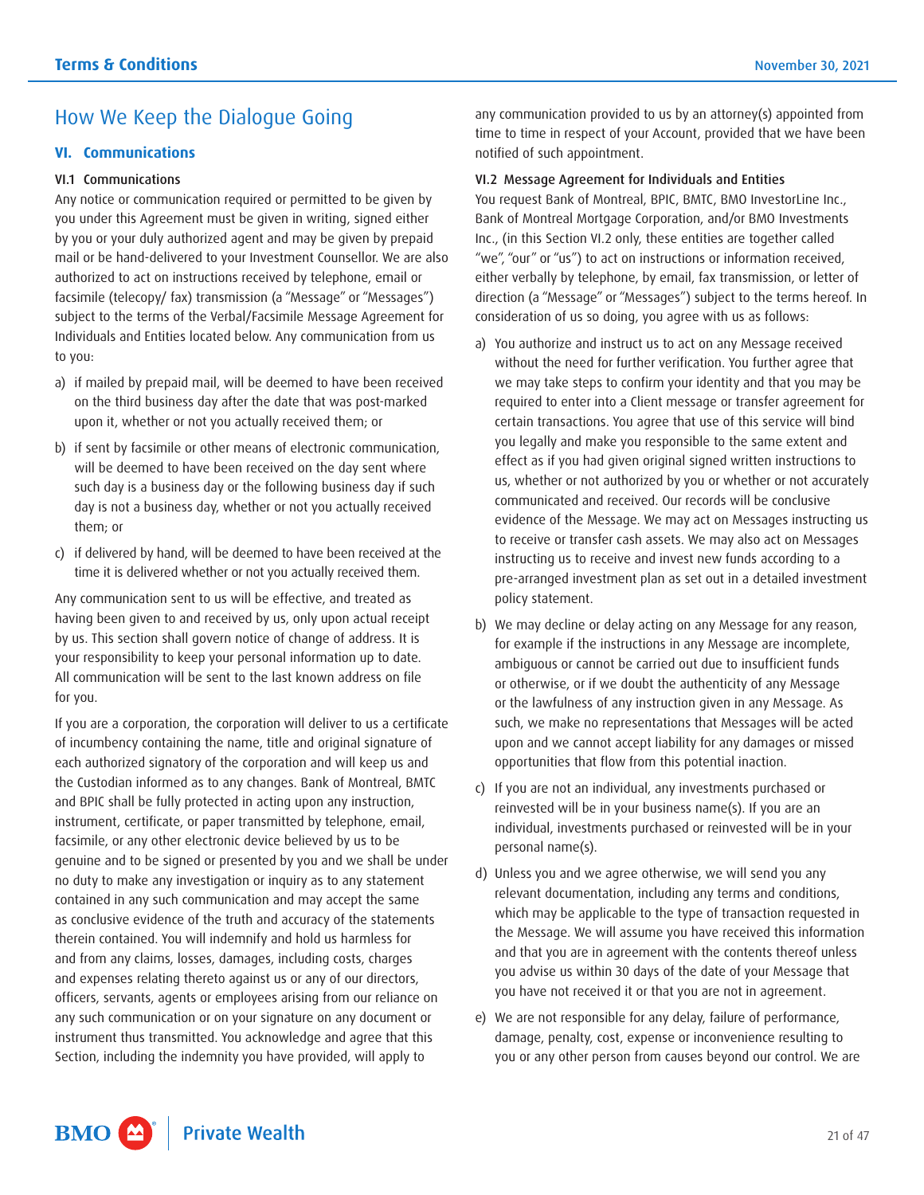## How We Keep the Dialogue Going

### VI. Communications

#### VI.1 Communications

Any notice or communication required or permitted to be given by you under this Agreement must be given in writing, signed either by you or your duly authorized agent and may be given by prepaid mail or be hand-delivered to your Investment Counsellor. We are also authorized to act on instructions received by telephone, email or facsimile (telecopy/ fax) transmission (a "Message" or "Messages") subject to the terms of the Verbal/Facsimile Message Agreement for Individuals and Entities located below. Any communication from us to you:

a) if mailed by prepaid mail, will be deemed to have been received on the third business day after the date that was post-marked upon it, whether or not you actually received them; or

b) if sent by facsimile or other means of electronic communication, will be deemed to have been received on the day sent where such day is a business day or the following business day if such day is not a business day, whether or not you actually received them; or

c) if delivered by hand, will be deemed to have been received at the time it is delivered whether or not you actually received them.

Any communication sent to us will be effective, and treated as having been given to and received by us, only upon actual receipt by us. This section shall govern notice of change of address. It is your responsibility to keep your personal information up to date. All communication will be sent to the last known address on file for you.

If you are a corporation, the corporation will deliver to us a certificate of incumbency containing the name, title and original signature of each authorized signatory of the corporation and will keep us and the Custodian informed as to any changes. Bank of Montreal, BMTC and BPIC shall be fully protected in acting upon any instruction, instrument, certificate, or paper transmitted by telephone, email, facsimile, or any other electronic device believed by us to be genuine and to be signed or presented by you and we shall be under no duty to make any investigation or inquiry as to any statement contained in any such communication and may accept the same as conclusive evidence of the truth and accuracy of the statements therein contained. You will indemnify and hold us harmless for and from any claims, losses, damages, including costs, charges and expenses relating thereto against us or any of our directors, officers, servants, agents or employees arising from our reliance on any such communication or on your signature on any document or instrument thus transmitted. You acknowledge and agree that this Section, including the indemnity you have provided, will apply to any communication provided to us by an attorney(s) appointed from time to time in respect of your Account, provided that we have been notified of such appointment.

#### VI.2 Message Agreement for Individuals and Entities

You request Bank of Montreal, BPIC, BMTC, BMO InvestorLine Inc., Bank of Montreal Mortgage Corporation, and/or BMO Investments Inc., (in this Section VI.2 only, these entities are together called "we", "our" or "us") to act on instructions or information received, either verbally by telephone, by email, fax transmission, or letter of direction (a "Message" or "Messages") subject to the terms hereof. In consideration of us so doing, you agree with us as follows:

a) You authorize and instruct us to act on any Message received without the need for further verification. You further agree that we may take steps to confirm your identity and that you may be required to enter into a Client message or transfer agreement for certain transactions. You agree that use of this service will bind you legally and make you responsible to the same extent and effect as if you had given original signed written instructions to us, whether or not authorized by you or whether or not accurately communicated and received. Our records will be conclusive evidence of the Message. We may act on Messages instructing us to receive or transfer cash assets. We may also act on Messages instructing us to receive and invest new funds according to a pre-arranged investment plan as set out in a detailed investment policy statement.

b) We may decline or delay acting on any Message for any reason, for example if the instructions in any Message are incomplete, ambiguous or cannot be carried out due to insufficient funds or otherwise, or if we doubt the authenticity of any Message or the lawfulness of any instruction given in any Message. As such, we make no representations that Messages will be acted upon and we cannot accept liability for any damages or missed opportunities that flow from this potential inaction.

c) If you are not an individual, any investments purchased or reinvested will be in your business name(s). If you are an individual, investments purchased or reinvested will be in your personal name(s).

d) Unless you and we agree otherwise, we will send you any relevant documentation, including any terms and conditions, which may be applicable to the type of transaction requested in the Message. We will assume you have received this information and that you are in agreement with the contents thereof unless you advise us within 30 days of the date of your Message that you have not received it or that you are not in agreement.

e) We are not responsible for any delay, failure of performance, damage, penalty, cost, expense or inconvenience resulting to you or any other person from causes beyond our control. We are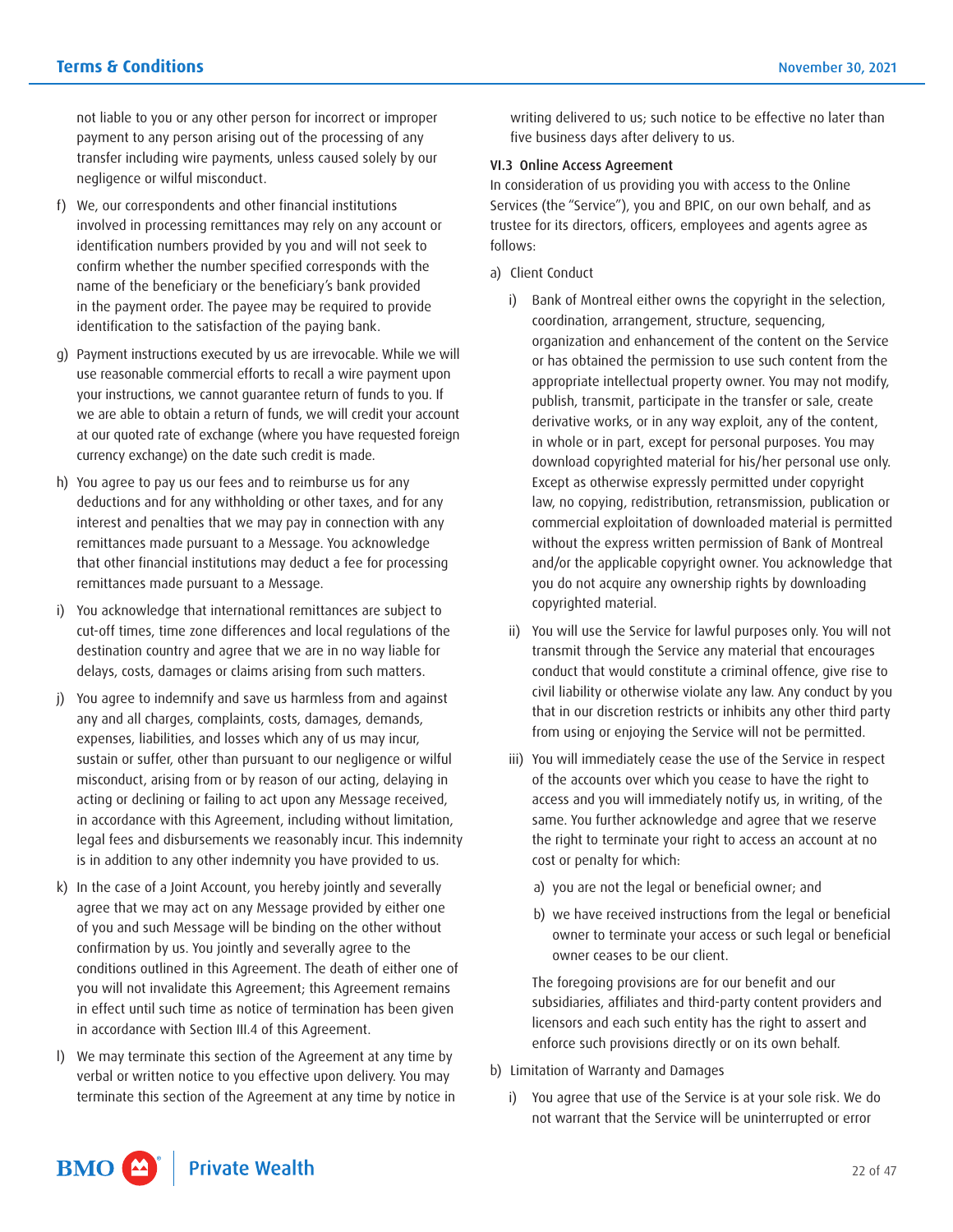not liable to you or any other person for incorrect or improper payment to any person arising out of the processing of any transfer including wire payments, unless caused solely by our negligence or wilful misconduct.

f) We, our correspondents and other financial institutions involved in processing remittances may rely on any account or identification numbers provided by you and will not seek to confirm whether the number specified corresponds with the name of the beneficiary or the beneficiary's bank provided in the payment order. The payee may be required to provide identification to the satisfaction of the paying bank.

g) Payment instructions executed by us are irrevocable. While we will use reasonable commercial efforts to recall a wire payment upon your instructions, we cannot guarantee return of funds to you. If we are able to obtain a return of funds, we will credit your account at our quoted rate of exchange (where you have requested foreign currency exchange) on the date such credit is made.

h) You agree to pay us our fees and to reimburse us for any deductions and for any withholding or other taxes, and for any interest and penalties that we may pay in connection with any remittances made pursuant to a Message. You acknowledge that other financial institutions may deduct a fee for processing remittances made pursuant to a Message.

i) You acknowledge that international remittances are subject to cut-off times, time zone differences and local regulations of the destination country and agree that we are in no way liable for delays, costs, damages or claims arising from such matters.

j) You agree to indemnify and save us harmless from and against any and all charges, complaints, costs, damages, demands, expenses, liabilities, and losses which any of us may incur, sustain or suffer, other than pursuant to our negligence or wilful misconduct, arising from or by reason of our acting, delaying in acting or declining or failing to act upon any Message received, in accordance with this Agreement, including without limitation, legal fees and disbursements we reasonably incur. This indemnity is in addition to any other indemnity you have provided to us.

k) In the case of a Joint Account, you hereby jointly and severally agree that we may act on any Message provided by either one of you and such Message will be binding on the other without confirmation by us. You jointly and severally agree to the conditions outlined in this Agreement. The death of either one of you will not invalidate this Agreement; this Agreement remains in effect until such time as notice of termination has been given in accordance with Section III.4 of this Agreement.

l) We may terminate this section of the Agreement at any time by verbal or written notice to you effective upon delivery. You may terminate this section of the Agreement at any time by notice in writing delivered to us; such notice to be effective no later than five business days after delivery to us.

### VI.3 Online Access Agreement

In consideration of us providing you with access to the Online Services (the "Service"), you and BPIC, on our own behalf, and as trustee for its directors, officers, employees and agents agree as follows:

a) Client Conduct

   i) Bank of Montreal either owns the copyright in the selection, coordination, arrangement, structure, sequencing, organization and enhancement of the content on the Service or has obtained the permission to use such content from the appropriate intellectual property owner. You may not modify, publish, transmit, participate in the transfer or sale, create derivative works, or in any way exploit, any of the content, in whole or in part, except for personal purposes. You may download copyrighted material for his/her personal use only. Except as otherwise expressly permitted under copyright law, no copying, redistribution, retransmission, publication or commercial exploitation of downloaded material is permitted without the express written permission of Bank of Montreal and/or the applicable copyright owner. You acknowledge that you do not acquire any ownership rights by downloading copyrighted material.

   ii) You will use the Service for lawful purposes only. You will not transmit through the Service any material that encourages conduct that would constitute a criminal offence, give rise to civil liability or otherwise violate any law. Any conduct by you that in our discretion restricts or inhibits any other third party from using or enjoying the Service will not be permitted.

   iii) You will immediately cease the use of the Service in respect of the accounts over which you cease to have the right to access and you will immediately notify us, in writing, of the same. You further acknowledge and agree that we reserve the right to terminate your right to access an account at no cost or penalty for which:

      a) you are not the legal or beneficial owner; and

      b) we have received instructions from the legal or beneficial owner to terminate your access or such legal or beneficial owner ceases to be our client.

   The foregoing provisions are for our benefit and our subsidiaries, affiliates and third-party content providers and licensors and each such entity has the right to assert and enforce such provisions directly or on its own behalf.

b) Limitation of Warranty and Damages

   i) You agree that use of the Service is at your sole risk. We do not warrant that the Service will be uninterrupted or error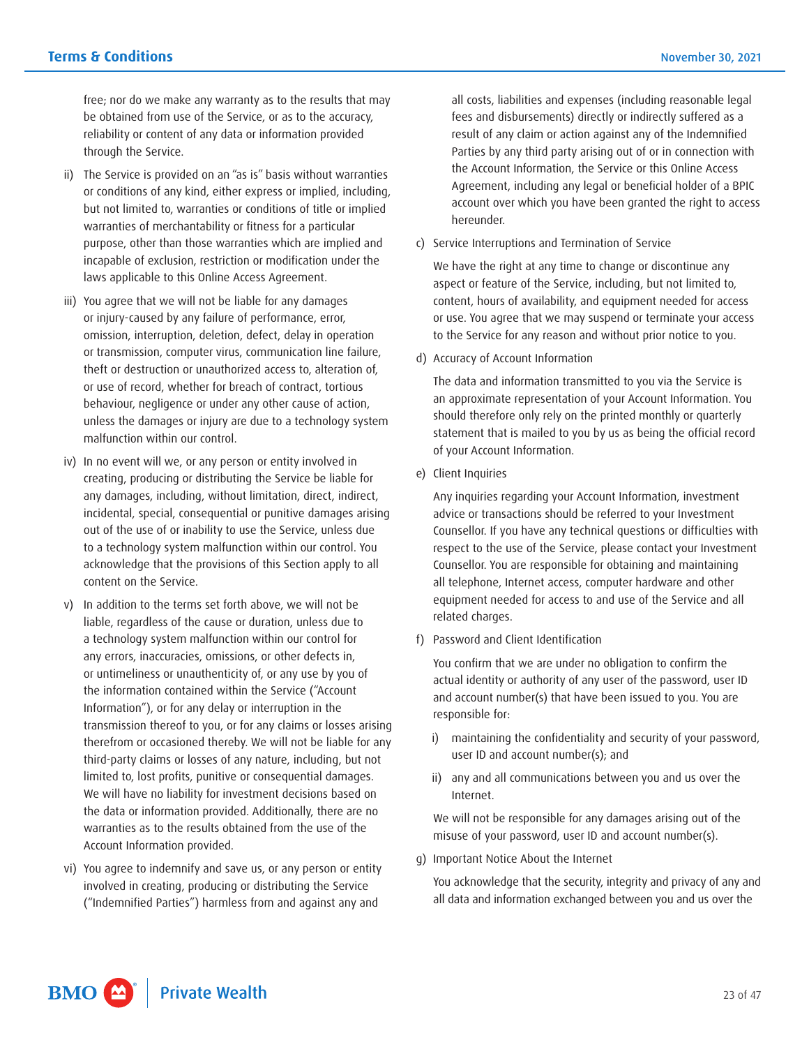free; nor do we make any warranty as to the results that may be obtained from use of the Service, or as to the accuracy, reliability or content of any data or information provided through the Service.

ii) The Service is provided on an "as is" basis without warranties or conditions of any kind, either express or implied, including, but not limited to, warranties or conditions of title or implied warranties of merchantability or fitness for a particular purpose, other than those warranties which are implied and incapable of exclusion, restriction or modification under the laws applicable to this Online Access Agreement.

iii) You agree that we will not be liable for any damages or injury-caused by any failure of performance, error, omission, interruption, deletion, defect, delay in operation or transmission, computer virus, communication line failure, theft or destruction or unauthorized access to, alteration of, or use of record, whether for breach of contract, tortious behaviour, negligence or under any other cause of action, unless the damages or injury are due to a technology system malfunction within our control.

iv) In no event will we, or any person or entity involved in creating, producing or distributing the Service be liable for any damages, including, without limitation, direct, indirect, incidental, special, consequential or punitive damages arising out of the use of or inability to use the Service, unless due to a technology system malfunction within our control. You acknowledge that the provisions of this Section apply to all content on the Service.

v) In addition to the terms set forth above, we will not be liable, regardless of the cause or duration, unless due to a technology system malfunction within our control for any errors, inaccuracies, omissions, or other defects in, or untimeliness or unauthenticity of, or any use by you of the information contained within the Service ("Account Information"), or for any delay or interruption in the transmission thereof to you, or for any claims or losses arising therefrom or occasioned thereby. We will not be liable for any third-party claims or losses of any nature, including, but not limited to, lost profits, punitive or consequential damages. We will have no liability for investment decisions based on the data or information provided. Additionally, there are no warranties as to the results obtained from the use of the Account Information provided.

vi) You agree to indemnify and save us, or any person or entity involved in creating, producing or distributing the Service ("Indemnified Parties") harmless from and against any and all costs, liabilities and expenses (including reasonable legal fees and disbursements) directly or indirectly suffered as a result of any claim or action against any of the Indemnified Parties by any third party arising out of or in connection with the Account Information, the Service or this Online Access Agreement, including any legal or beneficial holder of a BPIC account over which you have been granted the right to access hereunder.

c) Service Interruptions and Termination of Service

We have the right at any time to change or discontinue any aspect or feature of the Service, including, but not limited to, content, hours of availability, and equipment needed for access or use. You agree that we may suspend or terminate your access to the Service for any reason and without prior notice to you.

d) Accuracy of Account Information

The data and information transmitted to you via the Service is an approximate representation of your Account Information. You should therefore only rely on the printed monthly or quarterly statement that is mailed to you by us as being the official record of your Account Information.

e) Client Inquiries

Any inquiries regarding your Account Information, investment advice or transactions should be referred to your Investment Counsellor. If you have any technical questions or difficulties with respect to the use of the Service, please contact your Investment Counsellor. You are responsible for obtaining and maintaining all telephone, Internet access, computer hardware and other equipment needed for access to and use of the Service and all related charges.

f) Password and Client Identification

You confirm that we are under no obligation to confirm the actual identity or authority of any user of the password, user ID and account number(s) that have been issued to you. You are responsible for:

i) maintaining the confidentiality and security of your password, user ID and account number(s); and

ii) any and all communications between you and us over the Internet.

We will not be responsible for any damages arising out of the misuse of your password, user ID and account number(s).

g) Important Notice About the Internet

You acknowledge that the security, integrity and privacy of any and all data and information exchanged between you and us over the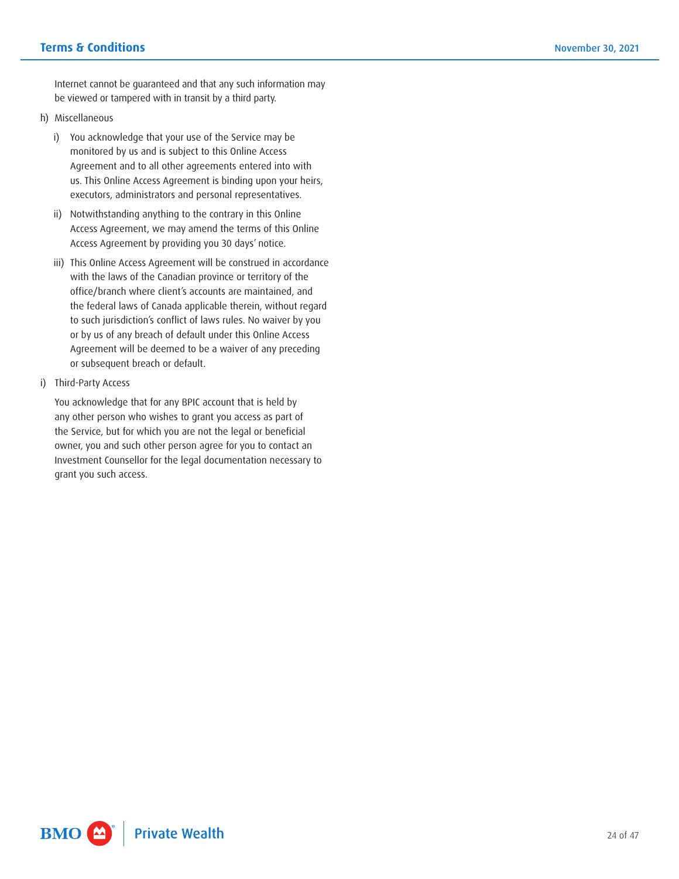Internet cannot be guaranteed and that any such information may be viewed or tampered with in transit by a third party.

h) Miscellaneous

   i) You acknowledge that your use of the Service may be monitored by us and is subject to this Online Access Agreement and to all other agreements entered into with us. This Online Access Agreement is binding upon your heirs, executors, administrators and personal representatives.

   ii) Notwithstanding anything to the contrary in this Online Access Agreement, we may amend the terms of this Online Access Agreement by providing you 30 days' notice.

   iii) This Online Access Agreement will be construed in accordance with the laws of the Canadian province or territory of the office/branch where client's accounts are maintained, and the federal laws of Canada applicable therein, without regard to such jurisdiction's conflict of laws rules. No waiver by you or by us of any breach of default under this Online Access Agreement will be deemed to be a waiver of any preceding or subsequent breach or default.

i) Third-Party Access

   You acknowledge that for any BPIC account that is held by any other person who wishes to grant you access as part of the Service, but for which you are not the legal or beneficial owner, you and such other person agree for you to contact an Investment Counsellor for the legal documentation necessary to grant you such access.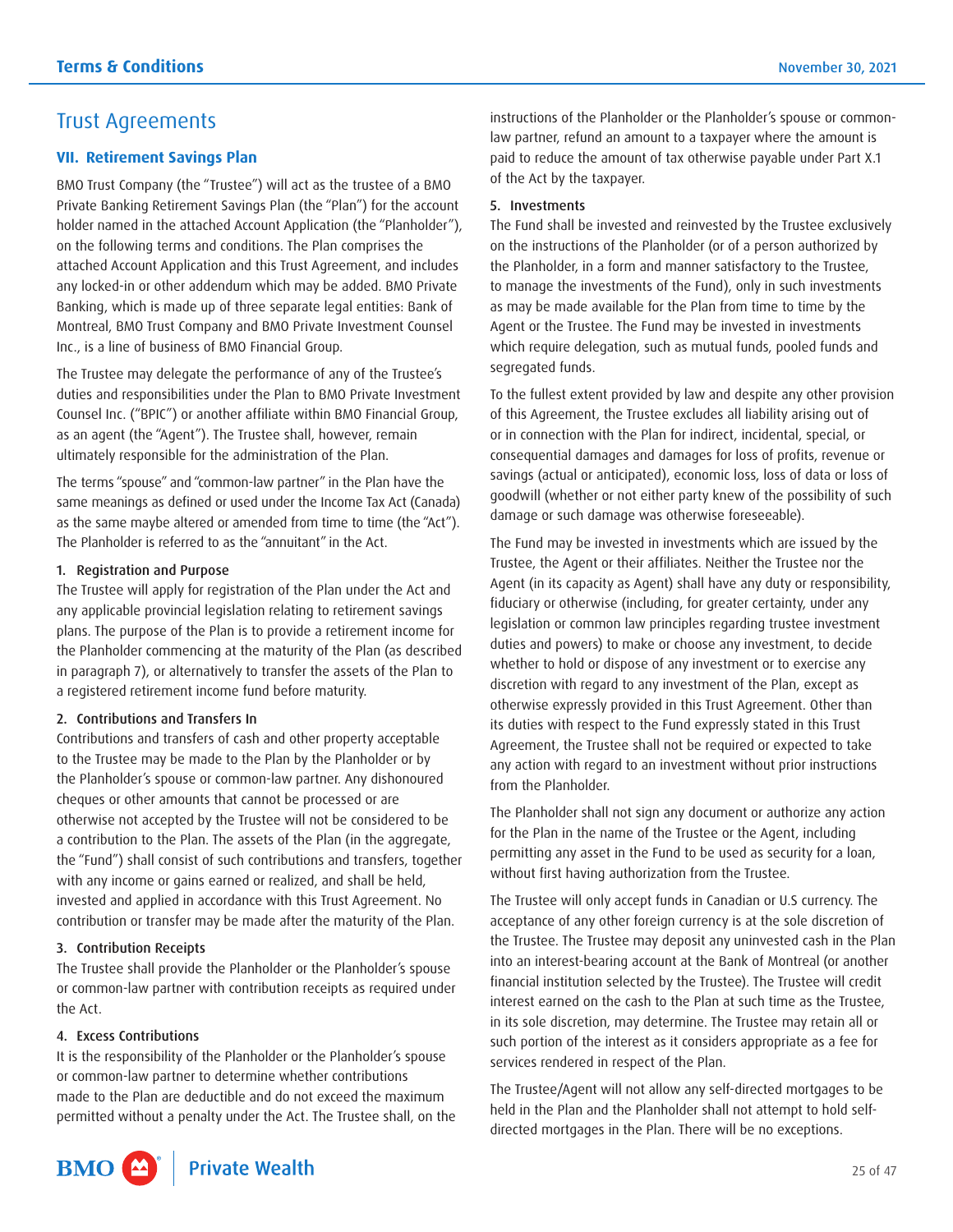# Trust Agreements

## VII. Retirement Savings Plan

BMO Trust Company (the "Trustee") will act as the trustee of a BMO Private Banking Retirement Savings Plan (the "Plan") for the account holder named in the attached Account Application (the "Planholder"), on the following terms and conditions. The Plan comprises the attached Account Application and this Trust Agreement, and includes any locked-in or other addendum which may be added. BMO Private Banking, which is made up of three separate legal entities: Bank of Montreal, BMO Trust Company and BMO Private Investment Counsel Inc., is a line of business of BMO Financial Group.

The Trustee may delegate the performance of any of the Trustee's duties and responsibilities under the Plan to BMO Private Investment Counsel Inc. ("BPIC") or another affiliate within BMO Financial Group, as an agent (the "Agent"). The Trustee shall, however, remain ultimately responsible for the administration of the Plan.

The terms "spouse" and "common-law partner" in the Plan have the same meanings as defined or used under the Income Tax Act (Canada) as the same maybe altered or amended from time to time (the "Act"). The Planholder is referred to as the "annuitant" in the Act.

### 1. Registration and Purpose

The Trustee will apply for registration of the Plan under the Act and any applicable provincial legislation relating to retirement savings plans. The purpose of the Plan is to provide a retirement income for the Planholder commencing at the maturity of the Plan (as described in paragraph 7), or alternatively to transfer the assets of the Plan to a registered retirement income fund before maturity.

### 2. Contributions and Transfers In

Contributions and transfers of cash and other property acceptable to the Trustee may be made to the Plan by the Planholder or by the Planholder's spouse or common-law partner. Any dishonoured cheques or other amounts that cannot be processed or are otherwise not accepted by the Trustee will not be considered to be a contribution to the Plan. The assets of the Plan (in the aggregate, the "Fund") shall consist of such contributions and transfers, together with any income or gains earned or realized, and shall be held, invested and applied in accordance with this Trust Agreement. No contribution or transfer may be made after the maturity of the Plan.

### 3. Contribution Receipts

The Trustee shall provide the Planholder or the Planholder's spouse or common-law partner with contribution receipts as required under the Act.

### 4. Excess Contributions

It is the responsibility of the Planholder or the Planholder's spouse or common-law partner to determine whether contributions made to the Plan are deductible and do not exceed the maximum permitted without a penalty under the Act. The Trustee shall, on the instructions of the Planholder or the Planholder's spouse or common-law partner, refund an amount to a taxpayer where the amount is paid to reduce the amount of tax otherwise payable under Part X.1 of the Act by the taxpayer.

### 5. Investments

The Fund shall be invested and reinvested by the Trustee exclusively on the instructions of the Planholder (or of a person authorized by the Planholder, in a form and manner satisfactory to the Trustee, to manage the investments of the Fund), only in such investments as may be made available for the Plan from time to time by the Agent or the Trustee. The Fund may be invested in investments which require delegation, such as mutual funds, pooled funds and segregated funds.

To the fullest extent provided by law and despite any other provision of this Agreement, the Trustee excludes all liability arising out of or in connection with the Plan for indirect, incidental, special, or consequential damages and damages for loss of profits, revenue or savings (actual or anticipated), economic loss, loss of data or loss of goodwill (whether or not either party knew of the possibility of such damage or such damage was otherwise foreseeable).

The Fund may be invested in investments which are issued by the Trustee, the Agent or their affiliates. Neither the Trustee nor the Agent (in its capacity as Agent) shall have any duty or responsibility, fiduciary or otherwise (including, for greater certainty, under any legislation or common law principles regarding trustee investment duties and powers) to make or choose any investment, to decide whether to hold or dispose of any investment or to exercise any discretion with regard to any investment of the Plan, except as otherwise expressly provided in this Trust Agreement. Other than its duties with respect to the Fund expressly stated in this Trust Agreement, the Trustee shall not be required or expected to take any action with regard to an investment without prior instructions from the Planholder.

The Planholder shall not sign any document or authorize any action for the Plan in the name of the Trustee or the Agent, including permitting any asset in the Fund to be used as security for a loan, without first having authorization from the Trustee.

The Trustee will only accept funds in Canadian or U.S currency. The acceptance of any other foreign currency is at the sole discretion of the Trustee. The Trustee may deposit any uninvested cash in the Plan into an interest-bearing account at the Bank of Montreal (or another financial institution selected by the Trustee). The Trustee will credit interest earned on the cash to the Plan at such time as the Trustee, in its sole discretion, may determine. The Trustee may retain all or such portion of the interest as it considers appropriate as a fee for services rendered in respect of the Plan.

The Trustee/Agent will not allow any self-directed mortgages to be held in the Plan and the Planholder shall not attempt to hold self-directed mortgages in the Plan. There will be no exceptions.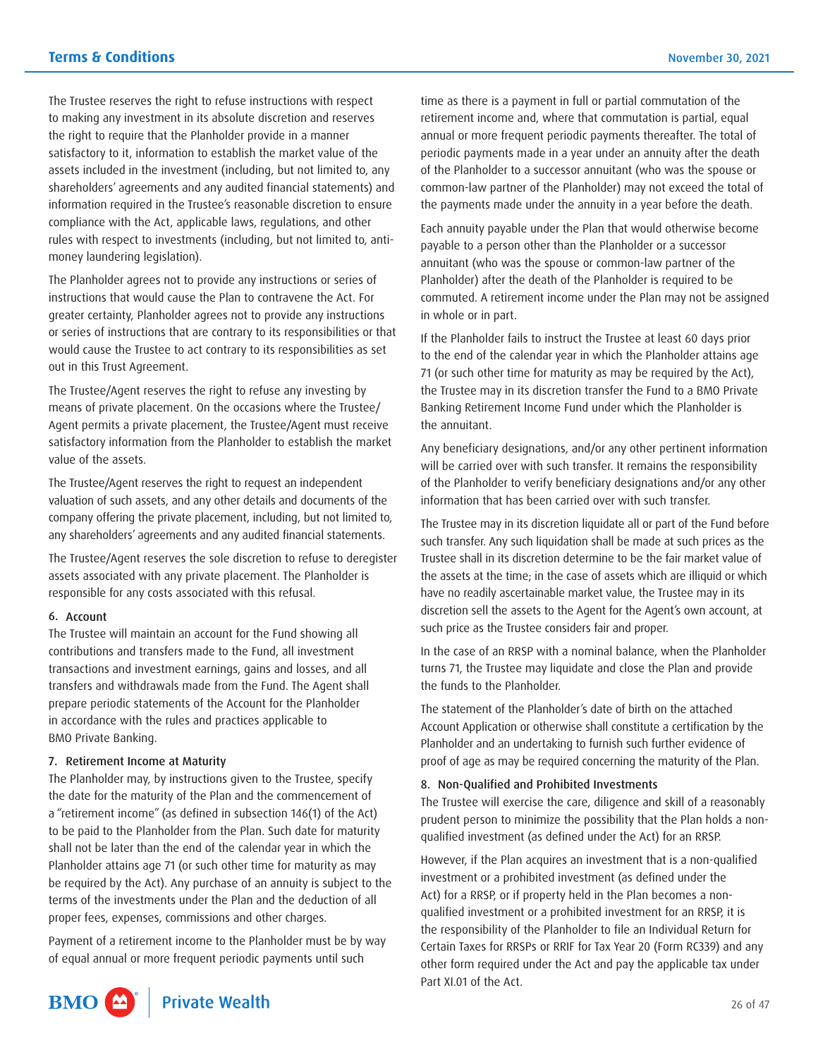The Trustee reserves the right to refuse instructions with respect to making any investment in its absolute discretion and reserves the right to require that the Planholder provide in a manner satisfactory to it, information to establish the market value of the assets included in the investment (including, but not limited to, any shareholders' agreements and any audited financial statements) and information required in the Trustee's reasonable discretion to ensure compliance with the Act, applicable laws, regulations, and other rules with respect to investments (including, but not limited to, anti-money laundering legislation).

The Planholder agrees not to provide any instructions or series of instructions that would cause the Plan to contravene the Act. For greater certainty, Planholder agrees not to provide any instructions or series of instructions that are contrary to its responsibilities or that would cause the Trustee to act contrary to its responsibilities as set out in this Trust Agreement.

The Trustee/Agent reserves the right to refuse any investing by means of private placement. On the occasions where the Trustee/Agent permits a private placement, the Trustee/Agent must receive satisfactory information from the Planholder to establish the market value of the assets.

The Trustee/Agent reserves the right to request an independent valuation of such assets, and any other details and documents of the company offering the private placement, including, but not limited to, any shareholders' agreements and any audited financial statements.

The Trustee/Agent reserves the sole discretion to refuse to deregister assets associated with any private placement. The Planholder is responsible for any costs associated with this refusal.

#### 6. Account

The Trustee will maintain an account for the Fund showing all contributions and transfers made to the Fund, all investment transactions and investment earnings, gains and losses, and all transfers and withdrawals made from the Fund. The Agent shall prepare periodic statements of the Account for the Planholder in accordance with the rules and practices applicable to BMO Private Banking.

#### 7. Retirement Income at Maturity

The Planholder may, by instructions given to the Trustee, specify the date for the maturity of the Plan and the commencement of a "retirement income" (as defined in subsection 146(1) of the Act) to be paid to the Planholder from the Plan. Such date for maturity shall not be later than the end of the calendar year in which the Planholder attains age 71 (or such other time for maturity as may be required by the Act). Any purchase of an annuity is subject to the terms of the investments under the Plan and the deduction of all proper fees, expenses, commissions and other charges.

Payment of a retirement income to the Planholder must be by way of equal annual or more frequent periodic payments until such time as there is a payment in full or partial commutation of the retirement income and, where that commutation is partial, equal annual or more frequent periodic payments thereafter. The total of periodic payments made in a year under an annuity after the death of the Planholder to a successor annuitant (who was the spouse or common-law partner of the Planholder) may not exceed the total of the payments made under the annuity in a year before the death.

Each annuity payable under the Plan that would otherwise become payable to a person other than the Planholder or a successor annuitant (who was the spouse or common-law partner of the Planholder) after the death of the Planholder is required to be commuted. A retirement income under the Plan may not be assigned in whole or in part.

If the Planholder fails to instruct the Trustee at least 60 days prior to the end of the calendar year in which the Planholder attains age 71 (or such other time for maturity as may be required by the Act), the Trustee may in its discretion transfer the Fund to a BMO Private Banking Retirement Income Fund under which the Planholder is the annuitant.

Any beneficiary designations, and/or any other pertinent information will be carried over with such transfer. It remains the responsibility of the Planholder to verify beneficiary designations and/or any other information that has been carried over with such transfer.

The Trustee may in its discretion liquidate all or part of the Fund before such transfer. Any such liquidation shall be made at such prices as the Trustee shall in its discretion determine to be the fair market value of the assets at the time; in the case of assets which are illiquid or which have no readily ascertainable market value, the Trustee may in its discretion sell the assets to the Agent for the Agent's own account, at such price as the Trustee considers fair and proper.

In the case of an RRSP with a nominal balance, when the Planholder turns 71, the Trustee may liquidate and close the Plan and provide the funds to the Planholder.

The statement of the Planholder's date of birth on the attached Account Application or otherwise shall constitute a certification by the Planholder and an undertaking to furnish such further evidence of proof of age as may be required concerning the maturity of the Plan.

#### 8. Non-Qualified and Prohibited Investments

The Trustee will exercise the care, diligence and skill of a reasonably prudent person to minimize the possibility that the Plan holds a non-qualified investment (as defined under the Act) for an RRSP.

However, if the Plan acquires an investment that is a non-qualified investment or a prohibited investment (as defined under the Act) for a RRSP, or if property held in the Plan becomes a non-qualified investment or a prohibited investment for an RRSP, it is the responsibility of the Planholder to file an Individual Return for Certain Taxes for RRSPs or RRIF for Tax Year 20 (Form RC339) and any other form required under the Act and pay the applicable tax under Part XI.01 of the Act.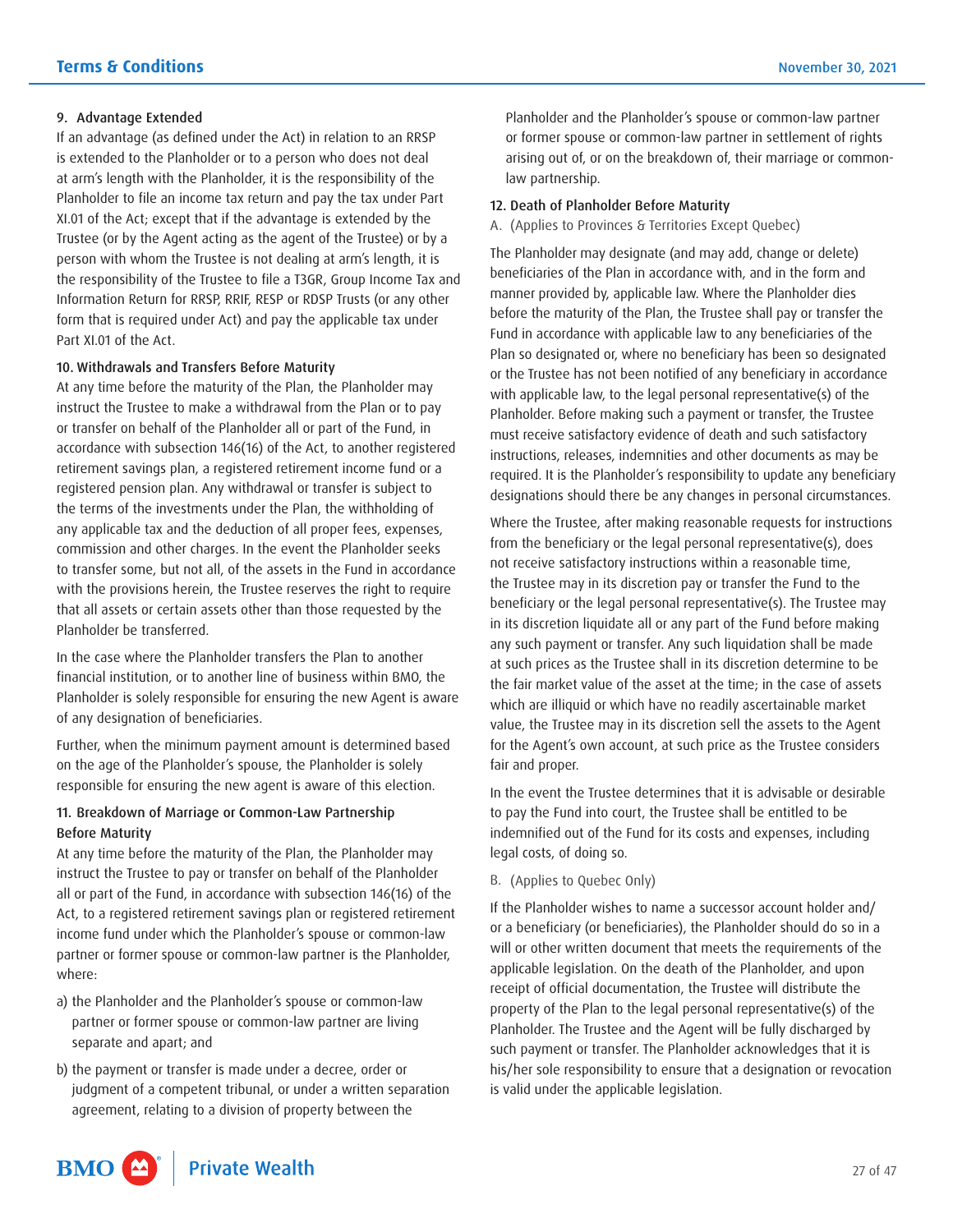### 9. Advantage Extended

If an advantage (as defined under the Act) in relation to an RRSP is extended to the Planholder or to a person who does not deal at arm's length with the Planholder, it is the responsibility of the Planholder to file an income tax return and pay the tax under Part XI.01 of the Act; except that if the advantage is extended by the Trustee (or by the Agent acting as the agent of the Trustee) or by a person with whom the Trustee is not dealing at arm's length, it is the responsibility of the Trustee to file a T3GR, Group Income Tax and Information Return for RRSP, RRIF, RESP or RDSP Trusts (or any other form that is required under Act) and pay the applicable tax under Part XI.01 of the Act.

### 10. Withdrawals and Transfers Before Maturity

At any time before the maturity of the Plan, the Planholder may instruct the Trustee to make a withdrawal from the Plan or to pay or transfer on behalf of the Planholder all or part of the Fund, in accordance with subsection 146(16) of the Act, to another registered retirement savings plan, a registered retirement income fund or a registered pension plan. Any withdrawal or transfer is subject to the terms of the investments under the Plan, the withholding of any applicable tax and the deduction of all proper fees, expenses, commission and other charges. In the event the Planholder seeks to transfer some, but not all, of the assets in the Fund in accordance with the provisions herein, the Trustee reserves the right to require that all assets or certain assets other than those requested by the Planholder be transferred.

In the case where the Planholder transfers the Plan to another financial institution, or to another line of business within BMO, the Planholder is solely responsible for ensuring the new Agent is aware of any designation of beneficiaries.

Further, when the minimum payment amount is determined based on the age of the Planholder's spouse, the Planholder is solely responsible for ensuring the new agent is aware of this election.

### 11. Breakdown of Marriage or Common-Law Partnership Before Maturity

At any time before the maturity of the Plan, the Planholder may instruct the Trustee to pay or transfer on behalf of the Planholder all or part of the Fund, in accordance with subsection 146(16) of the Act, to a registered retirement savings plan or registered retirement income fund under which the Planholder's spouse or common-law partner or former spouse or common-law partner is the Planholder, where:

a) the Planholder and the Planholder's spouse or common-law partner or former spouse or common-law partner are living separate and apart; and

b) the payment or transfer is made under a decree, order or judgment of a competent tribunal, or under a written separation agreement, relating to a division of property between the Planholder and the Planholder's spouse or common-law partner or former spouse or common-law partner in settlement of rights arising out of, or on the breakdown of, their marriage or common-law partnership.

### 12. Death of Planholder Before Maturity

A. (Applies to Provinces & Territories Except Quebec)

The Planholder may designate (and may add, change or delete) beneficiaries of the Plan in accordance with, and in the form and manner provided by, applicable law. Where the Planholder dies before the maturity of the Plan, the Trustee shall pay or transfer the Fund in accordance with applicable law to any beneficiaries of the Plan so designated or, where no beneficiary has been so designated or the Trustee has not been notified of any beneficiary in accordance with applicable law, to the legal personal representative(s) of the Planholder. Before making such a payment or transfer, the Trustee must receive satisfactory evidence of death and such satisfactory instructions, releases, indemnities and other documents as may be required. It is the Planholder's responsibility to update any beneficiary designations should there be any changes in personal circumstances.

Where the Trustee, after making reasonable requests for instructions from the beneficiary or the legal personal representative(s), does not receive satisfactory instructions within a reasonable time, the Trustee may in its discretion pay or transfer the Fund to the beneficiary or the legal personal representative(s). The Trustee may in its discretion liquidate all or any part of the Fund before making any such payment or transfer. Any such liquidation shall be made at such prices as the Trustee shall in its discretion determine to be the fair market value of the asset at the time; in the case of assets which are illiquid or which have no readily ascertainable market value, the Trustee may in its discretion sell the assets to the Agent for the Agent's own account, at such price as the Trustee considers fair and proper.

In the event the Trustee determines that it is advisable or desirable to pay the Fund into court, the Trustee shall be entitled to be indemnified out of the Fund for its costs and expenses, including legal costs, of doing so.

B. (Applies to Quebec Only)

If the Planholder wishes to name a successor account holder and/or a beneficiary (or beneficiaries), the Planholder should do so in a will or other written document that meets the requirements of the applicable legislation. On the death of the Planholder, and upon receipt of official documentation, the Trustee will distribute the property of the Plan to the legal personal representative(s) of the Planholder. The Trustee and the Agent will be fully discharged by such payment or transfer. The Planholder acknowledges that it is his/her sole responsibility to ensure that a designation or revocation is valid under the applicable legislation.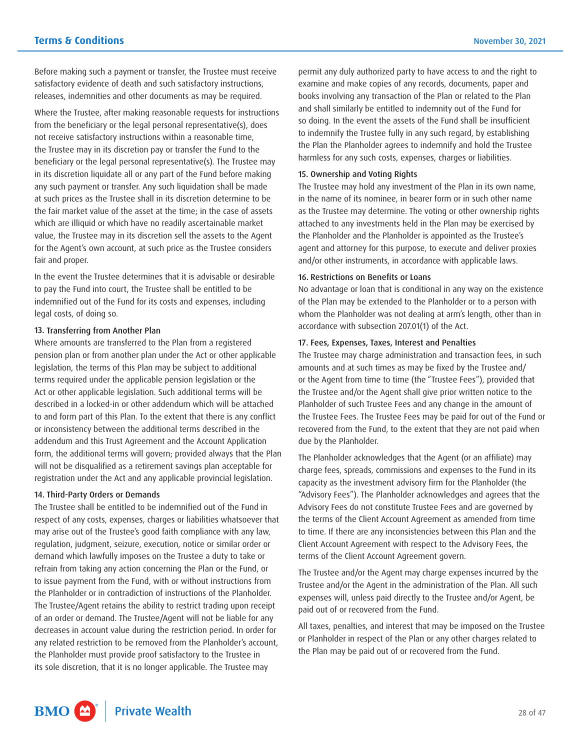Before making such a payment or transfer, the Trustee must receive satisfactory evidence of death and such satisfactory instructions, releases, indemnities and other documents as may be required.

Where the Trustee, after making reasonable requests for instructions from the beneficiary or the legal personal representative(s), does not receive satisfactory instructions within a reasonable time, the Trustee may in its discretion pay or transfer the Fund to the beneficiary or the legal personal representative(s). The Trustee may in its discretion liquidate all or any part of the Fund before making any such payment or transfer. Any such liquidation shall be made at such prices as the Trustee shall in its discretion determine to be the fair market value of the asset at the time; in the case of assets which are illiquid or which have no readily ascertainable market value, the Trustee may in its discretion sell the assets to the Agent for the Agent's own account, at such price as the Trustee considers fair and proper.

In the event the Trustee determines that it is advisable or desirable to pay the Fund into court, the Trustee shall be entitled to be indemnified out of the Fund for its costs and expenses, including legal costs, of doing so.

#### 13. Transferring from Another Plan

Where amounts are transferred to the Plan from a registered pension plan or from another plan under the Act or other applicable legislation, the terms of this Plan may be subject to additional terms required under the applicable pension legislation or the Act or other applicable legislation. Such additional terms will be described in a locked-in or other addendum which will be attached to and form part of this Plan. To the extent that there is any conflict or inconsistency between the additional terms described in the addendum and this Trust Agreement and the Account Application form, the additional terms will govern; provided always that the Plan will not be disqualified as a retirement savings plan acceptable for registration under the Act and any applicable provincial legislation.

#### 14. Third-Party Orders or Demands

The Trustee shall be entitled to be indemnified out of the Fund in respect of any costs, expenses, charges or liabilities whatsoever that may arise out of the Trustee's good faith compliance with any law, regulation, judgment, seizure, execution, notice or similar order or demand which lawfully imposes on the Trustee a duty to take or refrain from taking any action concerning the Plan or the Fund, or to issue payment from the Fund, with or without instructions from the Planholder or in contradiction of instructions of the Planholder. The Trustee/Agent retains the ability to restrict trading upon receipt of an order or demand. The Trustee/Agent will not be liable for any decreases in account value during the restriction period. In order for any related restriction to be removed from the Planholder's account, the Planholder must provide proof satisfactory to the Trustee in its sole discretion, that it is no longer applicable. The Trustee may permit any duly authorized party to have access to and the right to examine and make copies of any records, documents, paper and books involving any transaction of the Plan or related to the Plan and shall similarly be entitled to indemnity out of the Fund for so doing. In the event the assets of the Fund shall be insufficient to indemnify the Trustee fully in any such regard, by establishing the Plan the Planholder agrees to indemnify and hold the Trustee harmless for any such costs, expenses, charges or liabilities.

#### 15. Ownership and Voting Rights

The Trustee may hold any investment of the Plan in its own name, in the name of its nominee, in bearer form or in such other name as the Trustee may determine. The voting or other ownership rights attached to any investments held in the Plan may be exercised by the Planholder and the Planholder is appointed as the Trustee's agent and attorney for this purpose, to execute and deliver proxies and/or other instruments, in accordance with applicable laws.

#### 16. Restrictions on Benefits or Loans

No advantage or loan that is conditional in any way on the existence of the Plan may be extended to the Planholder or to a person with whom the Planholder was not dealing at arm's length, other than in accordance with subsection 207.01(1) of the Act.

#### 17. Fees, Expenses, Taxes, Interest and Penalties

The Trustee may charge administration and transaction fees, in such amounts and at such times as may be fixed by the Trustee and/or the Agent from time to time (the "Trustee Fees"), provided that the Trustee and/or the Agent shall give prior written notice to the Planholder of such Trustee Fees and any change in the amount of the Trustee Fees. The Trustee Fees may be paid for out of the Fund or recovered from the Fund, to the extent that they are not paid when due by the Planholder.

The Planholder acknowledges that the Agent (or an affiliate) may charge fees, spreads, commissions and expenses to the Fund in its capacity as the investment advisory firm for the Planholder (the "Advisory Fees"). The Planholder acknowledges and agrees that the Advisory Fees do not constitute Trustee Fees and are governed by the terms of the Client Account Agreement as amended from time to time. If there are any inconsistencies between this Plan and the Client Account Agreement with respect to the Advisory Fees, the terms of the Client Account Agreement govern.

The Trustee and/or the Agent may charge expenses incurred by the Trustee and/or the Agent in the administration of the Plan. All such expenses will, unless paid directly to the Trustee and/or Agent, be paid out of or recovered from the Fund.

All taxes, penalties, and interest that may be imposed on the Trustee or Planholder in respect of the Plan or any other charges related to the Plan may be paid out of or recovered from the Fund.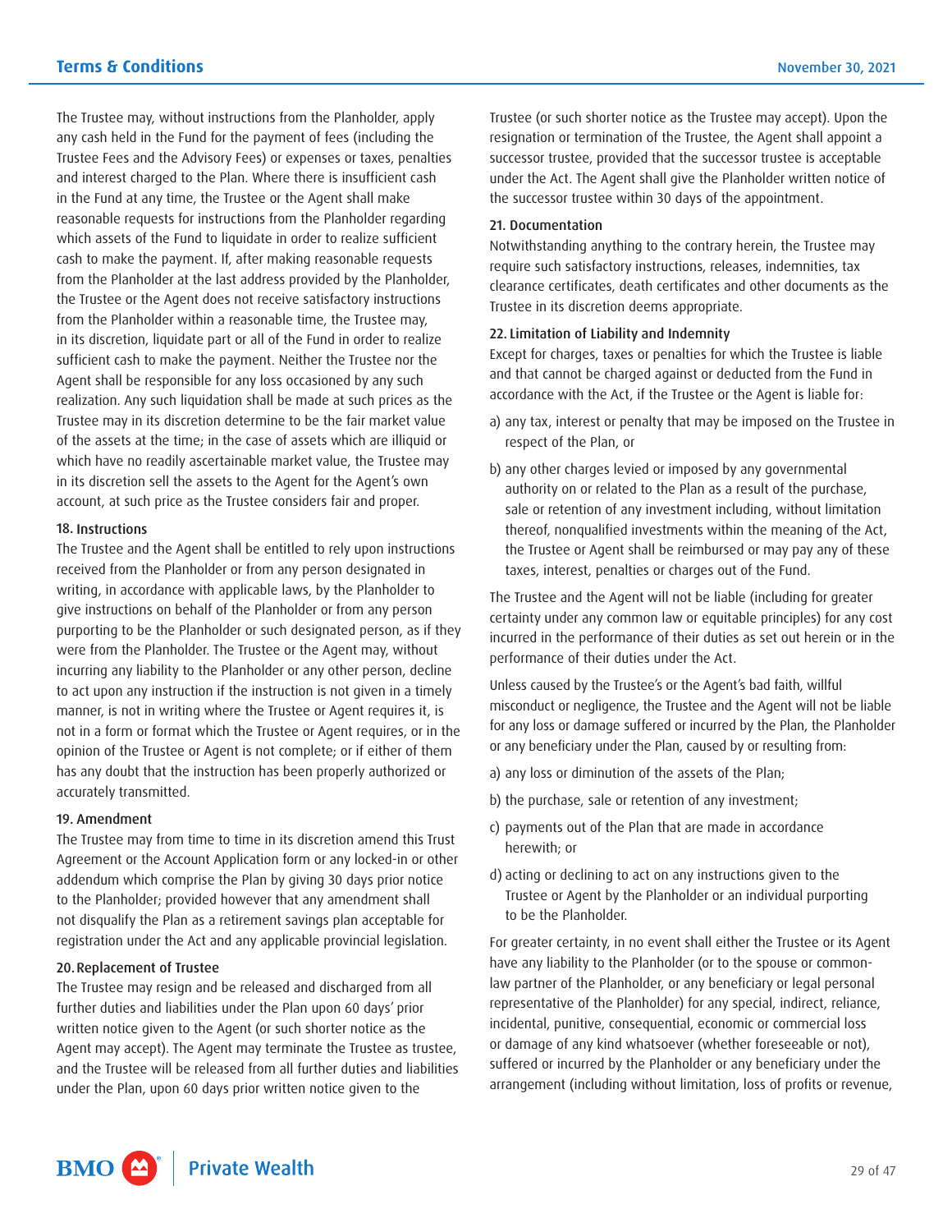The Trustee may, without instructions from the Planholder, apply any cash held in the Fund for the payment of fees (including the Trustee Fees and the Advisory Fees) or expenses or taxes, penalties and interest charged to the Plan. Where there is insufficient cash in the Fund at any time, the Trustee or the Agent shall make reasonable requests for instructions from the Planholder regarding which assets of the Fund to liquidate in order to realize sufficient cash to make the payment. If, after making reasonable requests from the Planholder at the last address provided by the Planholder, the Trustee or the Agent does not receive satisfactory instructions from the Planholder within a reasonable time, the Trustee may, in its discretion, liquidate part or all of the Fund in order to realize sufficient cash to make the payment. Neither the Trustee nor the Agent shall be responsible for any loss occasioned by any such realization. Any such liquidation shall be made at such prices as the Trustee may in its discretion determine to be the fair market value of the assets at the time; in the case of assets which are illiquid or which have no readily ascertainable market value, the Trustee may in its discretion sell the assets to the Agent for the Agent's own account, at such price as the Trustee considers fair and proper.

#### 18. Instructions

The Trustee and the Agent shall be entitled to rely upon instructions received from the Planholder or from any person designated in writing, in accordance with applicable laws, by the Planholder to give instructions on behalf of the Planholder or from any person purporting to be the Planholder or such designated person, as if they were from the Planholder. The Trustee or the Agent may, without incurring any liability to the Planholder or any other person, decline to act upon any instruction if the instruction is not given in a timely manner, is not in writing where the Trustee or Agent requires it, is not in a form or format which the Trustee or Agent requires, or in the opinion of the Trustee or Agent is not complete; or if either of them has any doubt that the instruction has been properly authorized or accurately transmitted.

#### 19. Amendment

The Trustee may from time to time in its discretion amend this Trust Agreement or the Account Application form or any locked-in or other addendum which comprise the Plan by giving 30 days prior notice to the Planholder; provided however that any amendment shall not disqualify the Plan as a retirement savings plan acceptable for registration under the Act and any applicable provincial legislation.

#### 20. Replacement of Trustee

The Trustee may resign and be released and discharged from all further duties and liabilities under the Plan upon 60 days' prior written notice given to the Agent (or such shorter notice as the Agent may accept). The Agent may terminate the Trustee as trustee, and the Trustee will be released from all further duties and liabilities under the Plan, upon 60 days prior written notice given to the Trustee (or such shorter notice as the Trustee may accept). Upon the resignation or termination of the Trustee, the Agent shall appoint a successor trustee, provided that the successor trustee is acceptable under the Act. The Agent shall give the Planholder written notice of the successor trustee within 30 days of the appointment.

#### 21. Documentation

Notwithstanding anything to the contrary herein, the Trustee may require such satisfactory instructions, releases, indemnities, tax clearance certificates, death certificates and other documents as the Trustee in its discretion deems appropriate.

#### 22. Limitation of Liability and Indemnity

Except for charges, taxes or penalties for which the Trustee is liable and that cannot be charged against or deducted from the Fund in accordance with the Act, if the Trustee or the Agent is liable for:

a) any tax, interest or penalty that may be imposed on the Trustee in respect of the Plan, or

b) any other charges levied or imposed by any governmental authority on or related to the Plan as a result of the purchase, sale or retention of any investment including, without limitation thereof, nonqualified investments within the meaning of the Act, the Trustee or Agent shall be reimbursed or may pay any of these taxes, interest, penalties or charges out of the Fund.

The Trustee and the Agent will not be liable (including for greater certainty under any common law or equitable principles) for any cost incurred in the performance of their duties as set out herein or in the performance of their duties under the Act.

Unless caused by the Trustee's or the Agent's bad faith, willful misconduct or negligence, the Trustee and the Agent will not be liable for any loss or damage suffered or incurred by the Plan, the Planholder or any beneficiary under the Plan, caused by or resulting from:

a) any loss or diminution of the assets of the Plan;

b) the purchase, sale or retention of any investment;

c) payments out of the Plan that are made in accordance herewith; or

d) acting or declining to act on any instructions given to the Trustee or Agent by the Planholder or an individual purporting to be the Planholder.

For greater certainty, in no event shall either the Trustee or its Agent have any liability to the Planholder (or to the spouse or common-law partner of the Planholder, or any beneficiary or legal personal representative of the Planholder) for any special, indirect, reliance, incidental, punitive, consequential, economic or commercial loss or damage of any kind whatsoever (whether foreseeable or not), suffered or incurred by the Planholder or any beneficiary under the arrangement (including without limitation, loss of profits or revenue,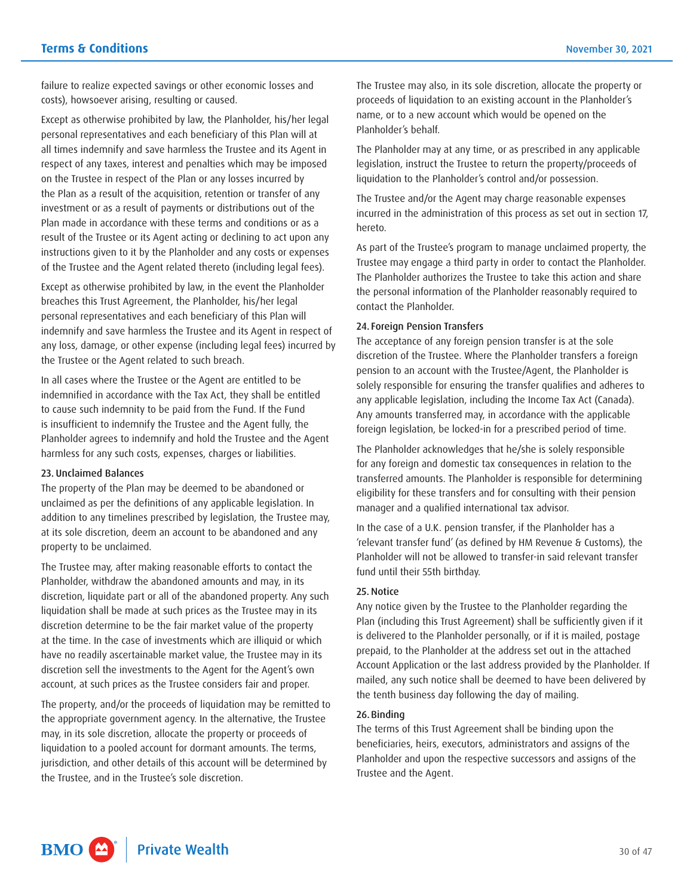failure to realize expected savings or other economic losses and costs), howsoever arising, resulting or caused.

Except as otherwise prohibited by law, the Planholder, his/her legal personal representatives and each beneficiary of this Plan will at all times indemnify and save harmless the Trustee and its Agent in respect of any taxes, interest and penalties which may be imposed on the Trustee in respect of the Plan or any losses incurred by the Plan as a result of the acquisition, retention or transfer of any investment or as a result of payments or distributions out of the Plan made in accordance with these terms and conditions or as a result of the Trustee or its Agent acting or declining to act upon any instructions given to it by the Planholder and any costs or expenses of the Trustee and the Agent related thereto (including legal fees).

Except as otherwise prohibited by law, in the event the Planholder breaches this Trust Agreement, the Planholder, his/her legal personal representatives and each beneficiary of this Plan will indemnify and save harmless the Trustee and its Agent in respect of any loss, damage, or other expense (including legal fees) incurred by the Trustee or the Agent related to such breach.

In all cases where the Trustee or the Agent are entitled to be indemnified in accordance with the Tax Act, they shall be entitled to cause such indemnity to be paid from the Fund. If the Fund is insufficient to indemnify the Trustee and the Agent fully, the Planholder agrees to indemnify and hold the Trustee and the Agent harmless for any such costs, expenses, charges or liabilities.

### 23. Unclaimed Balances

The property of the Plan may be deemed to be abandoned or unclaimed as per the definitions of any applicable legislation. In addition to any timelines prescribed by legislation, the Trustee may, at its sole discretion, deem an account to be abandoned and any property to be unclaimed.

The Trustee may, after making reasonable efforts to contact the Planholder, withdraw the abandoned amounts and may, in its discretion, liquidate part or all of the abandoned property. Any such liquidation shall be made at such prices as the Trustee may in its discretion determine to be the fair market value of the property at the time. In the case of investments which are illiquid or which have no readily ascertainable market value, the Trustee may in its discretion sell the investments to the Agent for the Agent's own account, at such prices as the Trustee considers fair and proper.

The property, and/or the proceeds of liquidation may be remitted to the appropriate government agency. In the alternative, the Trustee may, in its sole discretion, allocate the property or proceeds of liquidation to a pooled account for dormant amounts. The terms, jurisdiction, and other details of this account will be determined by the Trustee, and in the Trustee's sole discretion.

The Trustee may also, in its sole discretion, allocate the property or proceeds of liquidation to an existing account in the Planholder's name, or to a new account which would be opened on the Planholder's behalf.

The Planholder may at any time, or as prescribed in any applicable legislation, instruct the Trustee to return the property/proceeds of liquidation to the Planholder's control and/or possession.

The Trustee and/or the Agent may charge reasonable expenses incurred in the administration of this process as set out in section 17, hereto.

As part of the Trustee's program to manage unclaimed property, the Trustee may engage a third party in order to contact the Planholder. The Planholder authorizes the Trustee to take this action and share the personal information of the Planholder reasonably required to contact the Planholder.

### 24. Foreign Pension Transfers

The acceptance of any foreign pension transfer is at the sole discretion of the Trustee. Where the Planholder transfers a foreign pension to an account with the Trustee/Agent, the Planholder is solely responsible for ensuring the transfer qualifies and adheres to any applicable legislation, including the Income Tax Act (Canada). Any amounts transferred may, in accordance with the applicable foreign legislation, be locked-in for a prescribed period of time.

The Planholder acknowledges that he/she is solely responsible for any foreign and domestic tax consequences in relation to the transferred amounts. The Planholder is responsible for determining eligibility for these transfers and for consulting with their pension manager and a qualified international tax advisor.

In the case of a U.K. pension transfer, if the Planholder has a 'relevant transfer fund' (as defined by HM Revenue & Customs), the Planholder will not be allowed to transfer-in said relevant transfer fund until their 55th birthday.

### 25. Notice

Any notice given by the Trustee to the Planholder regarding the Plan (including this Trust Agreement) shall be sufficiently given if it is delivered to the Planholder personally, or if it is mailed, postage prepaid, to the Planholder at the address set out in the attached Account Application or the last address provided by the Planholder. If mailed, any such notice shall be deemed to have been delivered by the tenth business day following the day of mailing.

### 26. Binding

The terms of this Trust Agreement shall be binding upon the beneficiaries, heirs, executors, administrators and assigns of the Planholder and upon the respective successors and assigns of the Trustee and the Agent.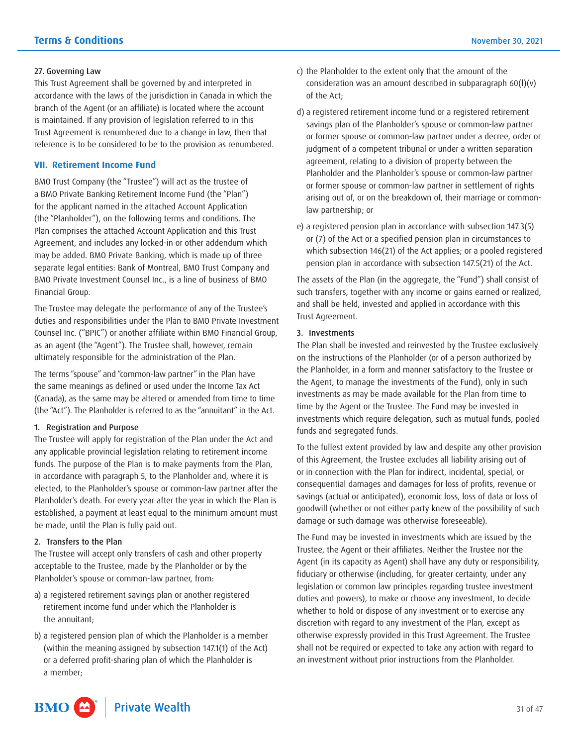#### 27. Governing Law

This Trust Agreement shall be governed by and interpreted in accordance with the laws of the jurisdiction in Canada in which the branch of the Agent (or an affiliate) is located where the account is maintained. If any provision of legislation referred to in this Trust Agreement is renumbered due to a change in law, then that reference is to be considered to be to the provision as renumbered.

## VII. Retirement Income Fund

BMO Trust Company (the "Trustee") will act as the trustee of a BMO Private Banking Retirement Income Fund (the "Plan") for the applicant named in the attached Account Application (the "Planholder"), on the following terms and conditions. The Plan comprises the attached Account Application and this Trust Agreement, and includes any locked-in or other addendum which may be added. BMO Private Banking, which is made up of three separate legal entities: Bank of Montreal, BMO Trust Company and BMO Private Investment Counsel Inc., is a line of business of BMO Financial Group.

The Trustee may delegate the performance of any of the Trustee's duties and responsibilities under the Plan to BMO Private Investment Counsel Inc. ("BPIC") or another affiliate within BMO Financial Group, as an agent (the "Agent"). The Trustee shall, however, remain ultimately responsible for the administration of the Plan.

The terms "spouse" and "common-law partner" in the Plan have the same meanings as defined or used under the Income Tax Act (Canada), as the same may be altered or amended from time to time (the "Act"). The Planholder is referred to as the "annuitant" in the Act.

#### 1. Registration and Purpose

The Trustee will apply for registration of the Plan under the Act and any applicable provincial legislation relating to retirement income funds. The purpose of the Plan is to make payments from the Plan, in accordance with paragraph 5, to the Planholder and, where it is elected, to the Planholder's spouse or common-law partner after the Planholder's death. For every year after the year in which the Plan is established, a payment at least equal to the minimum amount must be made, until the Plan is fully paid out.

#### 2. Transfers to the Plan

The Trustee will accept only transfers of cash and other property acceptable to the Trustee, made by the Planholder or by the Planholder's spouse or common-law partner, from:

a) a registered retirement savings plan or another registered retirement income fund under which the Planholder is the annuitant;

b) a registered pension plan of which the Planholder is a member (within the meaning assigned by subsection 147.1(1) of the Act) or a deferred profit-sharing plan of which the Planholder is a member;

c) the Planholder to the extent only that the amount of the consideration was an amount described in subparagraph 60(l)(v) of the Act;

d) a registered retirement income fund or a registered retirement savings plan of the Planholder's spouse or common-law partner or former spouse or common-law partner under a decree, order or judgment of a competent tribunal or under a written separation agreement, relating to a division of property between the Planholder and the Planholder's spouse or common-law partner or former spouse or common-law partner in settlement of rights arising out of, or on the breakdown of, their marriage or common-law partnership; or

e) a registered pension plan in accordance with subsection 147.3(5) or (7) of the Act or a specified pension plan in circumstances to which subsection 146(21) of the Act applies; or a pooled registered pension plan in accordance with subsection 147.5(21) of the Act.

The assets of the Plan (in the aggregate, the "Fund") shall consist of such transfers, together with any income or gains earned or realized, and shall be held, invested and applied in accordance with this Trust Agreement.

#### 3. Investments

The Plan shall be invested and reinvested by the Trustee exclusively on the instructions of the Planholder (or of a person authorized by the Planholder, in a form and manner satisfactory to the Trustee or the Agent, to manage the investments of the Fund), only in such investments as may be made available for the Plan from time to time by the Agent or the Trustee. The Fund may be invested in investments which require delegation, such as mutual funds, pooled funds and segregated funds.

To the fullest extent provided by law and despite any other provision of this Agreement, the Trustee excludes all liability arising out of or in connection with the Plan for indirect, incidental, special, or consequential damages and damages for loss of profits, revenue or savings (actual or anticipated), economic loss, loss of data or loss of goodwill (whether or not either party knew of the possibility of such damage or such damage was otherwise foreseeable).

The Fund may be invested in investments which are issued by the Trustee, the Agent or their affiliates. Neither the Trustee nor the Agent (in its capacity as Agent) shall have any duty or responsibility, fiduciary or otherwise (including, for greater certainty, under any legislation or common law principles regarding trustee investment duties and powers), to make or choose any investment, to decide whether to hold or dispose of any investment or to exercise any discretion with regard to any investment of the Plan, except as otherwise expressly provided in this Trust Agreement. The Trustee shall not be required or expected to take any action with regard to an investment without prior instructions from the Planholder.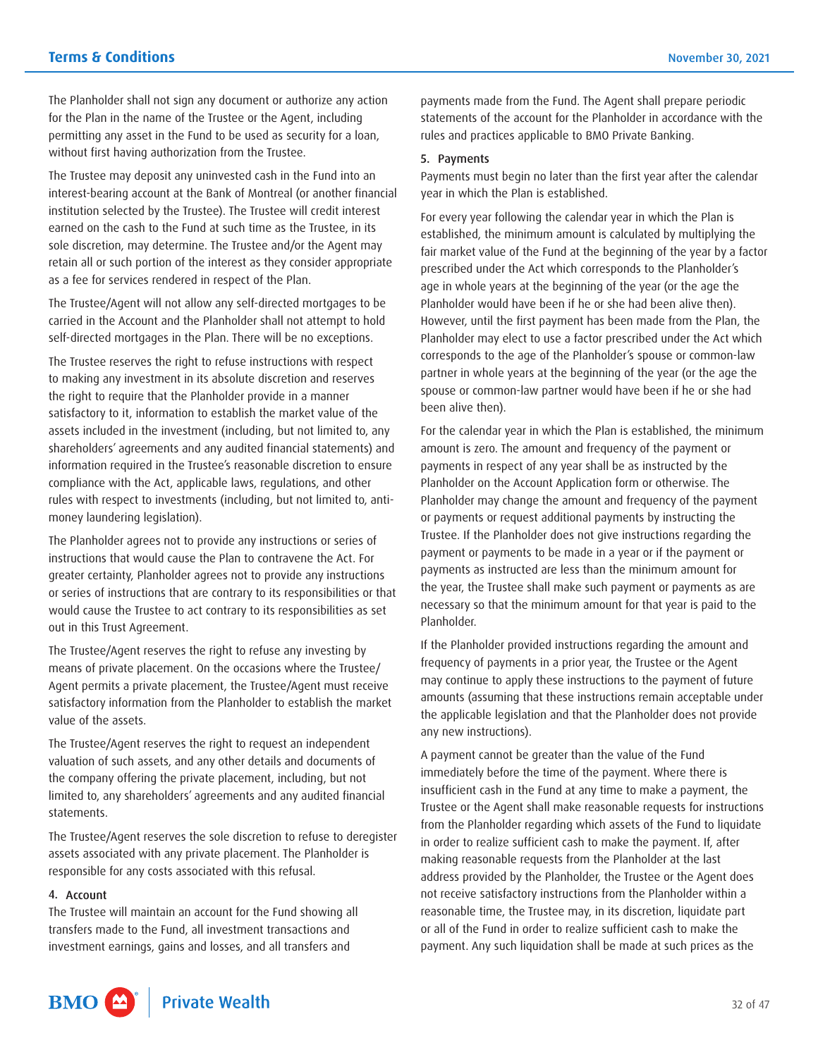The Planholder shall not sign any document or authorize any action for the Plan in the name of the Trustee or the Agent, including permitting any asset in the Fund to be used as security for a loan, without first having authorization from the Trustee.

The Trustee may deposit any uninvested cash in the Fund into an interest-bearing account at the Bank of Montreal (or another financial institution selected by the Trustee). The Trustee will credit interest earned on the cash to the Fund at such time as the Trustee, in its sole discretion, may determine. The Trustee and/or the Agent may retain all or such portion of the interest as they consider appropriate as a fee for services rendered in respect of the Plan.

The Trustee/Agent will not allow any self-directed mortgages to be carried in the Account and the Planholder shall not attempt to hold self-directed mortgages in the Plan. There will be no exceptions.

The Trustee reserves the right to refuse instructions with respect to making any investment in its absolute discretion and reserves the right to require that the Planholder provide in a manner satisfactory to it, information to establish the market value of the assets included in the investment (including, but not limited to, any shareholders' agreements and any audited financial statements) and information required in the Trustee's reasonable discretion to ensure compliance with the Act, applicable laws, regulations, and other rules with respect to investments (including, but not limited to, anti-money laundering legislation).

The Planholder agrees not to provide any instructions or series of instructions that would cause the Plan to contravene the Act. For greater certainty, Planholder agrees not to provide any instructions or series of instructions that are contrary to its responsibilities or that would cause the Trustee to act contrary to its responsibilities as set out in this Trust Agreement.

The Trustee/Agent reserves the right to refuse any investing by means of private placement. On the occasions where the Trustee/Agent permits a private placement, the Trustee/Agent must receive satisfactory information from the Planholder to establish the market value of the assets.

The Trustee/Agent reserves the right to request an independent valuation of such assets, and any other details and documents of the company offering the private placement, including, but not limited to, any shareholders' agreements and any audited financial statements.

The Trustee/Agent reserves the sole discretion to refuse to deregister assets associated with any private placement. The Planholder is responsible for any costs associated with this refusal.

#### 4. Account

The Trustee will maintain an account for the Fund showing all transfers made to the Fund, all investment transactions and investment earnings, gains and losses, and all transfers and payments made from the Fund. The Agent shall prepare periodic statements of the account for the Planholder in accordance with the rules and practices applicable to BMO Private Banking.

#### 5. Payments

Payments must begin no later than the first year after the calendar year in which the Plan is established.

For every year following the calendar year in which the Plan is established, the minimum amount is calculated by multiplying the fair market value of the Fund at the beginning of the year by a factor prescribed under the Act which corresponds to the Planholder's age in whole years at the beginning of the year (or the age the Planholder would have been if he or she had been alive then). However, until the first payment has been made from the Plan, the Planholder may elect to use a factor prescribed under the Act which corresponds to the age of the Planholder's spouse or common-law partner in whole years at the beginning of the year (or the age the spouse or common-law partner would have been if he or she had been alive then).

For the calendar year in which the Plan is established, the minimum amount is zero. The amount and frequency of the payment or payments in respect of any year shall be as instructed by the Planholder on the Account Application form or otherwise. The Planholder may change the amount and frequency of the payment or payments or request additional payments by instructing the Trustee. If the Planholder does not give instructions regarding the payment or payments to be made in a year or if the payment or payments as instructed are less than the minimum amount for the year, the Trustee shall make such payment or payments as are necessary so that the minimum amount for that year is paid to the Planholder.

If the Planholder provided instructions regarding the amount and frequency of payments in a prior year, the Trustee or the Agent may continue to apply these instructions to the payment of future amounts (assuming that these instructions remain acceptable under the applicable legislation and that the Planholder does not provide any new instructions).

A payment cannot be greater than the value of the Fund immediately before the time of the payment. Where there is insufficient cash in the Fund at any time to make a payment, the Trustee or the Agent shall make reasonable requests for instructions from the Planholder regarding which assets of the Fund to liquidate in order to realize sufficient cash to make the payment. If, after making reasonable requests from the Planholder at the last address provided by the Planholder, the Trustee or the Agent does not receive satisfactory instructions from the Planholder within a reasonable time, the Trustee may, in its discretion, liquidate part or all of the Fund in order to realize sufficient cash to make the payment. Any such liquidation shall be made at such prices as the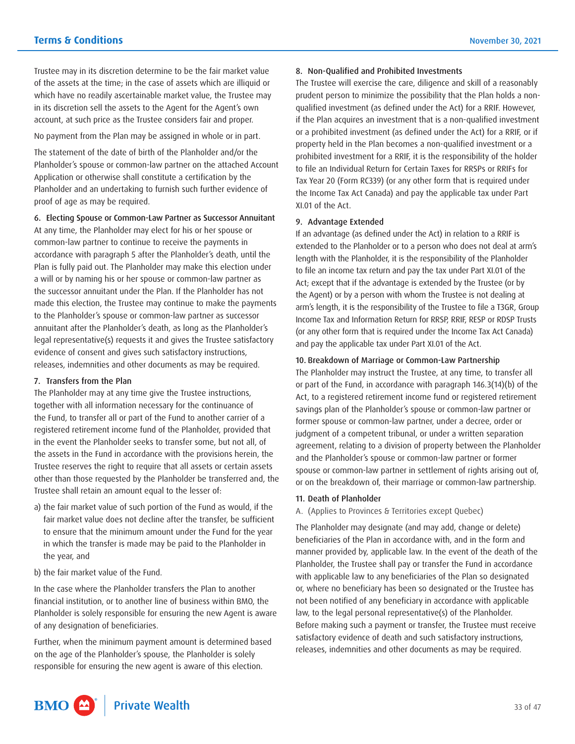Trustee may in its discretion determine to be the fair market value of the assets at the time; in the case of assets which are illiquid or which have no readily ascertainable market value, the Trustee may in its discretion sell the assets to the Agent for the Agent's own account, at such price as the Trustee considers fair and proper.

No payment from the Plan may be assigned in whole or in part.

The statement of the date of birth of the Planholder and/or the Planholder's spouse or common-law partner on the attached Account Application or otherwise shall constitute a certification by the Planholder and an undertaking to furnish such further evidence of proof of age as may be required.

### 6. Electing Spouse or Common-Law Partner as Successor Annuitant

At any time, the Planholder may elect for his or her spouse or common-law partner to continue to receive the payments in accordance with paragraph 5 after the Planholder's death, until the Plan is fully paid out. The Planholder may make this election under a will or by naming his or her spouse or common-law partner as the successor annuitant under the Plan. If the Planholder has not made this election, the Trustee may continue to make the payments to the Planholder's spouse or common-law partner as successor annuitant after the Planholder's death, as long as the Planholder's legal representative(s) requests it and gives the Trustee satisfactory evidence of consent and gives such satisfactory instructions, releases, indemnities and other documents as may be required.

### 7. Transfers from the Plan

The Planholder may at any time give the Trustee instructions, together with all information necessary for the continuance of the Fund, to transfer all or part of the Fund to another carrier of a registered retirement income fund of the Planholder, provided that in the event the Planholder seeks to transfer some, but not all, of the assets in the Fund in accordance with the provisions herein, the Trustee reserves the right to require that all assets or certain assets other than those requested by the Planholder be transferred and, the Trustee shall retain an amount equal to the lesser of:

a) the fair market value of such portion of the Fund as would, if the fair market value does not decline after the transfer, be sufficient to ensure that the minimum amount under the Fund for the year in which the transfer is made may be paid to the Planholder in the year, and

b) the fair market value of the Fund.

In the case where the Planholder transfers the Plan to another financial institution, or to another line of business within BMO, the Planholder is solely responsible for ensuring the new Agent is aware of any designation of beneficiaries.

Further, when the minimum payment amount is determined based on the age of the Planholder's spouse, the Planholder is solely responsible for ensuring the new agent is aware of this election.

### 8. Non-Qualified and Prohibited Investments

The Trustee will exercise the care, diligence and skill of a reasonably prudent person to minimize the possibility that the Plan holds a non-qualified investment (as defined under the Act) for a RRIF. However, if the Plan acquires an investment that is a non-qualified investment or a prohibited investment (as defined under the Act) for a RRIF, or if property held in the Plan becomes a non-qualified investment or a prohibited investment for a RRIF, it is the responsibility of the holder to file an Individual Return for Certain Taxes for RRSPs or RRIFs for Tax Year 20 (Form RC339) (or any other form that is required under the Income Tax Act Canada) and pay the applicable tax under Part XI.01 of the Act.

### 9. Advantage Extended

If an advantage (as defined under the Act) in relation to a RRIF is extended to the Planholder or to a person who does not deal at arm's length with the Planholder, it is the responsibility of the Planholder to file an income tax return and pay the tax under Part XI.01 of the Act; except that if the advantage is extended by the Trustee (or by the Agent) or by a person with whom the Trustee is not dealing at arm's length, it is the responsibility of the Trustee to file a T3GR, Group Income Tax and Information Return for RRSP, RRIF, RESP or RDSP Trusts (or any other form that is required under the Income Tax Act Canada) and pay the applicable tax under Part XI.01 of the Act.

### 10. Breakdown of Marriage or Common-Law Partnership

The Planholder may instruct the Trustee, at any time, to transfer all or part of the Fund, in accordance with paragraph 146.3(14)(b) of the Act, to a registered retirement income fund or registered retirement savings plan of the Planholder's spouse or common-law partner or former spouse or common-law partner, under a decree, order or judgment of a competent tribunal, or under a written separation agreement, relating to a division of property between the Planholder and the Planholder's spouse or common-law partner or former spouse or common-law partner in settlement of rights arising out of, or on the breakdown of, their marriage or common-law partnership.

### 11. Death of Planholder

A. (Applies to Provinces & Territories except Quebec)

The Planholder may designate (and may add, change or delete) beneficiaries of the Plan in accordance with, and in the form and manner provided by, applicable law. In the event of the death of the Planholder, the Trustee shall pay or transfer the Fund in accordance with applicable law to any beneficiaries of the Plan so designated or, where no beneficiary has been so designated or the Trustee has not been notified of any beneficiary in accordance with applicable law, to the legal personal representative(s) of the Planholder. Before making such a payment or transfer, the Trustee must receive satisfactory evidence of death and such satisfactory instructions, releases, indemnities and other documents as may be required.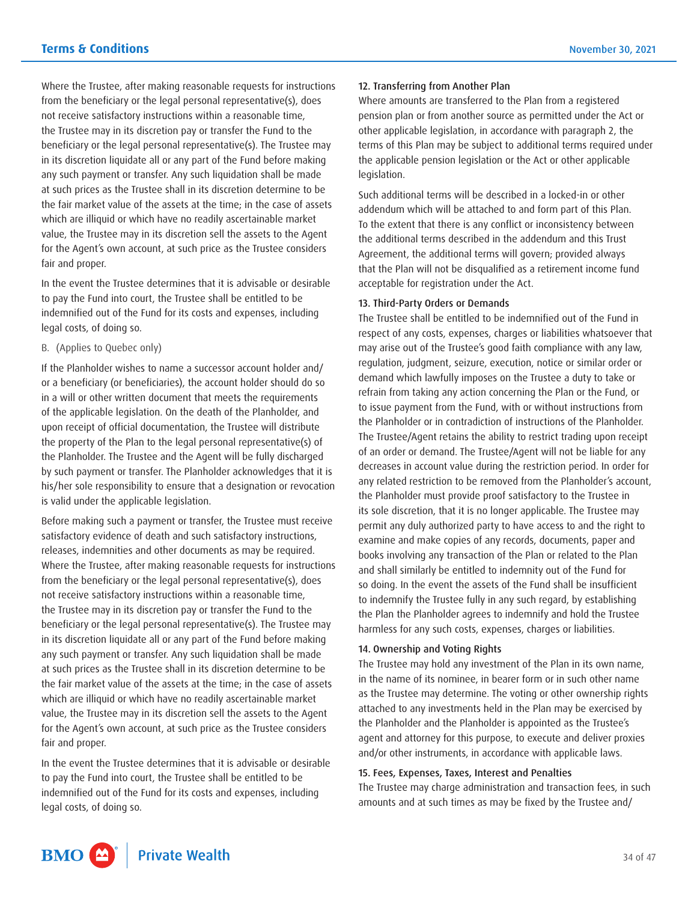Where the Trustee, after making reasonable requests for instructions from the beneficiary or the legal personal representative(s), does not receive satisfactory instructions within a reasonable time, the Trustee may in its discretion pay or transfer the Fund to the beneficiary or the legal personal representative(s). The Trustee may in its discretion liquidate all or any part of the Fund before making any such payment or transfer. Any such liquidation shall be made at such prices as the Trustee shall in its discretion determine to be the fair market value of the assets at the time; in the case of assets which are illiquid or which have no readily ascertainable market value, the Trustee may in its discretion sell the assets to the Agent for the Agent's own account, at such price as the Trustee considers fair and proper.

In the event the Trustee determines that it is advisable or desirable to pay the Fund into court, the Trustee shall be entitled to be indemnified out of the Fund for its costs and expenses, including legal costs, of doing so.

B. (Applies to Quebec only)

If the Planholder wishes to name a successor account holder and/or a beneficiary (or beneficiaries), the account holder should do so in a will or other written document that meets the requirements of the applicable legislation. On the death of the Planholder, and upon receipt of official documentation, the Trustee will distribute the property of the Plan to the legal personal representative(s) of the Planholder. The Trustee and the Agent will be fully discharged by such payment or transfer. The Planholder acknowledges that it is his/her sole responsibility to ensure that a designation or revocation is valid under the applicable legislation.

Before making such a payment or transfer, the Trustee must receive satisfactory evidence of death and such satisfactory instructions, releases, indemnities and other documents as may be required. Where the Trustee, after making reasonable requests for instructions from the beneficiary or the legal personal representative(s), does not receive satisfactory instructions within a reasonable time, the Trustee may in its discretion pay or transfer the Fund to the beneficiary or the legal personal representative(s). The Trustee may in its discretion liquidate all or any part of the Fund before making any such payment or transfer. Any such liquidation shall be made at such prices as the Trustee shall in its discretion determine to be the fair market value of the assets at the time; in the case of assets which are illiquid or which have no readily ascertainable market value, the Trustee may in its discretion sell the assets to the Agent for the Agent's own account, at such price as the Trustee considers fair and proper.

In the event the Trustee determines that it is advisable or desirable to pay the Fund into court, the Trustee shall be entitled to be indemnified out of the Fund for its costs and expenses, including legal costs, of doing so.

### 12. Transferring from Another Plan

Where amounts are transferred to the Plan from a registered pension plan or from another source as permitted under the Act or other applicable legislation, in accordance with paragraph 2, the terms of this Plan may be subject to additional terms required under the applicable pension legislation or the Act or other applicable legislation.

Such additional terms will be described in a locked-in or other addendum which will be attached to and form part of this Plan. To the extent that there is any conflict or inconsistency between the additional terms described in the addendum and this Trust Agreement, the additional terms will govern; provided always that the Plan will not be disqualified as a retirement income fund acceptable for registration under the Act.

### 13. Third-Party Orders or Demands

The Trustee shall be entitled to be indemnified out of the Fund in respect of any costs, expenses, charges or liabilities whatsoever that may arise out of the Trustee's good faith compliance with any law, regulation, judgment, seizure, execution, notice or similar order or demand which lawfully imposes on the Trustee a duty to take or refrain from taking any action concerning the Plan or the Fund, or to issue payment from the Fund, with or without instructions from the Planholder or in contradiction of instructions of the Planholder. The Trustee/Agent retains the ability to restrict trading upon receipt of an order or demand. The Trustee/Agent will not be liable for any decreases in account value during the restriction period. In order for any related restriction to be removed from the Planholder's account, the Planholder must provide proof satisfactory to the Trustee in its sole discretion, that it is no longer applicable. The Trustee may permit any duly authorized party to have access to and the right to examine and make copies of any records, documents, paper and books involving any transaction of the Plan or related to the Plan and shall similarly be entitled to indemnity out of the Fund for so doing. In the event the assets of the Fund shall be insufficient to indemnify the Trustee fully in any such regard, by establishing the Plan the Planholder agrees to indemnify and hold the Trustee harmless for any such costs, expenses, charges or liabilities.

### 14. Ownership and Voting Rights

The Trustee may hold any investment of the Plan in its own name, in the name of its nominee, in bearer form or in such other name as the Trustee may determine. The voting or other ownership rights attached to any investments held in the Plan may be exercised by the Planholder and the Planholder is appointed as the Trustee's agent and attorney for this purpose, to execute and deliver proxies and/or other instruments, in accordance with applicable laws.

### 15. Fees, Expenses, Taxes, Interest and Penalties

The Trustee may charge administration and transaction fees, in such amounts and at such times as may be fixed by the Trustee and/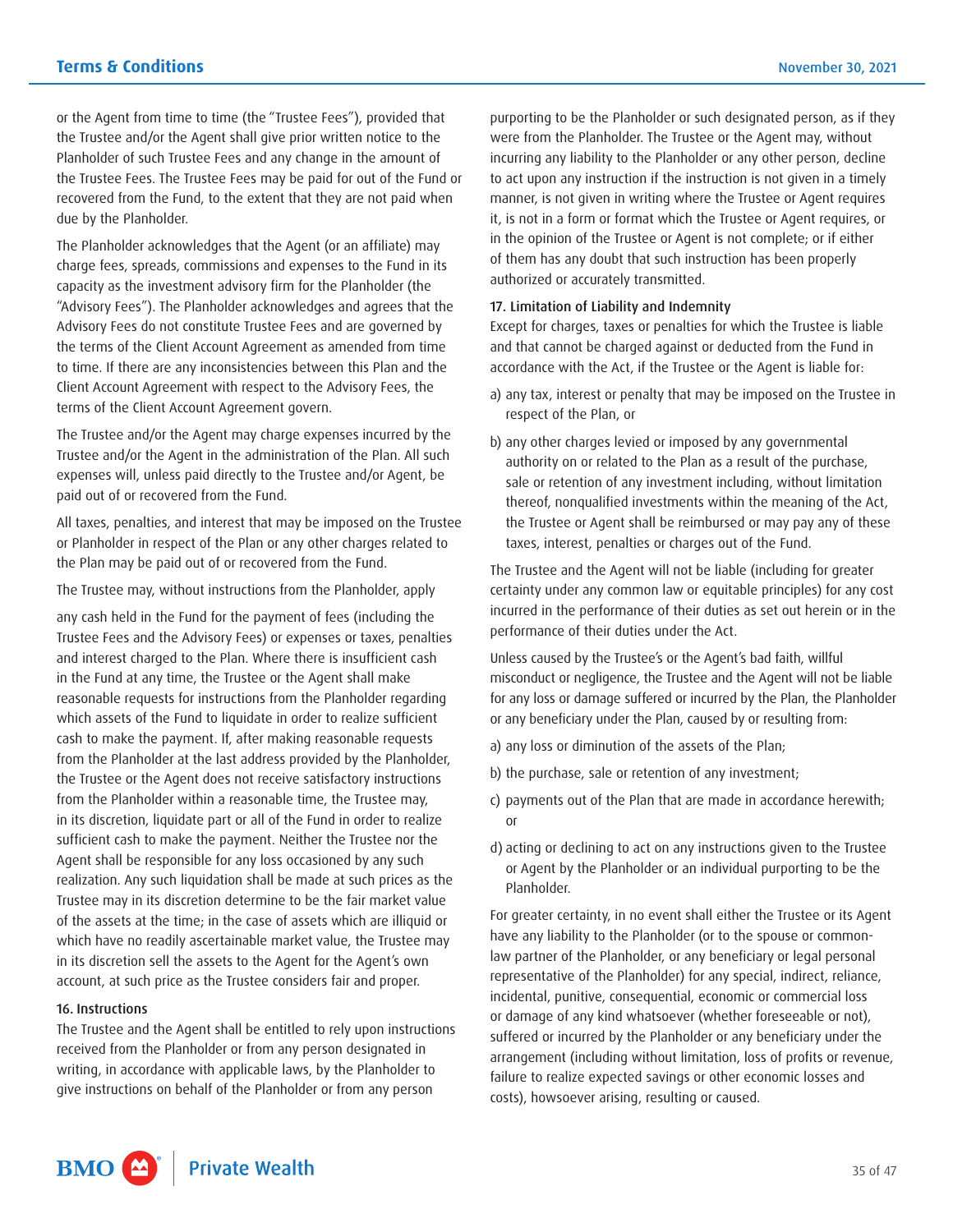or the Agent from time to time (the "Trustee Fees"), provided that the Trustee and/or the Agent shall give prior written notice to the Planholder of such Trustee Fees and any change in the amount of the Trustee Fees. The Trustee Fees may be paid for out of the Fund or recovered from the Fund, to the extent that they are not paid when due by the Planholder.

The Planholder acknowledges that the Agent (or an affiliate) may charge fees, spreads, commissions and expenses to the Fund in its capacity as the investment advisory firm for the Planholder (the "Advisory Fees"). The Planholder acknowledges and agrees that the Advisory Fees do not constitute Trustee Fees and are governed by the terms of the Client Account Agreement as amended from time to time. If there are any inconsistencies between this Plan and the Client Account Agreement with respect to the Advisory Fees, the terms of the Client Account Agreement govern.

The Trustee and/or the Agent may charge expenses incurred by the Trustee and/or the Agent in the administration of the Plan. All such expenses will, unless paid directly to the Trustee and/or Agent, be paid out of or recovered from the Fund.

All taxes, penalties, and interest that may be imposed on the Trustee or Planholder in respect of the Plan or any other charges related to the Plan may be paid out of or recovered from the Fund.

The Trustee may, without instructions from the Planholder, apply any cash held in the Fund for the payment of fees (including the Trustee Fees and the Advisory Fees) or expenses or taxes, penalties and interest charged to the Plan. Where there is insufficient cash in the Fund at any time, the Trustee or the Agent shall make reasonable requests for instructions from the Planholder regarding which assets of the Fund to liquidate in order to realize sufficient cash to make the payment. If, after making reasonable requests from the Planholder at the last address provided by the Planholder, the Trustee or the Agent does not receive satisfactory instructions from the Planholder within a reasonable time, the Trustee may, in its discretion, liquidate part or all of the Fund in order to realize sufficient cash to make the payment. Neither the Trustee nor the Agent shall be responsible for any loss occasioned by any such realization. Any such liquidation shall be made at such prices as the Trustee may in its discretion determine to be the fair market value of the assets at the time; in the case of assets which are illiquid or which have no readily ascertainable market value, the Trustee may in its discretion sell the assets to the Agent for the Agent's own account, at such price as the Trustee considers fair and proper.

**16. Instructions**

The Trustee and the Agent shall be entitled to rely upon instructions received from the Planholder or from any person designated in writing, in accordance with applicable laws, by the Planholder to give instructions on behalf of the Planholder or from any person purporting to be the Planholder or such designated person, as if they were from the Planholder. The Trustee or the Agent may, without incurring any liability to the Planholder or any other person, decline to act upon any instruction if the instruction is not given in a timely manner, is not given in writing where the Trustee or Agent requires it, is not in a form or format which the Trustee or Agent requires, or in the opinion of the Trustee or Agent is not complete; or if either of them has any doubt that such instruction has been properly authorized or accurately transmitted.

**17. Limitation of Liability and Indemnity**

Except for charges, taxes or penalties for which the Trustee is liable and that cannot be charged against or deducted from the Fund in accordance with the Act, if the Trustee or the Agent is liable for:

a) any tax, interest or penalty that may be imposed on the Trustee in respect of the Plan, or

b) any other charges levied or imposed by any governmental authority on or related to the Plan as a result of the purchase, sale or retention of any investment including, without limitation thereof, nonqualified investments within the meaning of the Act, the Trustee or Agent shall be reimbursed or may pay any of these taxes, interest, penalties or charges out of the Fund.

The Trustee and the Agent will not be liable (including for greater certainty under any common law or equitable principles) for any cost incurred in the performance of their duties as set out herein or in the performance of their duties under the Act.

Unless caused by the Trustee's or the Agent's bad faith, willful misconduct or negligence, the Trustee and the Agent will not be liable for any loss or damage suffered or incurred by the Plan, the Planholder or any beneficiary under the Plan, caused by or resulting from:

a) any loss or diminution of the assets of the Plan;

b) the purchase, sale or retention of any investment;

c) payments out of the Plan that are made in accordance herewith; or

d) acting or declining to act on any instructions given to the Trustee or Agent by the Planholder or an individual purporting to be the Planholder.

For greater certainty, in no event shall either the Trustee or its Agent have any liability to the Planholder (or to the spouse or common-law partner of the Planholder, or any beneficiary or legal personal representative of the Planholder) for any special, indirect, reliance, incidental, punitive, consequential, economic or commercial loss or damage of any kind whatsoever (whether foreseeable or not), suffered or incurred by the Planholder or any beneficiary under the arrangement (including without limitation, loss of profits or revenue, failure to realize expected savings or other economic losses and costs), howsoever arising, resulting or caused.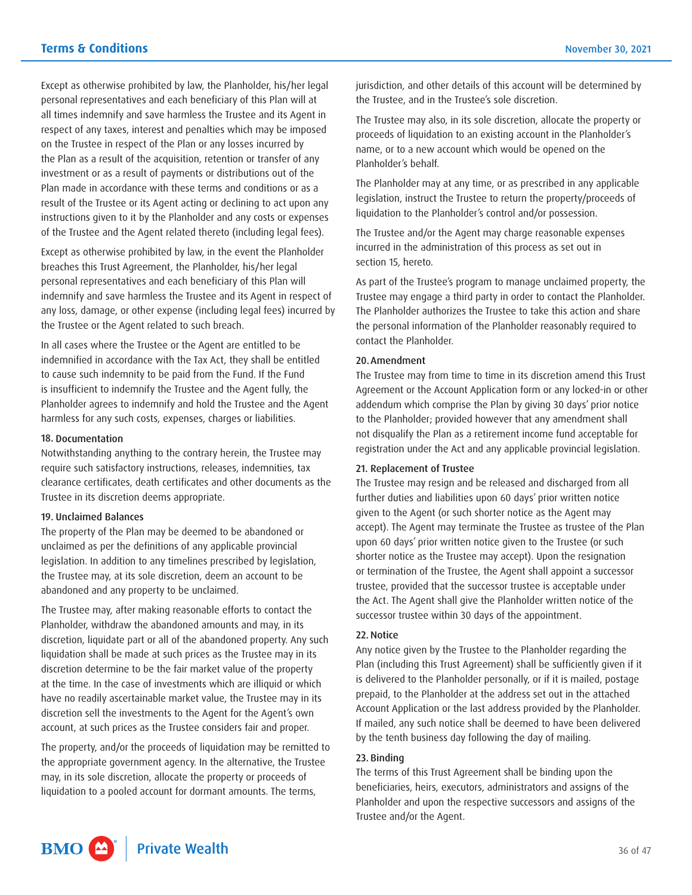Except as otherwise prohibited by law, the Planholder, his/her legal personal representatives and each beneficiary of this Plan will at all times indemnify and save harmless the Trustee and its Agent in respect of any taxes, interest and penalties which may be imposed on the Trustee in respect of the Plan or any losses incurred by the Plan as a result of the acquisition, retention or transfer of any investment or as a result of payments or distributions out of the Plan made in accordance with these terms and conditions or as a result of the Trustee or its Agent acting or declining to act upon any instructions given to it by the Planholder and any costs or expenses of the Trustee and the Agent related thereto (including legal fees).

Except as otherwise prohibited by law, in the event the Planholder breaches this Trust Agreement, the Planholder, his/her legal personal representatives and each beneficiary of this Plan will indemnify and save harmless the Trustee and its Agent in respect of any loss, damage, or other expense (including legal fees) incurred by the Trustee or the Agent related to such breach.

In all cases where the Trustee or the Agent are entitled to be indemnified in accordance with the Tax Act, they shall be entitled to cause such indemnity to be paid from the Fund. If the Fund is insufficient to indemnify the Trustee and the Agent fully, the Planholder agrees to indemnify and hold the Trustee and the Agent harmless for any such costs, expenses, charges or liabilities.

### 18. Documentation

Notwithstanding anything to the contrary herein, the Trustee may require such satisfactory instructions, releases, indemnities, tax clearance certificates, death certificates and other documents as the Trustee in its discretion deems appropriate.

### 19. Unclaimed Balances

The property of the Plan may be deemed to be abandoned or unclaimed as per the definitions of any applicable provincial legislation. In addition to any timelines prescribed by legislation, the Trustee may, at its sole discretion, deem an account to be abandoned and any property to be unclaimed.

The Trustee may, after making reasonable efforts to contact the Planholder, withdraw the abandoned amounts and may, in its discretion, liquidate part or all of the abandoned property. Any such liquidation shall be made at such prices as the Trustee may in its discretion determine to be the fair market value of the property at the time. In the case of investments which are illiquid or which have no readily ascertainable market value, the Trustee may in its discretion sell the investments to the Agent for the Agent's own account, at such prices as the Trustee considers fair and proper.

The property, and/or the proceeds of liquidation may be remitted to the appropriate government agency. In the alternative, the Trustee may, in its sole discretion, allocate the property or proceeds of liquidation to a pooled account for dormant amounts. The terms, jurisdiction, and other details of this account will be determined by the Trustee, and in the Trustee's sole discretion.

The Trustee may also, in its sole discretion, allocate the property or proceeds of liquidation to an existing account in the Planholder's name, or to a new account which would be opened on the Planholder's behalf.

The Planholder may at any time, or as prescribed in any applicable legislation, instruct the Trustee to return the property/proceeds of liquidation to the Planholder's control and/or possession.

The Trustee and/or the Agent may charge reasonable expenses incurred in the administration of this process as set out in section 15, hereto.

As part of the Trustee's program to manage unclaimed property, the Trustee may engage a third party in order to contact the Planholder. The Planholder authorizes the Trustee to take this action and share the personal information of the Planholder reasonably required to contact the Planholder.

### 20. Amendment

The Trustee may from time to time in its discretion amend this Trust Agreement or the Account Application form or any locked-in or other addendum which comprise the Plan by giving 30 days' prior notice to the Planholder; provided however that any amendment shall not disqualify the Plan as a retirement income fund acceptable for registration under the Act and any applicable provincial legislation.

### 21. Replacement of Trustee

The Trustee may resign and be released and discharged from all further duties and liabilities upon 60 days' prior written notice given to the Agent (or such shorter notice as the Agent may accept). The Agent may terminate the Trustee as trustee of the Plan upon 60 days' prior written notice given to the Trustee (or such shorter notice as the Trustee may accept). Upon the resignation or termination of the Trustee, the Agent shall appoint a successor trustee, provided that the successor trustee is acceptable under the Act. The Agent shall give the Planholder written notice of the successor trustee within 30 days of the appointment.

### 22. Notice

Any notice given by the Trustee to the Planholder regarding the Plan (including this Trust Agreement) shall be sufficiently given if it is delivered to the Planholder personally, or if it is mailed, postage prepaid, to the Planholder at the address set out in the attached Account Application or the last address provided by the Planholder. If mailed, any such notice shall be deemed to have been delivered by the tenth business day following the day of mailing.

### 23. Binding

The terms of this Trust Agreement shall be binding upon the beneficiaries, heirs, executors, administrators and assigns of the Planholder and upon the respective successors and assigns of the Trustee and/or the Agent.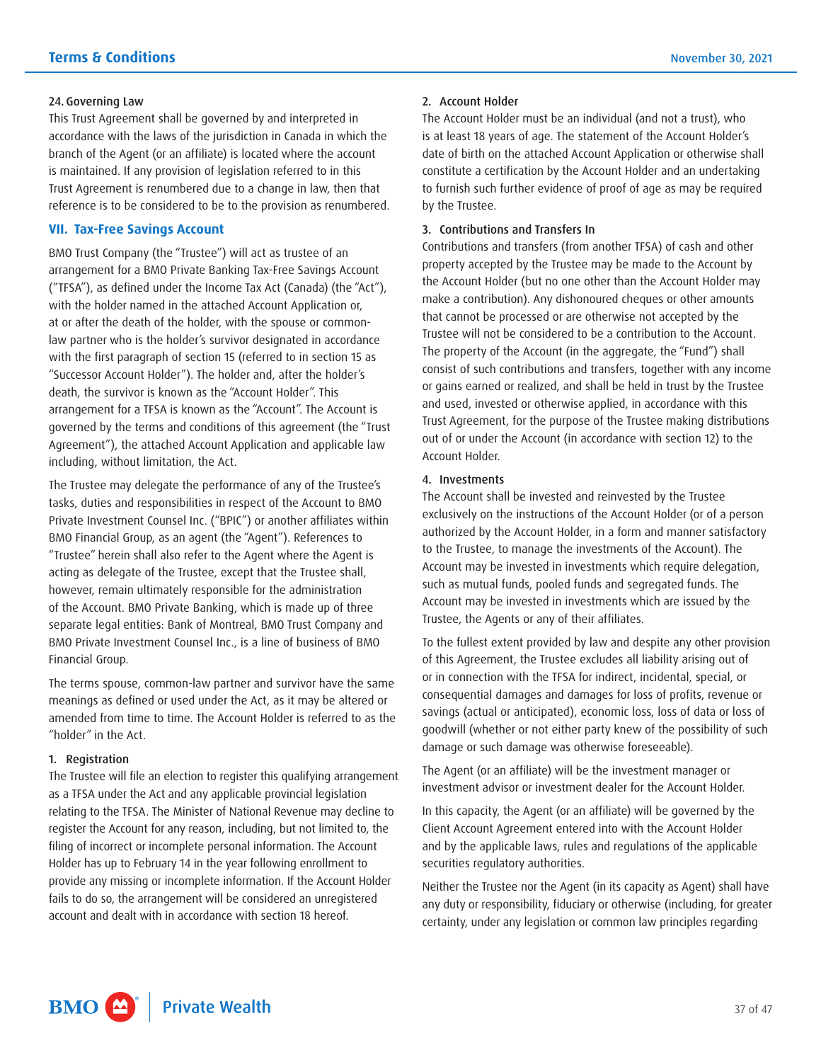24. Governing Law

This Trust Agreement shall be governed by and interpreted in accordance with the laws of the jurisdiction in Canada in which the branch of the Agent (or an affiliate) is located where the account is maintained. If any provision of legislation referred to in this Trust Agreement is renumbered due to a change in law, then that reference is to be considered to be the provision as renumbered.

## VII. Tax-Free Savings Account

BMO Trust Company (the "Trustee") will act as trustee of an arrangement for a BMO Private Banking Tax-Free Savings Account ("TFSA"), as defined under the Income Tax Act (Canada) (the "Act"), with the holder named in the attached Account Application or, at or after the death of the holder, with the spouse or common-law partner who is the holder's survivor designated in accordance with the first paragraph of section 15 (referred to in section 15 as "Successor Account Holder"). The holder and, after the holder's death, the survivor is known as the "Account Holder". This arrangement for a TFSA is known as the "Account". The Account is governed by the terms and conditions of this agreement (the "Trust Agreement"), the attached Account Application and applicable law including, without limitation, the Act.

The Trustee may delegate the performance of any of the Trustee's tasks, duties and responsibilities in respect of the Account to BMO Private Investment Counsel Inc. ("BPIC") or another affiliates within BMO Financial Group, as an agent (the "Agent"). References to "Trustee" herein shall also refer to the Agent where the Agent is acting as delegate of the Trustee, except that the Trustee shall, however, remain ultimately responsible for the administration of the Account. BMO Private Banking, which is made up of three separate legal entities: Bank of Montreal, BMO Trust Company and BMO Private Investment Counsel Inc., is a line of business of BMO Financial Group.

The terms spouse, common-law partner and survivor have the same meanings as defined or used under the Act, as it may be altered or amended from time to time. The Account Holder is referred to as the "holder" in the Act.

1. Registration

The Trustee will file an election to register this qualifying arrangement as a TFSA under the Act and any applicable provincial legislation relating to the TFSA. The Minister of National Revenue may decline to register the Account for any reason, including, but not limited to, the filing of incorrect or incomplete personal information. The Account Holder has up to February 14 in the year following enrollment to provide any missing or incomplete information. If the Account Holder fails to do so, the arrangement will be considered an unregistered account and dealt with in accordance with section 18 hereof.

2. Account Holder

The Account Holder must be an individual (and not a trust), who is at least 18 years of age. The statement of the Account Holder's date of birth on the attached Account Application or otherwise shall constitute a certification by the Account Holder and an undertaking to furnish such further evidence of proof of age as may be required by the Trustee.

3. Contributions and Transfers In

Contributions and transfers (from another TFSA) of cash and other property accepted by the Trustee may be made to the Account by the Account Holder (but no one other than the Account Holder may make a contribution). Any dishonoured cheques or other amounts that cannot be processed or are otherwise not accepted by the Trustee will not be considered to be a contribution to the Account. The property of the Account (in the aggregate, the "Fund") shall consist of such contributions and transfers, together with any income or gains earned or realized, and shall be held in trust by the Trustee and used, invested or otherwise applied, in accordance with this Trust Agreement, for the purpose of the Trustee making distributions out of or under the Account (in accordance with section 12) to the Account Holder.

4. Investments

The Account shall be invested and reinvested by the Trustee exclusively on the instructions of the Account Holder (or of a person authorized by the Account Holder, in a form and manner satisfactory to the Trustee, to manage the investments of the Account). The Account may be invested in investments which require delegation, such as mutual funds, pooled funds and segregated funds. The Account may be invested in investments which are issued by the Trustee, the Agents or any of their affiliates.

To the fullest extent provided by law and despite any other provision of this Agreement, the Trustee excludes all liability arising out of or in connection with the TFSA for indirect, incidental, special, or consequential damages and damages for loss of profits, revenue or savings (actual or anticipated), economic loss, loss of data or loss of goodwill (whether or not either party knew of the possibility of such damage or such damage was otherwise foreseeable).

The Agent (or an affiliate) will be the investment manager or investment advisor or investment dealer for the Account Holder.

In this capacity, the Agent (or an affiliate) will be governed by the Client Account Agreement entered into with the Account Holder and by the applicable laws, rules and regulations of the applicable securities regulatory authorities.

Neither the Trustee nor the Agent (in its capacity as Agent) shall have any duty or responsibility, fiduciary or otherwise (including, for greater certainty, under any legislation or common law principles regarding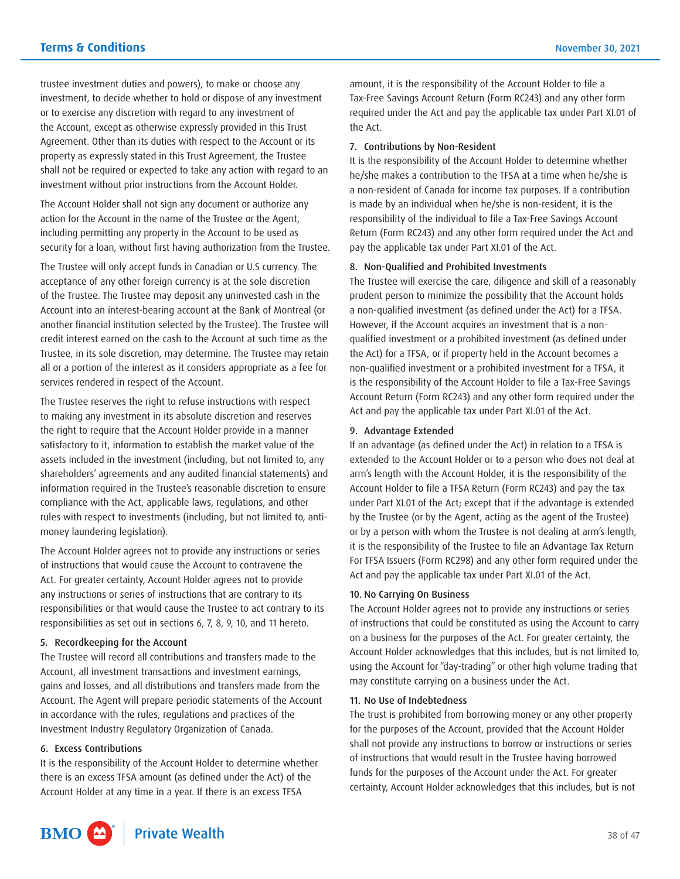trustee investment duties and powers), to make or choose any investment, to decide whether to hold or dispose of any investment or to exercise any discretion with regard to any investment of the Account, except as otherwise expressly provided in this Trust Agreement. Other than its duties with respect to the Account or its property as expressly stated in this Trust Agreement, the Trustee shall not be required or expected to take any action with regard to an investment without prior instructions from the Account Holder.

The Account Holder shall not sign any document or authorize any action for the Account in the name of the Trustee or the Agent, including permitting any property in the Account to be used as security for a loan, without first having authorization from the Trustee.

The Trustee will only accept funds in Canadian or U.S currency. The acceptance of any other foreign currency is at the sole discretion of the Trustee. The Trustee may deposit any uninvested cash in the Account into an interest-bearing account at the Bank of Montreal (or another financial institution selected by the Trustee). The Trustee will credit interest earned on the cash to the Account at such time as the Trustee, in its sole discretion, may determine. The Trustee may retain all or a portion of the interest as it considers appropriate as a fee for services rendered in respect of the Account.

The Trustee reserves the right to refuse instructions with respect to making any investment in its absolute discretion and reserves the right to require that the Account Holder provide in a manner satisfactory to it, information to establish the market value of the assets included in the investment (including, but not limited to, any shareholders' agreements and any audited financial statements) and information required in the Trustee's reasonable discretion to ensure compliance with the Act, applicable laws, regulations, and other rules with respect to investments (including, but not limited to, anti-money laundering legislation).

The Account Holder agrees not to provide any instructions or series of instructions that would cause the Account to contravene the Act. For greater certainty, Account Holder agrees not to provide any instructions or series of instructions that are contrary to its responsibilities or that would cause the Trustee to act contrary to its responsibilities as set out in sections 6, 7, 8, 9, 10, and 11 hereto.

### 5. Recordkeeping for the Account

The Trustee will record all contributions and transfers made to the Account, all investment transactions and investment earnings, gains and losses, and all distributions and transfers made from the Account. The Agent will prepare periodic statements of the Account in accordance with the rules, regulations and practices of the Investment Industry Regulatory Organization of Canada.

### 6. Excess Contributions

It is the responsibility of the Account Holder to determine whether there is an excess TFSA amount (as defined under the Act) of the Account Holder at any time in a year. If there is an excess TFSA amount, it is the responsibility of the Account Holder to file a Tax-Free Savings Account Return (Form RC243) and any other form required under the Act and pay the applicable tax under Part XI.01 of the Act.

### 7. Contributions by Non-Resident

It is the responsibility of the Account Holder to determine whether he/she makes a contribution to the TFSA at a time when he/she is a non-resident of Canada for income tax purposes. If a contribution is made by an individual when he/she is non-resident, it is the responsibility of the individual to file a Tax-Free Savings Account Return (Form RC243) and any other form required under the Act and pay the applicable tax under Part XI.01 of the Act.

### 8. Non-Qualified and Prohibited Investments

The Trustee will exercise the care, diligence and skill of a reasonably prudent person to minimize the possibility that the Account holds a non-qualified investment (as defined under the Act) for a TFSA. However, if the Account acquires an investment that is a non-qualified investment or a prohibited investment (as defined under the Act) for a TFSA, or if property held in the Account becomes a non-qualified investment or a prohibited investment for a TFSA, it is the responsibility of the Account Holder to file a Tax-Free Savings Account Return (Form RC243) and any other form required under the Act and pay the applicable tax under Part XI.01 of the Act.

### 9. Advantage Extended

If an advantage (as defined under the Act) in relation to a TFSA is extended to the Account Holder or to a person who does not deal at arm's length with the Account Holder, it is the responsibility of the Account Holder to file a TFSA Return (Form RC243) and pay the tax under Part XI.01 of the Act; except that if the advantage is extended by the Trustee (or by the Agent, acting as the agent of the Trustee) or by a person with whom the Trustee is not dealing at arm's length, it is the responsibility of the Trustee to file an Advantage Tax Return For TFSA Issuers (Form RC298) and any other form required under the Act and pay the applicable tax under Part XI.01 of the Act.

### 10. No Carrying On Business

The Account Holder agrees not to provide any instructions or series of instructions that could be constituted as using the Account to carry on a business for the purposes of the Act. For greater certainty, the Account Holder acknowledges that this includes, but is not limited to, using the Account for "day-trading" or other high volume trading that may constitute carrying on a business under the Act.

### 11. No Use of Indebtedness

The trust is prohibited from borrowing money or any other property for the purposes of the Account, provided that the Account Holder shall not provide any instructions to borrow or instructions or series of instructions that would result in the Trustee having borrowed funds for the purposes of the Account under the Act. For greater certainty, Account Holder acknowledges that this includes, but is not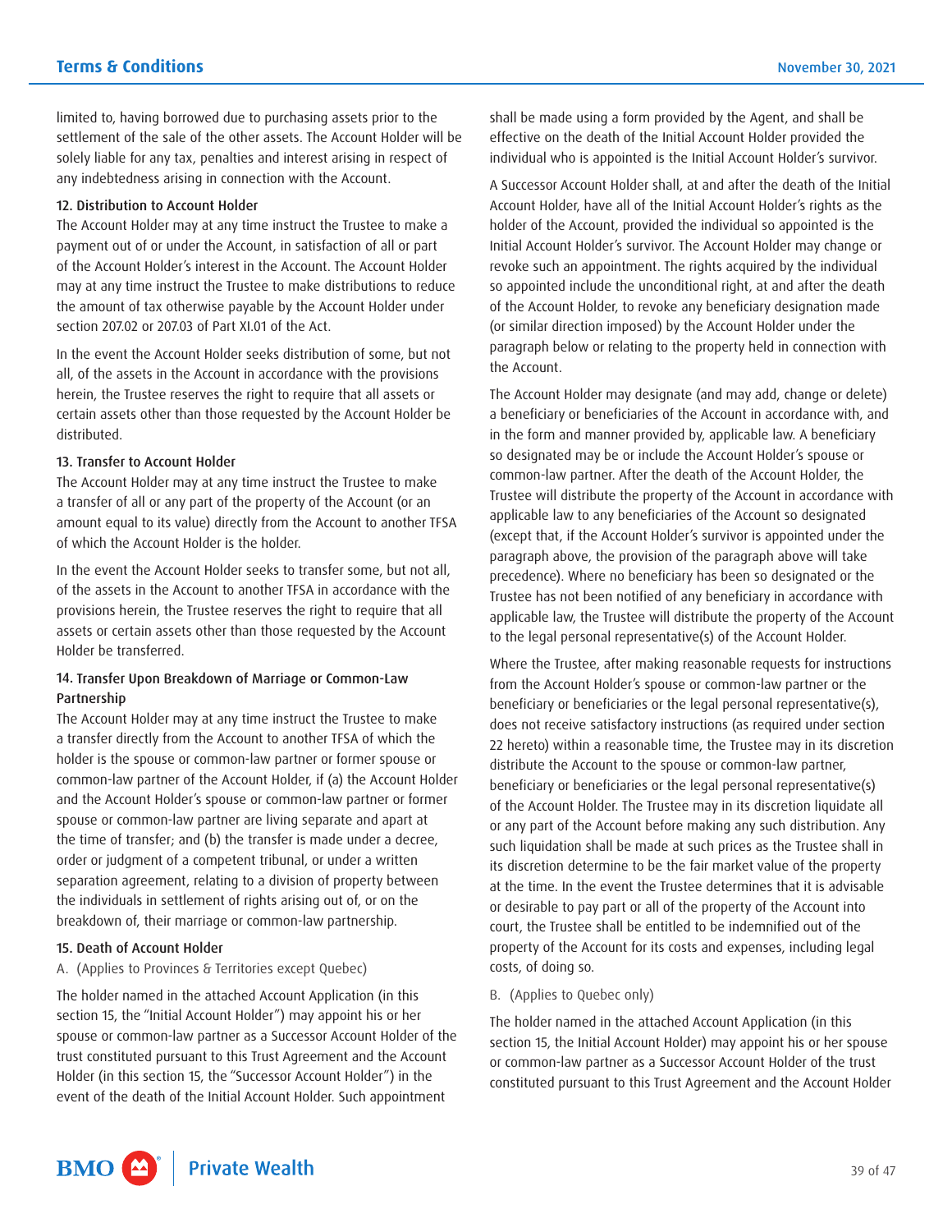limited to, having borrowed due to purchasing assets prior to the settlement of the sale of the other assets. The Account Holder will be solely liable for any tax, penalties and interest arising in respect of any indebtedness arising in connection with the Account.

### 12. Distribution to Account Holder

The Account Holder may at any time instruct the Trustee to make a payment out of or under the Account, in satisfaction of all or part of the Account Holder's interest in the Account. The Account Holder may at any time instruct the Trustee to make distributions to reduce the amount of tax otherwise payable by the Account Holder under section 207.02 or 207.03 of Part XI.01 of the Act.

In the event the Account Holder seeks distribution of some, but not all, of the assets in the Account in accordance with the provisions herein, the Trustee reserves the right to require that all assets or certain assets other than those requested by the Account Holder be distributed.

### 13. Transfer to Account Holder

The Account Holder may at any time instruct the Trustee to make a transfer of all or any part of the property of the Account (or an amount equal to its value) directly from the Account to another TFSA of which the Account Holder is the holder.

In the event the Account Holder seeks to transfer some, but not all, of the assets in the Account to another TFSA in accordance with the provisions herein, the Trustee reserves the right to require that all assets or certain assets other than those requested by the Account Holder be transferred.

### 14. Transfer Upon Breakdown of Marriage or Common-Law Partnership

The Account Holder may at any time instruct the Trustee to make a transfer directly from the Account to another TFSA of which the holder is the spouse or common-law partner or former spouse or common-law partner of the Account Holder, if (a) the Account Holder and the Account Holder's spouse or common-law partner or former spouse or common-law partner are living separate and apart at the time of transfer; and (b) the transfer is made under a decree, order or judgment of a competent tribunal, or under a written separation agreement, relating to a division of property between the individuals in settlement of rights arising out of, or on the breakdown of, their marriage or common-law partnership.

### 15. Death of Account Holder

A. (Applies to Provinces & Territories except Quebec)

The holder named in the attached Account Application (in this section 15, the "Initial Account Holder") may appoint his or her spouse or common-law partner as a Successor Account Holder of the trust constituted pursuant to this Trust Agreement and the Account Holder (in this section 15, the "Successor Account Holder") in the event of the death of the Initial Account Holder. Such appointment shall be made using a form provided by the Agent, and shall be effective on the death of the Initial Account Holder provided the individual who is appointed is the Initial Account Holder's survivor.

A Successor Account Holder shall, at and after the death of the Initial Account Holder, have all of the Initial Account Holder's rights as the holder of the Account, provided the individual so appointed is the Initial Account Holder's survivor. The Account Holder may change or revoke such an appointment. The rights acquired by the individual so appointed include the unconditional right, at and after the death of the Account Holder, to revoke any beneficiary designation made (or similar direction imposed) by the Account Holder under the paragraph below or relating to the property held in connection with the Account.

The Account Holder may designate (and may add, change or delete) a beneficiary or beneficiaries of the Account in accordance with, and in the form and manner provided by, applicable law. A beneficiary so designated may be or include the Account Holder's spouse or common-law partner. After the death of the Account Holder, the Trustee will distribute the property of the Account in accordance with applicable law to any beneficiaries of the Account so designated (except that, if the Account Holder's survivor is appointed under the paragraph above, the provision of the paragraph above will take precedence). Where no beneficiary has been so designated or the Trustee has not been notified of any beneficiary in accordance with applicable law, the Trustee will distribute the property of the Account to the legal personal representative(s) of the Account Holder.

Where the Trustee, after making reasonable requests for instructions from the Account Holder's spouse or common-law partner or the beneficiary or beneficiaries or the legal personal representative(s), does not receive satisfactory instructions (as required under section 22 hereto) within a reasonable time, the Trustee may in its discretion distribute the Account to the spouse or common-law partner, beneficiary or beneficiaries or the legal personal representative(s) of the Account Holder. The Trustee may in its discretion liquidate all or any part of the Account before making any such distribution. Any such liquidation shall be made at such prices as the Trustee shall in its discretion determine to be the fair market value of the property at the time. In the event the Trustee determines that it is advisable or desirable to pay part or all of the property of the Account into court, the Trustee shall be entitled to be indemnified out of the property of the Account for its costs and expenses, including legal costs, of doing so.

B. (Applies to Quebec only)

The holder named in the attached Account Application (in this section 15, the Initial Account Holder) may appoint his or her spouse or common-law partner as a Successor Account Holder of the trust constituted pursuant to this Trust Agreement and the Account Holder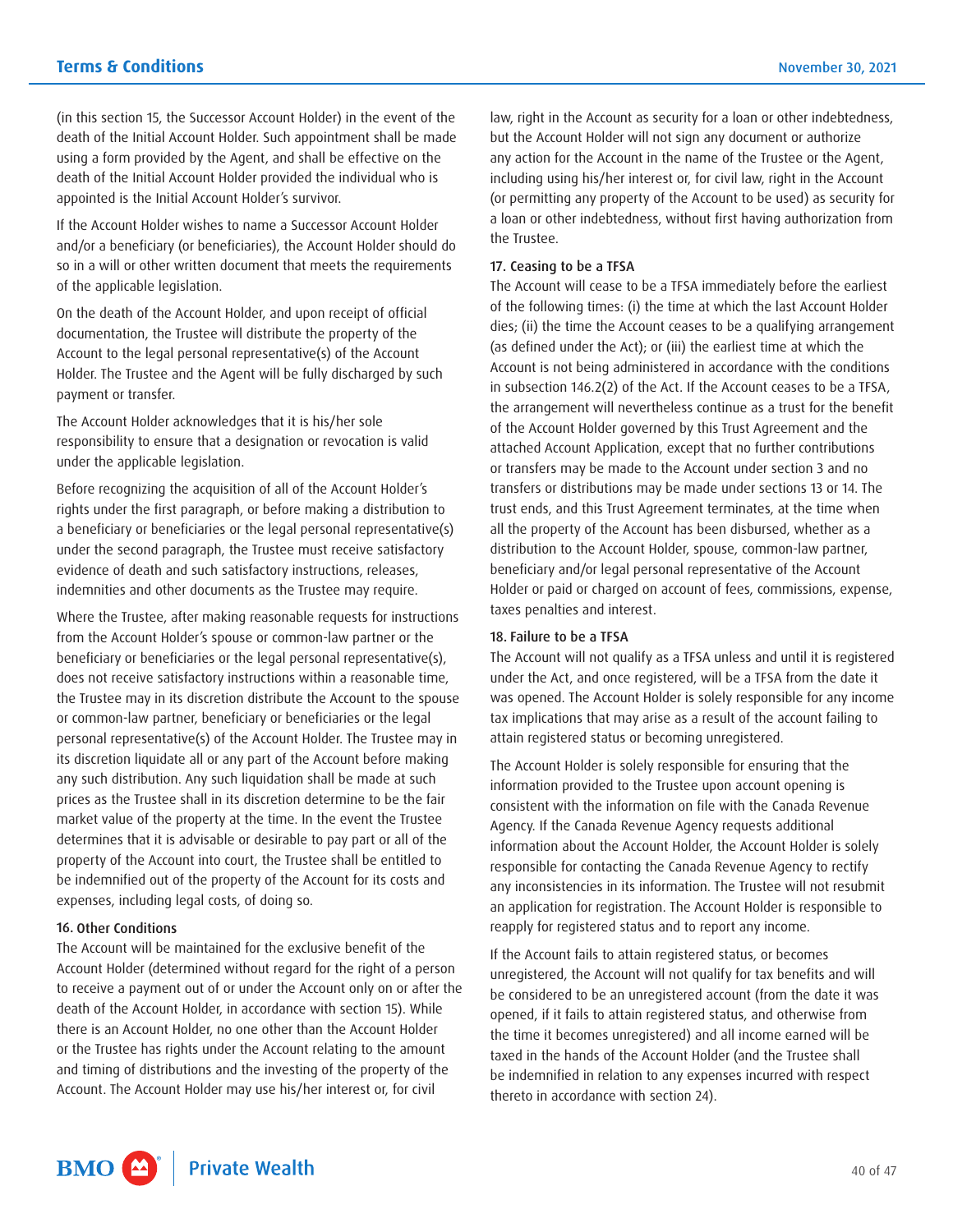(in this section 15, the Successor Account Holder) in the event of the death of the Initial Account Holder. Such appointment shall be made using a form provided by the Agent, and shall be effective on the death of the Initial Account Holder provided the individual who is appointed is the Initial Account Holder's survivor.

If the Account Holder wishes to name a Successor Account Holder and/or a beneficiary (or beneficiaries), the Account Holder should do so in a will or other written document that meets the requirements of the applicable legislation.

On the death of the Account Holder, and upon receipt of official documentation, the Trustee will distribute the property of the Account to the legal personal representative(s) of the Account Holder. The Trustee and the Agent will be fully discharged by such payment or transfer.

The Account Holder acknowledges that it is his/her sole responsibility to ensure that a designation or revocation is valid under the applicable legislation.

Before recognizing the acquisition of all of the Account Holder's rights under the first paragraph, or before making a distribution to a beneficiary or beneficiaries or the legal personal representative(s) under the second paragraph, the Trustee must receive satisfactory evidence of death and such satisfactory instructions, releases, indemnities and other documents as the Trustee may require.

Where the Trustee, after making reasonable requests for instructions from the Account Holder's spouse or common-law partner or the beneficiary or beneficiaries or the legal personal representative(s), does not receive satisfactory instructions within a reasonable time, the Trustee may in its discretion distribute the Account to the spouse or common-law partner, beneficiary or beneficiaries or the legal personal representative(s) of the Account Holder. The Trustee may in its discretion liquidate all or any part of the Account before making any such distribution. Any such liquidation shall be made at such prices as the Trustee shall in its discretion determine to be the fair market value of the property at the time. In the event the Trustee determines that it is advisable or desirable to pay part or all of the property of the Account into court, the Trustee shall be entitled to be indemnified out of the property of the Account for its costs and expenses, including legal costs, of doing so.

#### 16. Other Conditions

The Account will be maintained for the exclusive benefit of the Account Holder (determined without regard for the right of a person to receive a payment out of or under the Account only on or after the death of the Account Holder, in accordance with section 15). While there is an Account Holder, no one other than the Account Holder or the Trustee has rights under the Account relating to the amount and timing of distributions and the investing of the property of the Account. The Account Holder may use his/her interest or, for civil law, right in the Account as security for a loan or other indebtedness, but the Account Holder will not sign any document or authorize any action for the Account in the name of the Trustee or the Agent, including using his/her interest or, for civil law, right in the Account (or permitting any property of the Account to be used) as security for a loan or other indebtedness, without first having authorization from the Trustee.

#### 17. Ceasing to be a TFSA

The Account will cease to be a TFSA immediately before the earliest of the following times: (i) the time at which the last Account Holder dies; (ii) the time the Account ceases to be a qualifying arrangement (as defined under the Act); or (iii) the earliest time at which the Account is not being administered in accordance with the conditions in subsection 146.2(2) of the Act. If the Account ceases to be a TFSA, the arrangement will nevertheless continue as a trust for the benefit of the Account Holder governed by this Trust Agreement and the attached Account Application, except that no further contributions or transfers may be made to the Account under section 3 and no transfers or distributions may be made under sections 13 or 14. The trust ends, and this Trust Agreement terminates, at the time when all the property of the Account has been disbursed, whether as a distribution to the Account Holder, spouse, common-law partner, beneficiary and/or legal personal representative of the Account Holder or paid or charged on account of fees, commissions, expense, taxes penalties and interest.

#### 18. Failure to be a TFSA

The Account will not qualify as a TFSA unless and until it is registered under the Act, and once registered, will be a TFSA from the date it was opened. The Account Holder is solely responsible for any income tax implications that may arise as a result of the account failing to attain registered status or becoming unregistered.

The Account Holder is solely responsible for ensuring that the information provided to the Trustee upon account opening is consistent with the information on file with the Canada Revenue Agency. If the Canada Revenue Agency requests additional information about the Account Holder, the Account Holder is solely responsible for contacting the Canada Revenue Agency to rectify any inconsistencies in its information. The Trustee will not resubmit an application for registration. The Account Holder is responsible to reapply for registered status and to report any income.

If the Account fails to attain registered status, or becomes unregistered, the Account will not qualify for tax benefits and will be considered to be an unregistered account (from the date it was opened, if it fails to attain registered status, and otherwise from the time it becomes unregistered) and all income earned will be taxed in the hands of the Account Holder (and the Trustee shall be indemnified in relation to any expenses incurred with respect thereto in accordance with section 24).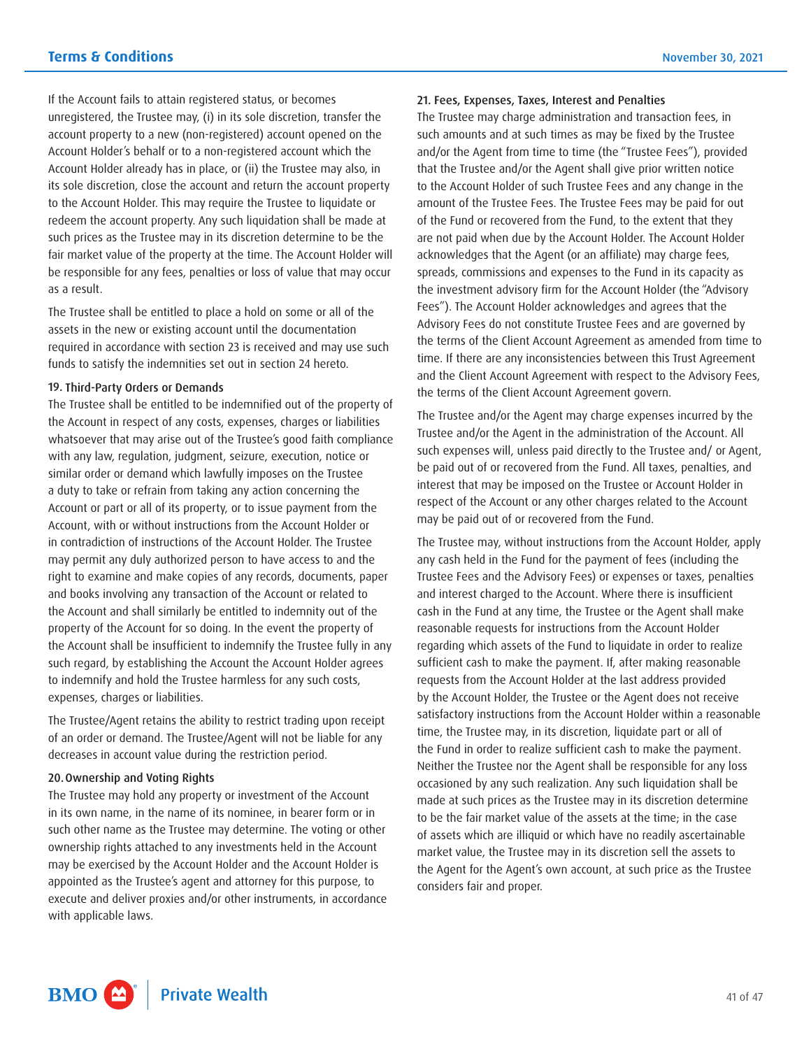If the Account fails to attain registered status, or becomes unregistered, the Trustee may, (i) in its sole discretion, transfer the account property to a new (non-registered) account opened on the Account Holder's behalf or to a non-registered account which the Account Holder already has in place, or (ii) the Trustee may also, in its sole discretion, close the account and return the account property to the Account Holder. This may require the Trustee to liquidate or redeem the account property. Any such liquidation shall be made at such prices as the Trustee may in its discretion determine to be the fair market value of the property at the time. The Account Holder will be responsible for any fees, penalties or loss of value that may occur as a result.

The Trustee shall be entitled to place a hold on some or all of the assets in the new or existing account until the documentation required in accordance with section 23 is received and may use such funds to satisfy the indemnities set out in section 24 hereto.

### 19. Third-Party Orders or Demands

The Trustee shall be entitled to be indemnified out of the property of the Account in respect of any costs, expenses, charges or liabilities whatsoever that may arise out of the Trustee's good faith compliance with any law, regulation, judgment, seizure, execution, notice or similar order or demand which lawfully imposes on the Trustee a duty to take or refrain from taking any action concerning the Account or part or all of its property, or to issue payment from the Account, with or without instructions from the Account Holder or in contradiction of instructions of the Account Holder. The Trustee may permit any duly authorized person to have access to and the right to examine and make copies of any records, documents, paper and books involving any transaction of the Account or related to the Account and shall similarly be entitled to indemnity out of the property of the Account for so doing. In the event the property of the Account shall be insufficient to indemnify the Trustee fully in any such regard, by establishing the Account the Account Holder agrees to indemnify and hold the Trustee harmless for any such costs, expenses, charges or liabilities.

The Trustee/Agent retains the ability to restrict trading upon receipt of an order or demand. The Trustee/Agent will not be liable for any decreases in account value during the restriction period.

### 20. Ownership and Voting Rights

The Trustee may hold any property or investment of the Account in its own name, in the name of its nominee, in bearer form or in such other name as the Trustee may determine. The voting or other ownership rights attached to any investments held in the Account may be exercised by the Account Holder and the Account Holder is appointed as the Trustee's agent and attorney for this purpose, to execute and deliver proxies and/or other instruments, in accordance with applicable laws.

### 21. Fees, Expenses, Taxes, Interest and Penalties

The Trustee may charge administration and transaction fees, in such amounts and at such times as may be fixed by the Trustee and/or the Agent from time to time (the "Trustee Fees"), provided that the Trustee and/or the Agent shall give prior written notice to the Account Holder of such Trustee Fees and any change in the amount of the Trustee Fees. The Trustee Fees may be paid for out of the Fund or recovered from the Fund, to the extent that they are not paid when due by the Account Holder. The Account Holder acknowledges that the Agent (or an affiliate) may charge fees, spreads, commissions and expenses to the Fund in its capacity as the investment advisory firm for the Account Holder (the "Advisory Fees"). The Account Holder acknowledges and agrees that the Advisory Fees do not constitute Trustee Fees and are governed by the terms of the Client Account Agreement as amended from time to time. If there are any inconsistencies between this Trust Agreement and the Client Account Agreement with respect to the Advisory Fees, the terms of the Client Account Agreement govern.

The Trustee and/or the Agent may charge expenses incurred by the Trustee and/or the Agent in the administration of the Account. All such expenses will, unless paid directly to the Trustee and/ or Agent, be paid out of or recovered from the Fund. All taxes, penalties, and interest that may be imposed on the Trustee or Account Holder in respect of the Account or any other charges related to the Account may be paid out of or recovered from the Fund.

The Trustee may, without instructions from the Account Holder, apply any cash held in the Fund for the payment of fees (including the Trustee Fees and the Advisory Fees) or expenses or taxes, penalties and interest charged to the Account. Where there is insufficient cash in the Fund at any time, the Trustee or the Agent shall make reasonable requests for instructions from the Account Holder regarding which assets of the Fund to liquidate in order to realize sufficient cash to make the payment. If, after making reasonable requests from the Account Holder at the last address provided by the Account Holder, the Trustee or the Agent does not receive satisfactory instructions from the Account Holder within a reasonable time, the Trustee may, in its discretion, liquidate part or all of the Fund in order to realize sufficient cash to make the payment. Neither the Trustee nor the Agent shall be responsible for any loss occasioned by any such realization. Any such liquidation shall be made at such prices as the Trustee may in its discretion determine to be the fair market value of the assets at the time; in the case of assets which are illiquid or which have no readily ascertainable market value, the Trustee may in its discretion sell the assets to the Agent for the Agent's own account, at such price as the Trustee considers fair and proper.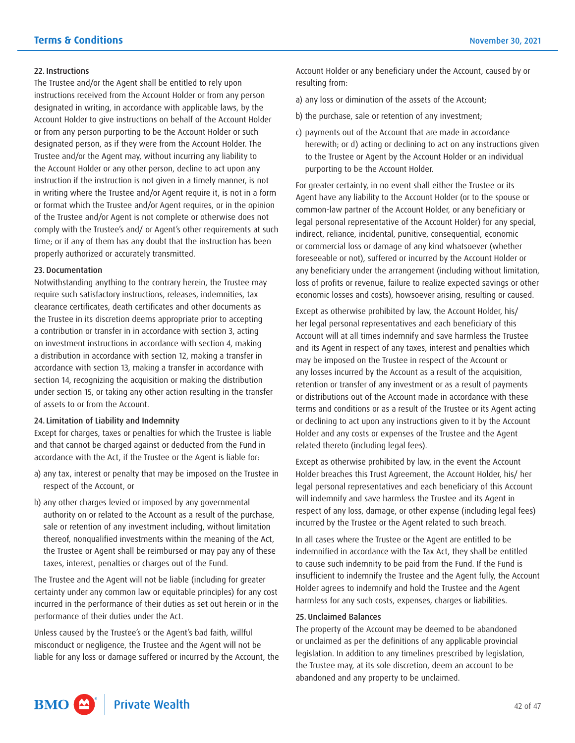### 22. Instructions

The Trustee and/or the Agent shall be entitled to rely upon instructions received from the Account Holder or from any person designated in writing, in accordance with applicable laws, by the Account Holder to give instructions on behalf of the Account Holder or from any person purporting to be the Account Holder or such designated person, as if they were from the Account Holder. The Trustee and/or the Agent may, without incurring any liability to the Account Holder or any other person, decline to act upon any instruction if the instruction is not given in a timely manner, is not in writing where the Trustee and/or Agent require it, is not in a form or format which the Trustee and/or Agent requires, or in the opinion of the Trustee and/or Agent is not complete or otherwise does not comply with the Trustee's and/ or Agent's other requirements at such time; or if any of them has any doubt that the instruction has been properly authorized or accurately transmitted.

### 23. Documentation

Notwithstanding anything to the contrary herein, the Trustee may require such satisfactory instructions, releases, indemnities, tax clearance certificates, death certificates and other documents as the Trustee in its discretion deems appropriate prior to accepting a contribution or transfer in in accordance with section 3, acting on investment instructions in accordance with section 4, making a distribution in accordance with section 12, making a transfer in accordance with section 13, making a transfer in accordance with section 14, recognizing the acquisition or making the distribution under section 15, or taking any other action resulting in the transfer of assets to or from the Account.

### 24. Limitation of Liability and Indemnity

Except for charges, taxes or penalties for which the Trustee is liable and that cannot be charged against or deducted from the Fund in accordance with the Act, if the Trustee or the Agent is liable for:

a) any tax, interest or penalty that may be imposed on the Trustee in respect of the Account, or

b) any other charges levied or imposed by any governmental authority on or related to the Account as a result of the purchase, sale or retention of any investment including, without limitation thereof, nonqualified investments within the meaning of the Act, the Trustee or Agent shall be reimbursed or may pay any of these taxes, interest, penalties or charges out of the Fund.

The Trustee and the Agent will not be liable (including for greater certainty under any common law or equitable principles) for any cost incurred in the performance of their duties as set out herein or in the performance of their duties under the Act.

Unless caused by the Trustee's or the Agent's bad faith, willful misconduct or negligence, the Trustee and the Agent will not be liable for any loss or damage suffered or incurred by the Account, the Account Holder or any beneficiary under the Account, caused by or resulting from:

a) any loss or diminution of the assets of the Account;

b) the purchase, sale or retention of any investment;

c) payments out of the Account that are made in accordance herewith; or d) acting or declining to act on any instructions given to the Trustee or Agent by the Account Holder or an individual purporting to be the Account Holder.

For greater certainty, in no event shall either the Trustee or its Agent have any liability to the Account Holder (or to the spouse or common-law partner of the Account Holder, or any beneficiary or legal personal representative of the Account Holder) for any special, indirect, reliance, incidental, punitive, consequential, economic or commercial loss or damage of any kind whatsoever (whether foreseeable or not), suffered or incurred by the Account Holder or any beneficiary under the arrangement (including without limitation, loss of profits or revenue, failure to realize expected savings or other economic losses and costs), howsoever arising, resulting or caused.

Except as otherwise prohibited by law, the Account Holder, his/ her legal personal representatives and each beneficiary of this Account will at all times indemnify and save harmless the Trustee and its Agent in respect of any taxes, interest and penalties which may be imposed on the Trustee in respect of the Account or any losses incurred by the Account as a result of the acquisition, retention or transfer of any investment or as a result of payments or distributions out of the Account made in accordance with these terms and conditions or as a result of the Trustee or its Agent acting or declining to act upon any instructions given to it by the Account Holder and any costs or expenses of the Trustee and the Agent related thereto (including legal fees).

Except as otherwise prohibited by law, in the event the Account Holder breaches this Trust Agreement, the Account Holder, his/ her legal personal representatives and each beneficiary of this Account will indemnify and save harmless the Trustee and its Agent in respect of any loss, damage, or other expense (including legal fees) incurred by the Trustee or the Agent related to such breach.

In all cases where the Trustee or the Agent are entitled to be indemnified in accordance with the Tax Act, they shall be entitled to cause such indemnity to be paid from the Fund. If the Fund is insufficient to indemnify the Trustee and the Agent fully, the Account Holder agrees to indemnify and hold the Trustee and the Agent harmless for any such costs, expenses, charges or liabilities.

### 25. Unclaimed Balances

The property of the Account may be deemed to be abandoned or unclaimed as per the definitions of any applicable provincial legislation. In addition to any timelines prescribed by legislation, the Trustee may, at its sole discretion, deem an account to be abandoned and any property to be unclaimed.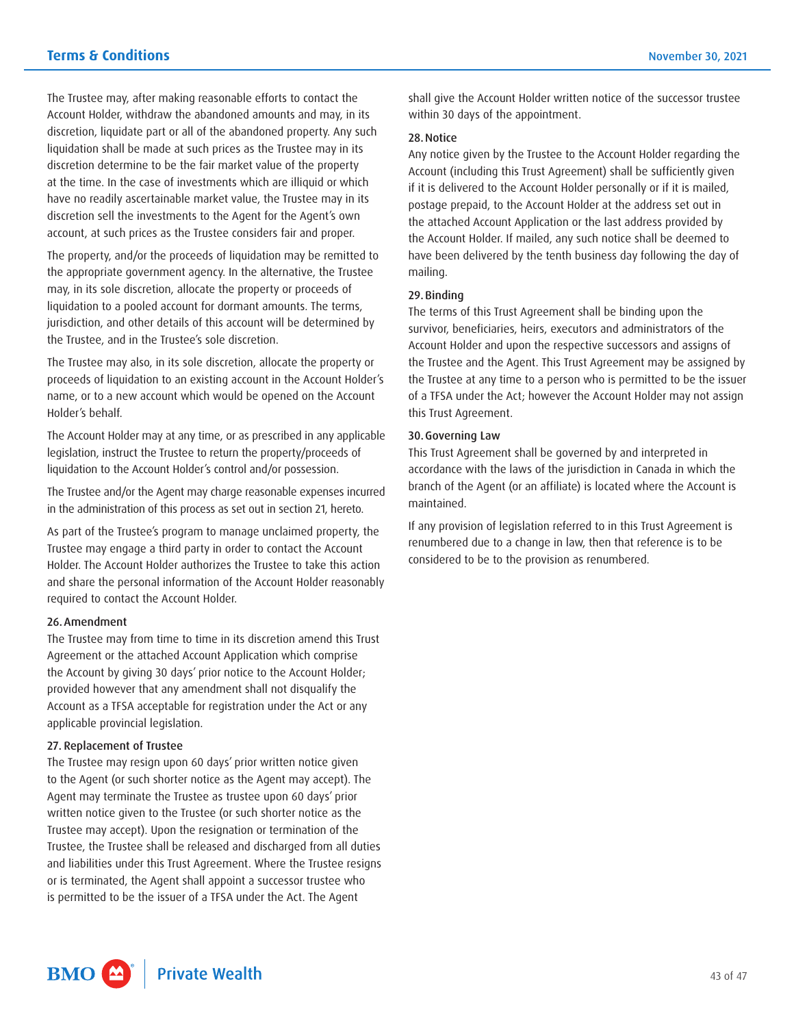The Trustee may, after making reasonable efforts to contact the Account Holder, withdraw the abandoned amounts and may, in its discretion, liquidate part or all of the abandoned property. Any such liquidation shall be made at such prices as the Trustee may in its discretion determine to be the fair market value of the property at the time. In the case of investments which are illiquid or which have no readily ascertainable market value, the Trustee may in its discretion sell the investments to the Agent for the Agent's own account, at such prices as the Trustee considers fair and proper.

The property, and/or the proceeds of liquidation may be remitted to the appropriate government agency. In the alternative, the Trustee may, in its sole discretion, allocate the property or proceeds of liquidation to a pooled account for dormant amounts. The terms, jurisdiction, and other details of this account will be determined by the Trustee, and in the Trustee's sole discretion.

The Trustee may also, in its sole discretion, allocate the property or proceeds of liquidation to an existing account in the Account Holder's name, or to a new account which would be opened on the Account Holder's behalf.

The Account Holder may at any time, or as prescribed in any applicable legislation, instruct the Trustee to return the property/proceeds of liquidation to the Account Holder's control and/or possession.

The Trustee and/or the Agent may charge reasonable expenses incurred in the administration of this process as set out in section 21, hereto.

As part of the Trustee's program to manage unclaimed property, the Trustee may engage a third party in order to contact the Account Holder. The Account Holder authorizes the Trustee to take this action and share the personal information of the Account Holder reasonably required to contact the Account Holder.

### 26. Amendment

The Trustee may from time to time in its discretion amend this Trust Agreement or the attached Account Application which comprise the Account by giving 30 days' prior notice to the Account Holder; provided however that any amendment shall not disqualify the Account as a TFSA acceptable for registration under the Act or any applicable provincial legislation.

### 27. Replacement of Trustee

The Trustee may resign upon 60 days' prior written notice given to the Agent (or such shorter notice as the Agent may accept). The Agent may terminate the Trustee as trustee upon 60 days' prior written notice given to the Trustee (or such shorter notice as the Trustee may accept). Upon the resignation or termination of the Trustee, the Trustee shall be released and discharged from all duties and liabilities under this Trust Agreement. Where the Trustee resigns or is terminated, the Agent shall appoint a successor trustee who is permitted to be the issuer of a TFSA under the Act. The Agent shall give the Account Holder written notice of the successor trustee within 30 days of the appointment.

### 28. Notice

Any notice given by the Trustee to the Account Holder regarding the Account (including this Trust Agreement) shall be sufficiently given if it is delivered to the Account Holder personally or if it is mailed, postage prepaid, to the Account Holder at the address set out in the attached Account Application or the last address provided by the Account Holder. If mailed, any such notice shall be deemed to have been delivered by the tenth business day following the day of mailing.

### 29. Binding

The terms of this Trust Agreement shall be binding upon the survivor, beneficiaries, heirs, executors and administrators of the Account Holder and upon the respective successors and assigns of the Trustee and the Agent. This Trust Agreement may be assigned by the Trustee at any time to a person who is permitted to be the issuer of a TFSA under the Act; however the Account Holder may not assign this Trust Agreement.

### 30. Governing Law

This Trust Agreement shall be governed by and interpreted in accordance with the laws of the jurisdiction in Canada in which the branch of the Agent (or an affiliate) is located where the Account is maintained.

If any provision of legislation referred to in this Trust Agreement is renumbered due to a change in law, then that reference is to be considered to be to the provision as renumbered.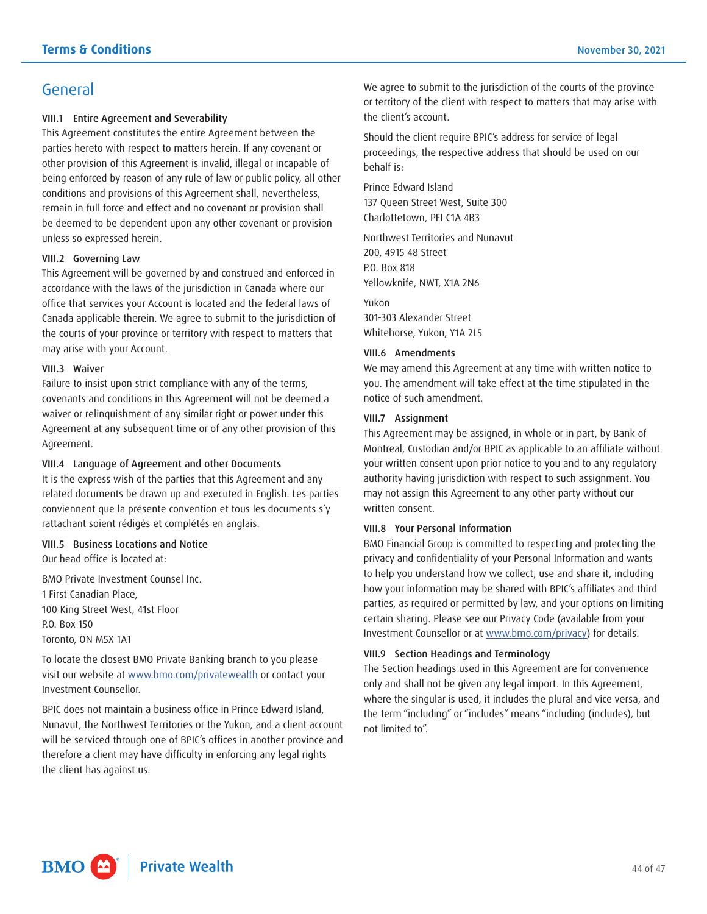## General

### VIII.1 Entire Agreement and Severability

This Agreement constitutes the entire Agreement between the parties hereto with respect to matters herein. If any covenant or other provision of this Agreement is invalid, illegal or incapable of being enforced by reason of any rule of law or public policy, all other conditions and provisions of this Agreement shall, nevertheless, remain in full force and effect and no covenant or provision shall be deemed to be dependent upon any other covenant or provision unless so expressed herein.

### VIII.2 Governing Law

This Agreement will be governed by and construed and enforced in accordance with the laws of the jurisdiction in Canada where our office that services your Account is located and the federal laws of Canada applicable therein. We agree to submit to the jurisdiction of the courts of your province or territory with respect to matters that may arise with your Account.

### VIII.3 Waiver

Failure to insist upon strict compliance with any of the terms, covenants and conditions in this Agreement will not be deemed a waiver or relinquishment of any similar right or power under this Agreement at any subsequent time or of any other provision of this Agreement.

### VIII.4 Language of Agreement and other Documents

It is the express wish of the parties that this Agreement and any related documents be drawn up and executed in English. Les parties conviennent que la présente convention et tous les documents s'y rattachant soient rédigés et complétés en anglais.

### VIII.5 Business Locations and Notice

Our head office is located at:

BMO Private Investment Counsel Inc.
1 First Canadian Place,
100 King Street West, 41st Floor
P.O. Box 150
Toronto, ON M5X 1A1

To locate the closest BMO Private Banking branch to you please visit our website at www.bmo.com/privatewealth or contact your Investment Counsellor.

BPIC does not maintain a business office in Prince Edward Island, Nunavut, the Northwest Territories or the Yukon, and a client account will be serviced through one of BPIC's offices in another province and therefore a client may have difficulty in enforcing any legal rights the client has against us.

We agree to submit to the jurisdiction of the courts of the province or territory of the client with respect to matters that may arise with the client's account.

Should the client require BPIC's address for service of legal proceedings, the respective address that should be used on our behalf is:

Prince Edward Island
137 Queen Street West, Suite 300
Charlottetown, PEI C1A 4B3

Northwest Territories and Nunavut
200, 4915 48 Street
P.O. Box 818
Yellowknife, NWT, X1A 2N6

Yukon
301-303 Alexander Street
Whitehorse, Yukon, Y1A 2L5

### VIII.6 Amendments

We may amend this Agreement at any time with written notice to you. The amendment will take effect at the time stipulated in the notice of such amendment.

### VIII.7 Assignment

This Agreement may be assigned, in whole or in part, by Bank of Montreal, Custodian and/or BPIC as applicable to an affiliate without your written consent upon prior notice to you and to any regulatory authority having jurisdiction with respect to such assignment. You may not assign this Agreement to any other party without our written consent.

### VIII.8 Your Personal Information

BMO Financial Group is committed to respecting and protecting the privacy and confidentiality of your Personal Information and wants to help you understand how we collect, use and share it, including how your information may be shared with BPIC's affiliates and third parties, as required or permitted by law, and your options on limiting certain sharing. Please see our Privacy Code (available from your Investment Counsellor or at www.bmo.com/privacy) for details.

### VIII.9 Section Headings and Terminology

The Section headings used in this Agreement are for convenience only and shall not be given any legal import. In this Agreement, where the singular is used, it includes the plural and vice versa, and the term "including" or "includes" means "including (includes), but not limited to".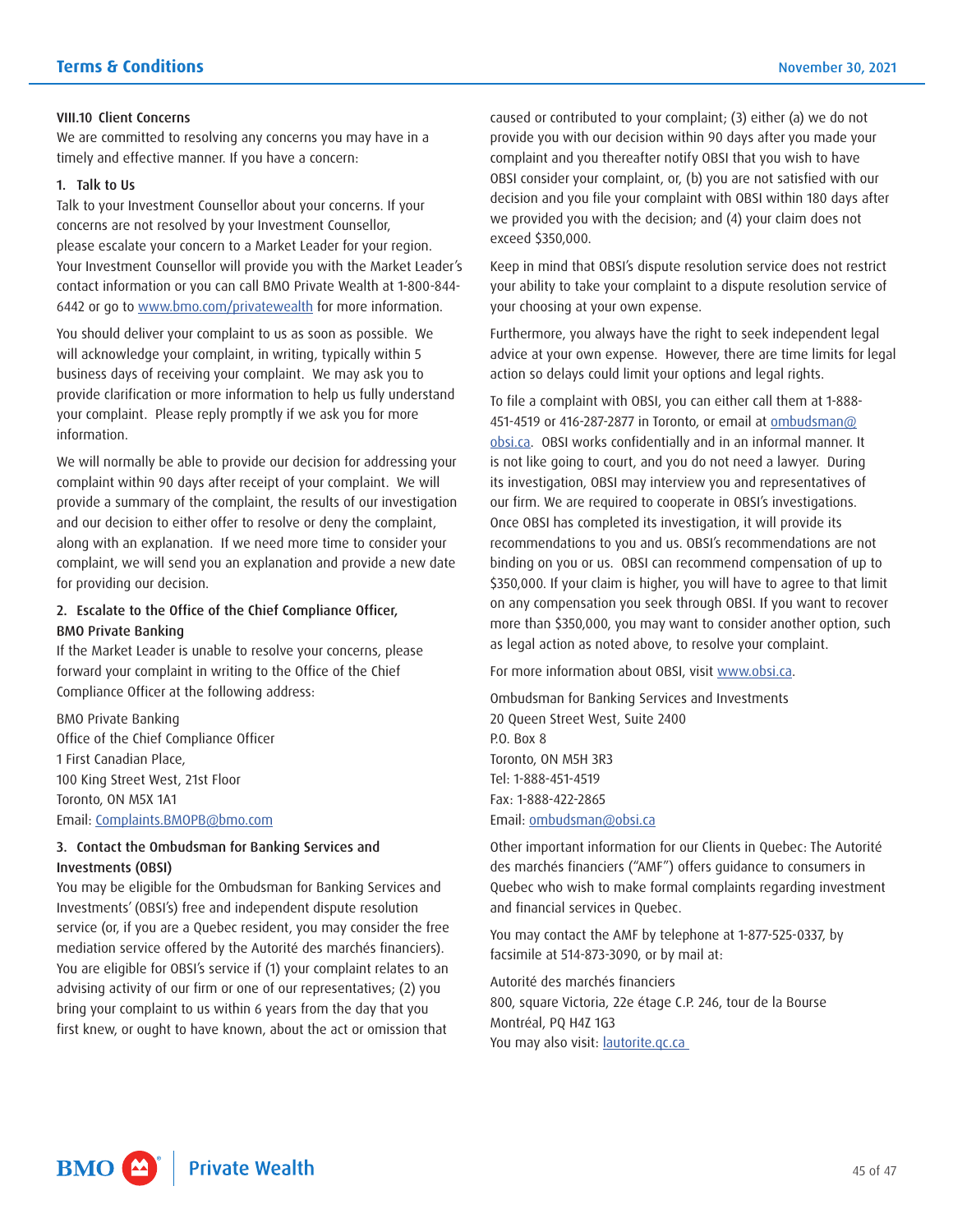### VIII.10 Client Concerns

We are committed to resolving any concerns you may have in a timely and effective manner. If you have a concern:

#### 1. Talk to Us

Talk to your Investment Counsellor about your concerns. If your concerns are not resolved by your Investment Counsellor, please escalate your concern to a Market Leader for your region. Your Investment Counsellor will provide you with the Market Leader's contact information or you can call BMO Private Wealth at 1-800-844-6442 or go to www.bmo.com/privatewealth for more information.

You should deliver your complaint to us as soon as possible. We will acknowledge your complaint, in writing, typically within 5 business days of receiving your complaint. We may ask you to provide clarification or more information to help us fully understand your complaint. Please reply promptly if we ask you for more information.

We will normally be able to provide our decision for addressing your complaint within 90 days after receipt of your complaint. We will provide a summary of the complaint, the results of our investigation and our decision to either offer to resolve or deny the complaint, along with an explanation. If we need more time to consider your complaint, we will send you an explanation and provide a new date for providing our decision.

#### 2. Escalate to the Office of the Chief Compliance Officer, BMO Private Banking

If the Market Leader is unable to resolve your concerns, please forward your complaint in writing to the Office of the Chief Compliance Officer at the following address:

BMO Private Banking
Office of the Chief Compliance Officer
1 First Canadian Place,
100 King Street West, 21st Floor
Toronto, ON M5X 1A1
Email: Complaints.BMOPB@bmo.com

#### 3. Contact the Ombudsman for Banking Services and Investments (OBSI)

You may be eligible for the Ombudsman for Banking Services and Investments' (OBSI's) free and independent dispute resolution service (or, if you are a Quebec resident, you may consider the free mediation service offered by the Autorité des marchés financiers). You are eligible for OBSI's service if (1) your complaint relates to an advising activity of our firm or one of our representatives; (2) you bring your complaint to us within 6 years from the day that you first knew, or ought to have known, about the act or omission that caused or contributed to your complaint; (3) either (a) we do not provide you with our decision within 90 days after you made your complaint and you thereafter notify OBSI that you wish to have OBSI consider your complaint, or, (b) you are not satisfied with our decision and you file your complaint with OBSI within 180 days after we provided you with the decision; and (4) your claim does not exceed $350,000.

Keep in mind that OBSI's dispute resolution service does not restrict your ability to take your complaint to a dispute resolution service of your choosing at your own expense.

Furthermore, you always have the right to seek independent legal advice at your own expense. However, there are time limits for legal action so delays could limit your options and legal rights.

To file a complaint with OBSI, you can either call them at 1-888-451-4519 or 416-287-2877 in Toronto, or email at ombudsman@obsi.ca. OBSI works confidentially and in an informal manner. It is not like going to court, and you do not need a lawyer. During its investigation, OBSI may interview you and representatives of our firm. We are required to cooperate in OBSI's investigations. Once OBSI has completed its investigation, it will provide its recommendations to you and us. OBSI's recommendations are not binding on you or us. OBSI can recommend compensation of up to $350,000. If your claim is higher, you will have to agree to that limit on any compensation you seek through OBSI. If you want to recover more than $350,000, you may want to consider another option, such as legal action as noted above, to resolve your complaint.

For more information about OBSI, visit www.obsi.ca.

Ombudsman for Banking Services and Investments
20 Queen Street West, Suite 2400
P.O. Box 8
Toronto, ON M5H 3R3
Tel: 1-888-451-4519
Fax: 1-888-422-2865
Email: ombudsman@obsi.ca

Other important information for our Clients in Quebec: The Autorité des marchés financiers ("AMF") offers guidance to consumers in Quebec who wish to make formal complaints regarding investment and financial services in Quebec.

You may contact the AMF by telephone at 1-877-525-0337, by facsimile at 514-873-3090, or by mail at:

Autorité des marchés financiers
800, square Victoria, 22e étage C.P. 246, tour de la Bourse
Montréal, PQ H4Z 1G3
You may also visit: lautorite.qc.ca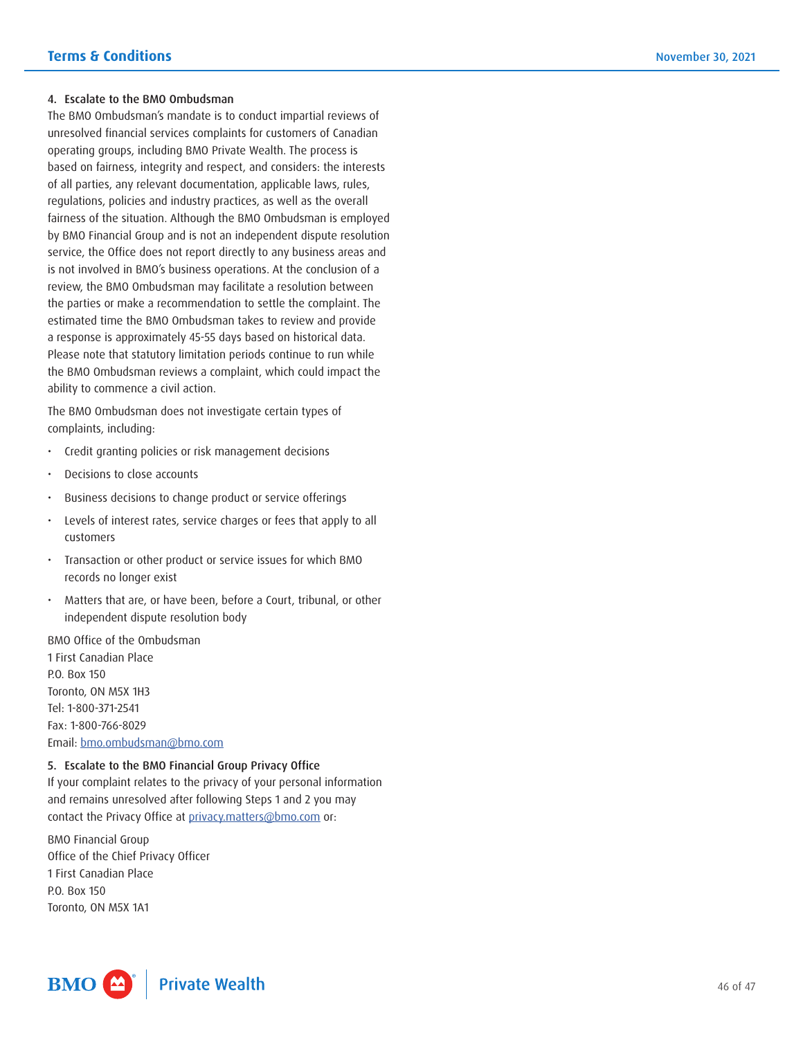#### 4. Escalate to the BMO Ombudsman

The BMO Ombudsman's mandate is to conduct impartial reviews of unresolved financial services complaints for customers of Canadian operating groups, including BMO Private Wealth. The process is based on fairness, integrity and respect, and considers: the interests of all parties, any relevant documentation, applicable laws, rules, regulations, policies and industry practices, as well as the overall fairness of the situation. Although the BMO Ombudsman is employed by BMO Financial Group and is not an independent dispute resolution service, the Office does not report directly to any business areas and is not involved in BMO's business operations. At the conclusion of a review, the BMO Ombudsman may facilitate a resolution between the parties or make a recommendation to settle the complaint. The estimated time the BMO Ombudsman takes to review and provide a response is approximately 45-55 days based on historical data. Please note that statutory limitation periods continue to run while the BMO Ombudsman reviews a complaint, which could impact the ability to commence a civil action.

The BMO Ombudsman does not investigate certain types of complaints, including:

- Credit granting policies or risk management decisions
- Decisions to close accounts
- Business decisions to change product or service offerings
- Levels of interest rates, service charges or fees that apply to all customers
- Transaction or other product or service issues for which BMO records no longer exist
- Matters that are, or have been, before a Court, tribunal, or other independent dispute resolution body

BMO Office of the Ombudsman
1 First Canadian Place
P.O. Box 150
Toronto, ON M5X 1H3
Tel: 1-800-371-2541
Fax: 1-800-766-8029
Email: bmo.ombudsman@bmo.com

#### 5. Escalate to the BMO Financial Group Privacy Office

If your complaint relates to the privacy of your personal information and remains unresolved after following Steps 1 and 2 you may contact the Privacy Office at privacy.matters@bmo.com or:

BMO Financial Group
Office of the Chief Privacy Officer
1 First Canadian Place
P.O. Box 150
Toronto, ON M5X 1A1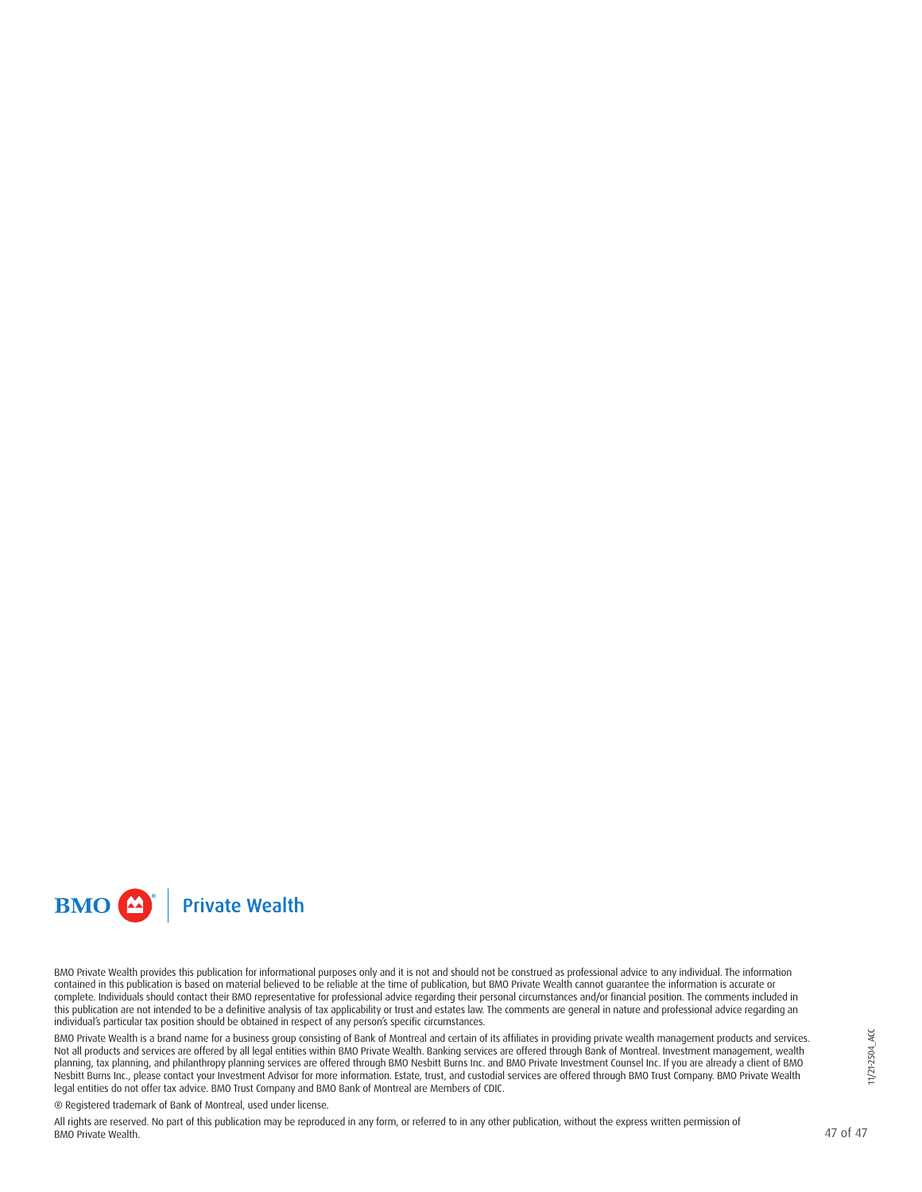BMO Private Wealth

BMO Private Wealth provides this publication for informational purposes only and it is not and should not be construed as professional advice to any individual. The information contained in this publication is based on material believed to be reliable at the time of publication, but BMO Private Wealth cannot guarantee the information is accurate or complete. Individuals should contact their BMO representative for professional advice regarding their personal circumstances and/or financial position. The comments included in this publication are not intended to be a definitive analysis of tax applicability or trust and estates law. The comments are general in nature and professional advice regarding an individual's particular tax position should be obtained in respect of any person's specific circumstances.

BMO Private Wealth is a brand name for a business group consisting of Bank of Montreal and certain of its affiliates in providing private wealth management products and services. Not all products and services are offered by all legal entities within BMO Private Wealth. Banking services are offered through Bank of Montreal. Investment management, wealth planning, tax planning, and philanthropy planning services are offered through BMO Nesbitt Burns Inc. and BMO Private Investment Counsel Inc. If you are already a client of BMO Nesbitt Burns Inc., please contact your Investment Advisor for more information. Estate, trust, and custodial services are offered through BMO Trust Company. BMO Private Wealth legal entities do not offer tax advice. BMO Trust Company and BMO Bank of Montreal are Members of CDIC.

® Registered trademark of Bank of Montreal, used under license.

All rights are reserved. No part of this publication may be reproduced in any form, or referred to in any other publication, without the express written permission of BMO Private Wealth.

11/21-2504_ACC